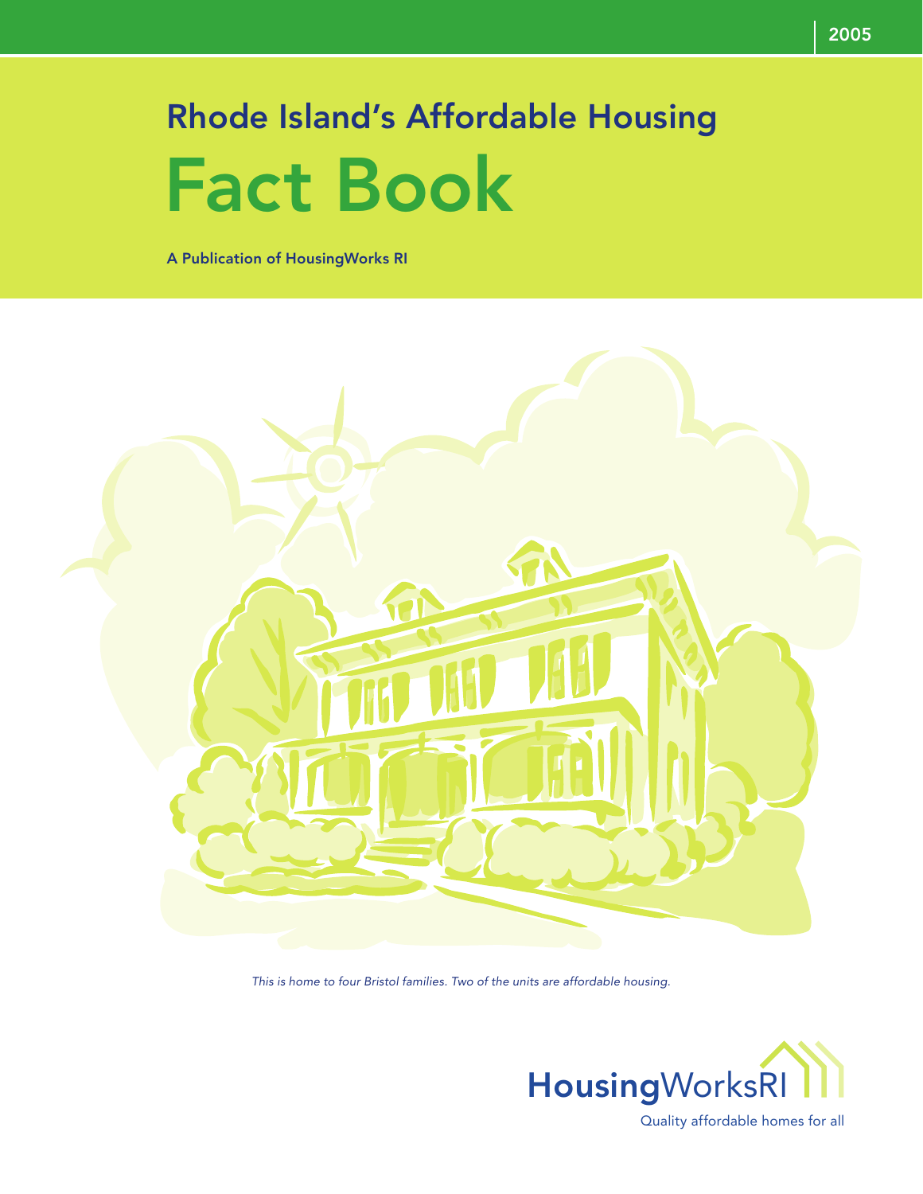2005

# Rhode Island's Affordable Housing

# Fact Book

**A Publication of HousingWorks RI**

*This is home to four Bristol families. Two of the units are affordable housing.*

HousingWorksRI

Quality affordable homes for all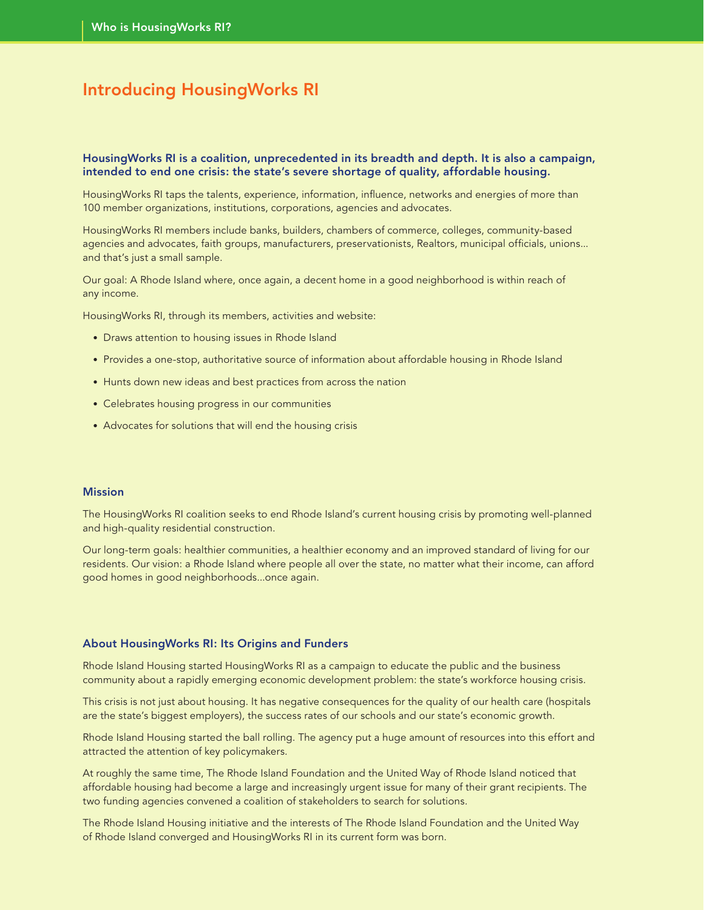# Introducing HousingWorks RI

**HousingWorks RI is a coalition, unprecedented in its breadth and depth. It is also a campaign, intended to end one crisis: the state's severe shortage of quality, affordable housing.**

HousingWorks RI taps the talents, experience, information, influence, networks and energies of more than 100 member organizations, institutions, corporations, agencies and advocates.

HousingWorks RI members include banks, builders, chambers of commerce, colleges, community-based agencies and advocates, faith groups, manufacturers, preservationists, Realtors, municipal officials, unions... and that's just a small sample.

Our goal: A Rhode Island where, once again, a decent home in a good neighborhood is within reach of any income.

HousingWorks RI, through its members, activities and website:

- Draws attention to housing issues in Rhode Island
- Provides a one-stop, authoritative source of information about affordable housing in Rhode Island
- Hunts down new ideas and best practices from across the nation
- Celebrates housing progress in our communities
- Advocates for solutions that will end the housing crisis

## Mission

The HousingWorks RI coalition seeks to end Rhode Island's current housing crisis by promoting well-planned and high-quality residential construction.

Our long-term goals: healthier communities, a healthier economy and an improved standard of living for our residents. Our vision: a Rhode Island where people all over the state, no matter what their income, can afford good homes in good neighborhoods...once again.

## About HousingWorks RI: Its Origins and Funders

Rhode Island Housing started HousingWorks RI as a campaign to educate the public and the business community about a rapidly emerging economic development problem: the state's workforce housing crisis.

This crisis is not just about housing. It has negative consequences for the quality of our health care (hospitals are the state's biggest employers), the success rates of our schools and our state's economic growth.

Rhode Island Housing started the ball rolling. The agency put a huge amount of resources into this effort and attracted the attention of key policymakers.

At roughly the same time, The Rhode Island Foundation and the United Way of Rhode Island noticed that affordable housing had become a large and increasingly urgent issue for many of their grant recipients. The two funding agencies convened a coalition of stakeholders to search for solutions.

The Rhode Island Housing initiative and the interests of The Rhode Island Foundation and the United Way of Rhode Island converged and HousingWorks RI in its current form was born.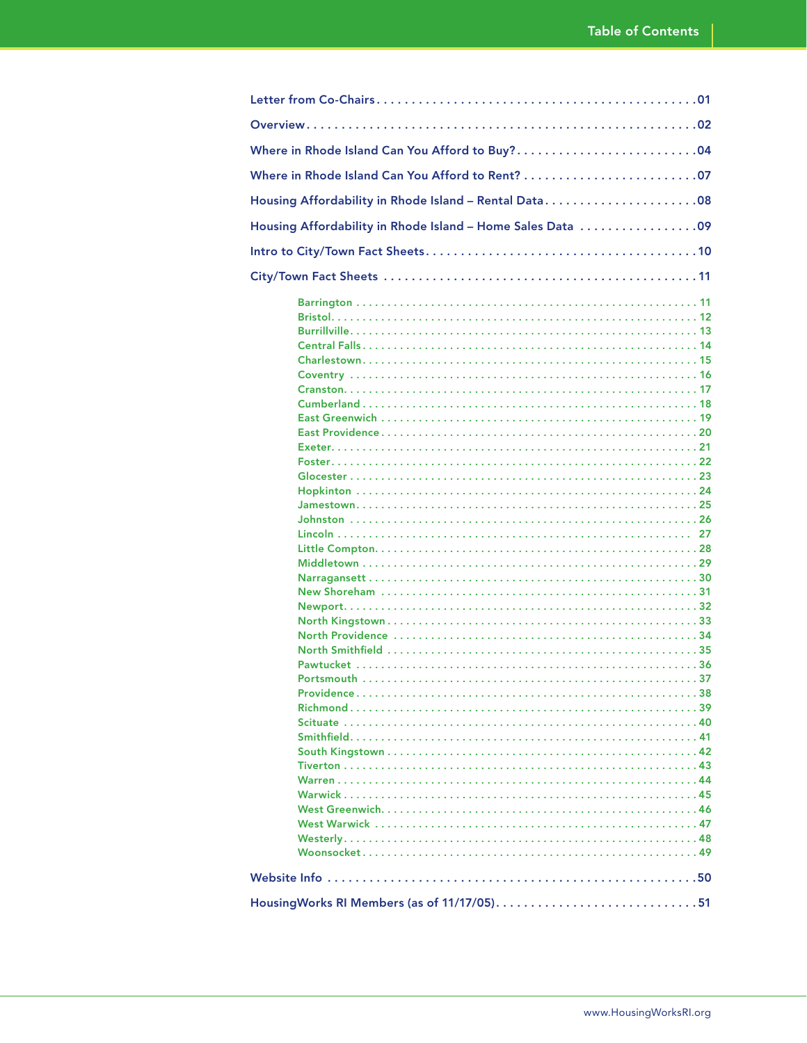# Table of Contents

- Letter from Co-Chairs ... 01
- Overview ... 02
- Where in Rhode Island Can You Afford to Buy? ... 04
- Where in Rhode Island Can You Afford to Rent? ... 07
- Housing Affordability in Rhode Island – Rental Data ... 08
- Housing Affordability in Rhode Island – Home Sales Data ... 09
- Intro to City/Town Fact Sheets ... 10
- City/Town Fact Sheets ... 11
  - Barrington ... 11
  - Bristol ... 12
  - Burrillville ... 13
  - Central Falls ... 14
  - Charlestown ... 15
  - Coventry ... 16
  - Cranston ... 17
  - Cumberland ... 18
  - East Greenwich ... 19
  - East Providence ... 20
  - Exeter ... 21
  - Foster ... 22
  - Glocester ... 23
  - Hopkinton ... 24
  - Jamestown ... 25
  - Johnston ... 26
  - Lincoln ... 27
  - Little Compton ... 28
  - Middletown ... 29
  - Narragansett ... 30
  - New Shoreham ... 31
  - Newport ... 32
  - North Kingstown ... 33
  - North Providence ... 34
  - North Smithfield ... 35
  - Pawtucket ... 36
  - Portsmouth ... 37
  - Providence ... 38
  - Richmond ... 39
  - Scituate ... 40
  - Smithfield ... 41
  - South Kingstown ... 42
  - Tiverton ... 43
  - Warren ... 44
  - Warwick ... 45
  - West Greenwich ... 46
  - West Warwick ... 47
  - Westerly ... 48
  - Woonsocket ... 49
- Website Info ... 50
- HousingWorks RI Members (as of 11/17/05) ... 51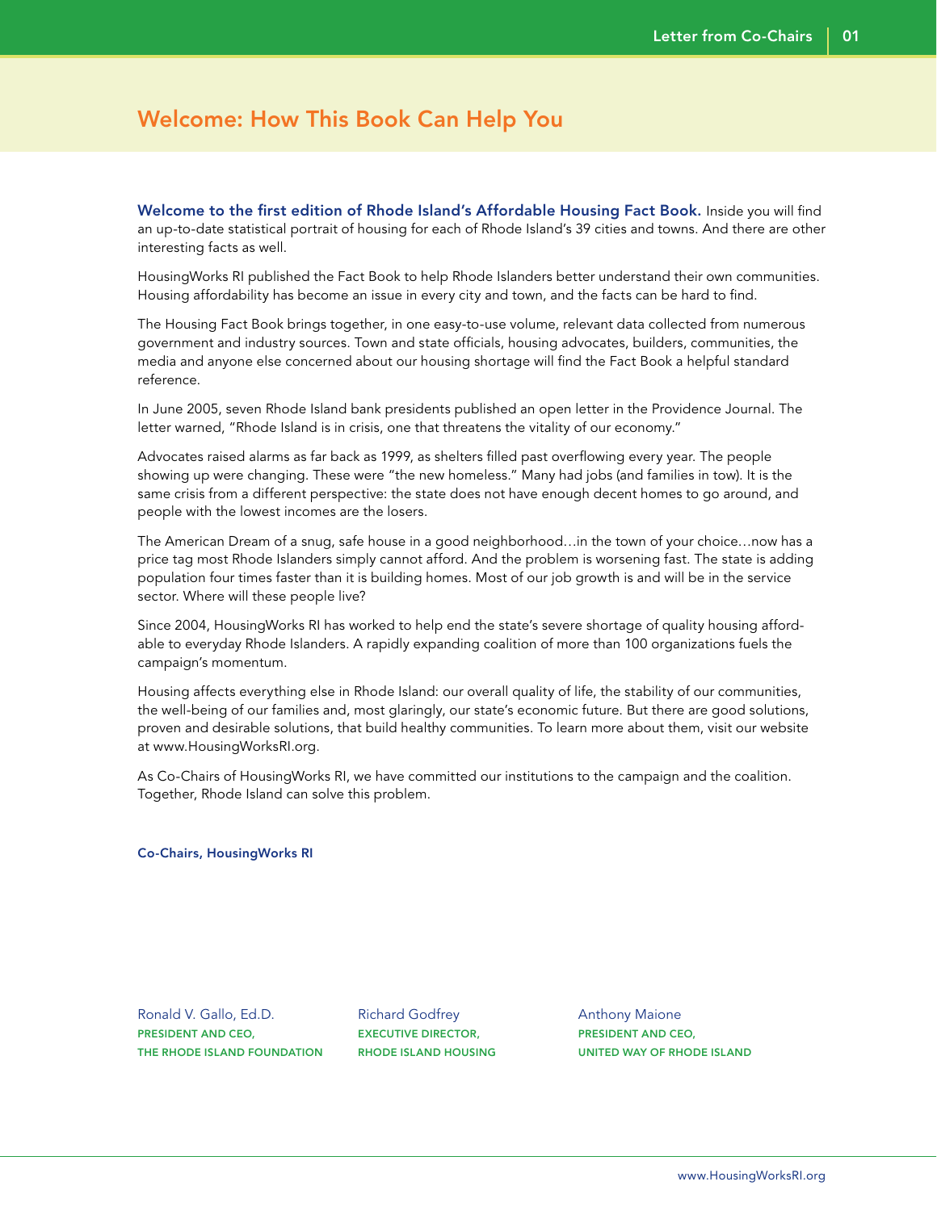## Welcome: How This Book Can Help You

**Welcome to the first edition of Rhode Island's Affordable Housing Fact Book.** Inside you will find an up-to-date statistical portrait of housing for each of Rhode Island's 39 cities and towns. And there are other interesting facts as well.

HousingWorks RI published the Fact Book to help Rhode Islanders better understand their own communities. Housing affordability has become an issue in every city and town, and the facts can be hard to find.

The Housing Fact Book brings together, in one easy-to-use volume, relevant data collected from numerous government and industry sources. Town and state officials, housing advocates, builders, communities, the media and anyone else concerned about our housing shortage will find the Fact Book a helpful standard reference.

In June 2005, seven Rhode Island bank presidents published an open letter in the Providence Journal. The letter warned, "Rhode Island is in crisis, one that threatens the vitality of our economy."

Advocates raised alarms as far back as 1999, as shelters filled past overflowing every year. The people showing up were changing. These were "the new homeless." Many had jobs (and families in tow). It is the same crisis from a different perspective: the state does not have enough decent homes to go around, and people with the lowest incomes are the losers.

The American Dream of a snug, safe house in a good neighborhood…in the town of your choice…now has a price tag most Rhode Islanders simply cannot afford. And the problem is worsening fast. The state is adding population four times faster than it is building homes. Most of our job growth is and will be in the service sector. Where will these people live?

Since 2004, HousingWorks RI has worked to help end the state's severe shortage of quality housing affordable to everyday Rhode Islanders. A rapidly expanding coalition of more than 100 organizations fuels the campaign's momentum.

Housing affects everything else in Rhode Island: our overall quality of life, the stability of our communities, the well-being of our families and, most glaringly, our state's economic future. But there are good solutions, proven and desirable solutions, that build healthy communities. To learn more about them, visit our website at www.HousingWorksRI.org.

As Co-Chairs of HousingWorks RI, we have committed our institutions to the campaign and the coalition. Together, Rhode Island can solve this problem.

**Co-Chairs, HousingWorks RI**

Ronald V. Gallo, Ed.D.
**PRESIDENT AND CEO,**
**THE RHODE ISLAND FOUNDATION**

Richard Godfrey
**EXECUTIVE DIRECTOR,**
**RHODE ISLAND HOUSING**

Anthony Maione
**PRESIDENT AND CEO,**
**UNITED WAY OF RHODE ISLAND**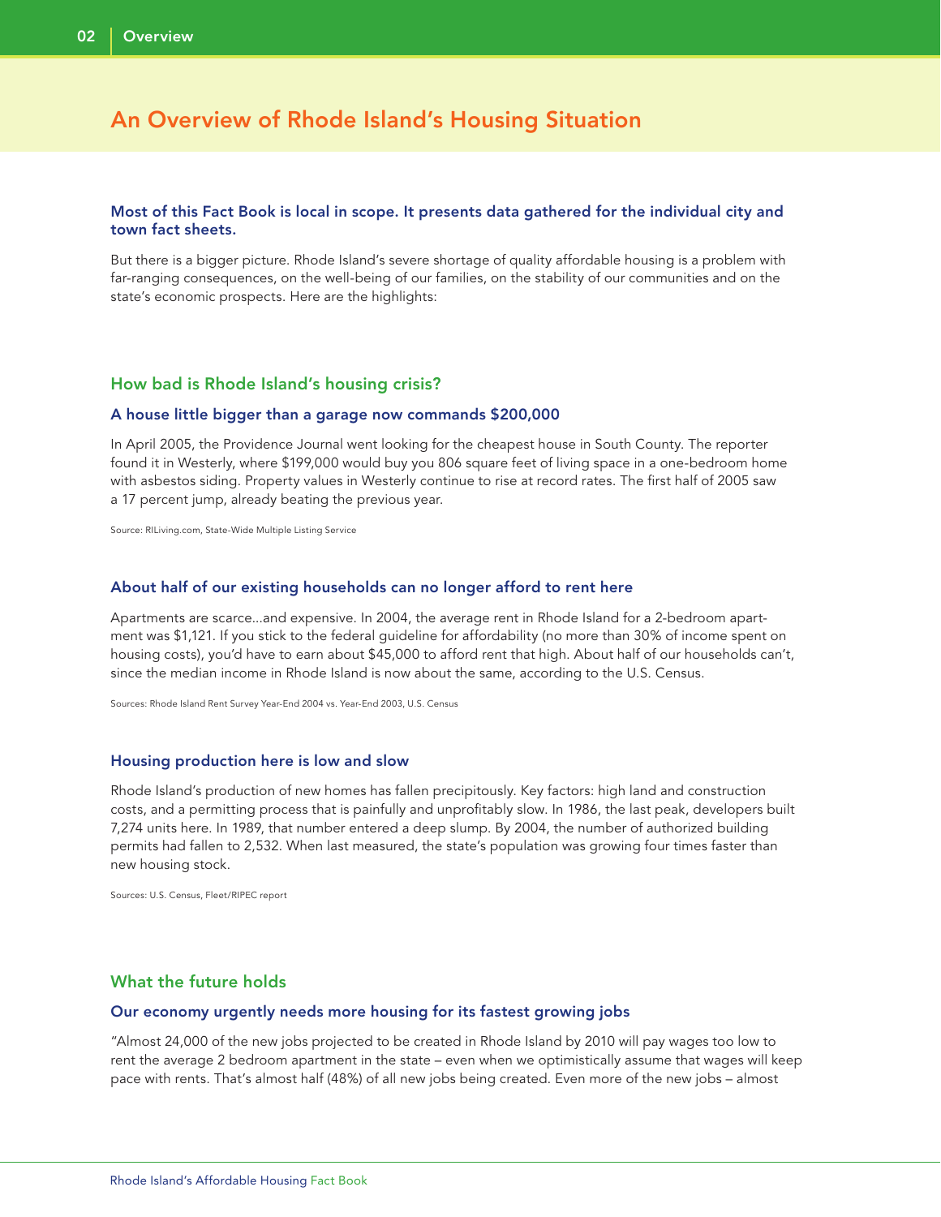# An Overview of Rhode Island's Housing Situation

**Most of this Fact Book is local in scope. It presents data gathered for the individual city and town fact sheets.**

But there is a bigger picture. Rhode Island's severe shortage of quality affordable housing is a problem with far-ranging consequences, on the well-being of our families, on the stability of our communities and on the state's economic prospects. Here are the highlights:

## How bad is Rhode Island's housing crisis?

### A house little bigger than a garage now commands $200,000

In April 2005, the Providence Journal went looking for the cheapest house in South County. The reporter found it in Westerly, where $199,000 would buy you 806 square feet of living space in a one-bedroom home with asbestos siding. Property values in Westerly continue to rise at record rates. The first half of 2005 saw a 17 percent jump, already beating the previous year.

Source: RILiving.com, State-Wide Multiple Listing Service

### About half of our existing households can no longer afford to rent here

Apartments are scarce...and expensive. In 2004, the average rent in Rhode Island for a 2-bedroom apartment was $1,121. If you stick to the federal guideline for affordability (no more than 30% of income spent on housing costs), you'd have to earn about $45,000 to afford rent that high. About half of our households can't, since the median income in Rhode Island is now about the same, according to the U.S. Census.

Sources: Rhode Island Rent Survey Year-End 2004 vs. Year-End 2003, U.S. Census

### Housing production here is low and slow

Rhode Island's production of new homes has fallen precipitously. Key factors: high land and construction costs, and a permitting process that is painfully and unprofitably slow. In 1986, the last peak, developers built 7,274 units here. In 1989, that number entered a deep slump. By 2004, the number of authorized building permits had fallen to 2,532. When last measured, the state's population was growing four times faster than new housing stock.

Sources: U.S. Census, Fleet/RIPEC report

## What the future holds

### Our economy urgently needs more housing for its fastest growing jobs

"Almost 24,000 of the new jobs projected to be created in Rhode Island by 2010 will pay wages too low to rent the average 2 bedroom apartment in the state – even when we optimistically assume that wages will keep pace with rents. That's almost half (48%) of all new jobs being created. Even more of the new jobs – almost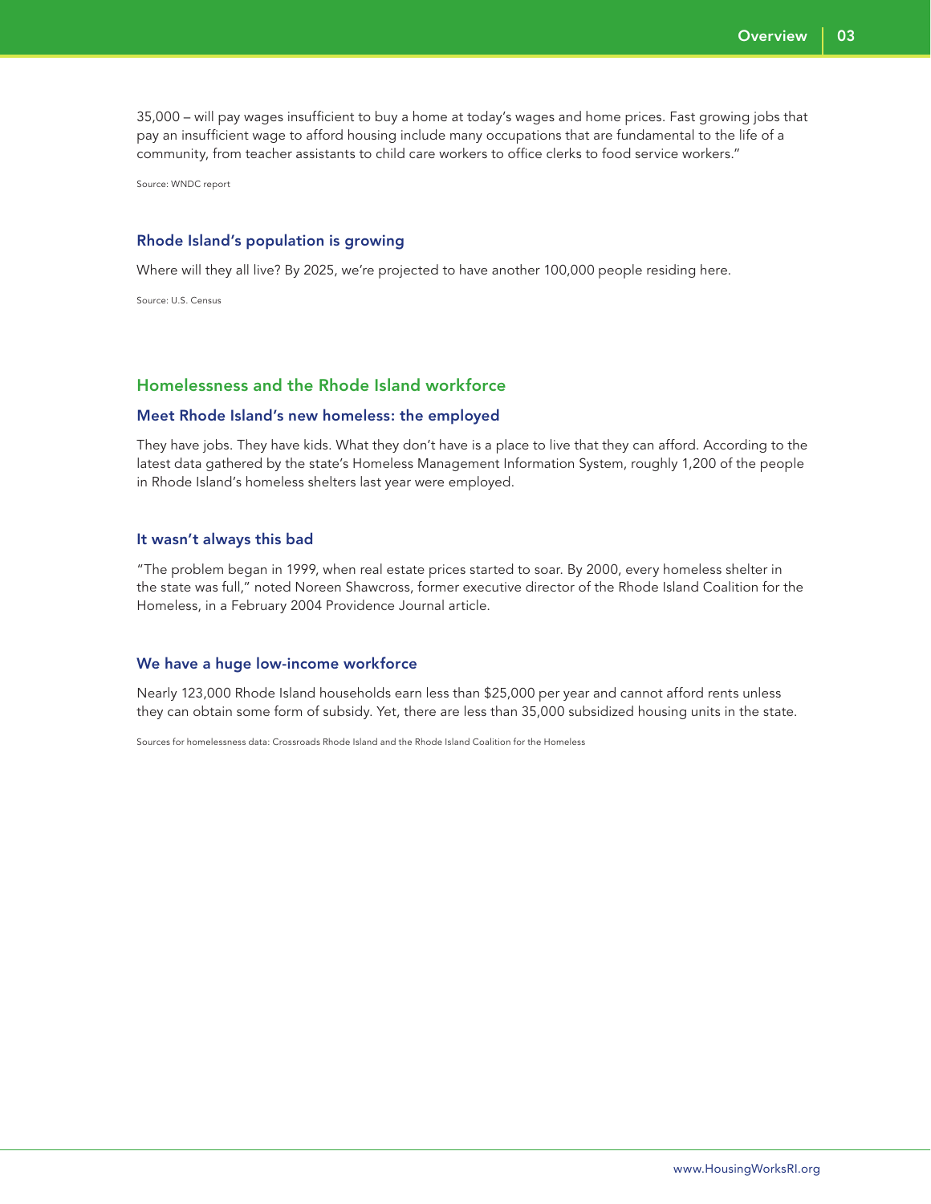35,000 – will pay wages insufficient to buy a home at today's wages and home prices. Fast growing jobs that pay an insufficient wage to afford housing include many occupations that are fundamental to the life of a community, from teacher assistants to child care workers to office clerks to food service workers."

Source: WNDC report

### Rhode Island's population is growing

Where will they all live? By 2025, we're projected to have another 100,000 people residing here.

Source: U.S. Census

## Homelessness and the Rhode Island workforce

### Meet Rhode Island's new homeless: the employed

They have jobs. They have kids. What they don't have is a place to live that they can afford. According to the latest data gathered by the state's Homeless Management Information System, roughly 1,200 of the people in Rhode Island's homeless shelters last year were employed.

### It wasn't always this bad

"The problem began in 1999, when real estate prices started to soar. By 2000, every homeless shelter in the state was full," noted Noreen Shawcross, former executive director of the Rhode Island Coalition for the Homeless, in a February 2004 Providence Journal article.

### We have a huge low-income workforce

Nearly 123,000 Rhode Island households earn less than $25,000 per year and cannot afford rents unless they can obtain some form of subsidy. Yet, there are less than 35,000 subsidized housing units in the state.

Sources for homelessness data: Crossroads Rhode Island and the Rhode Island Coalition for the Homeless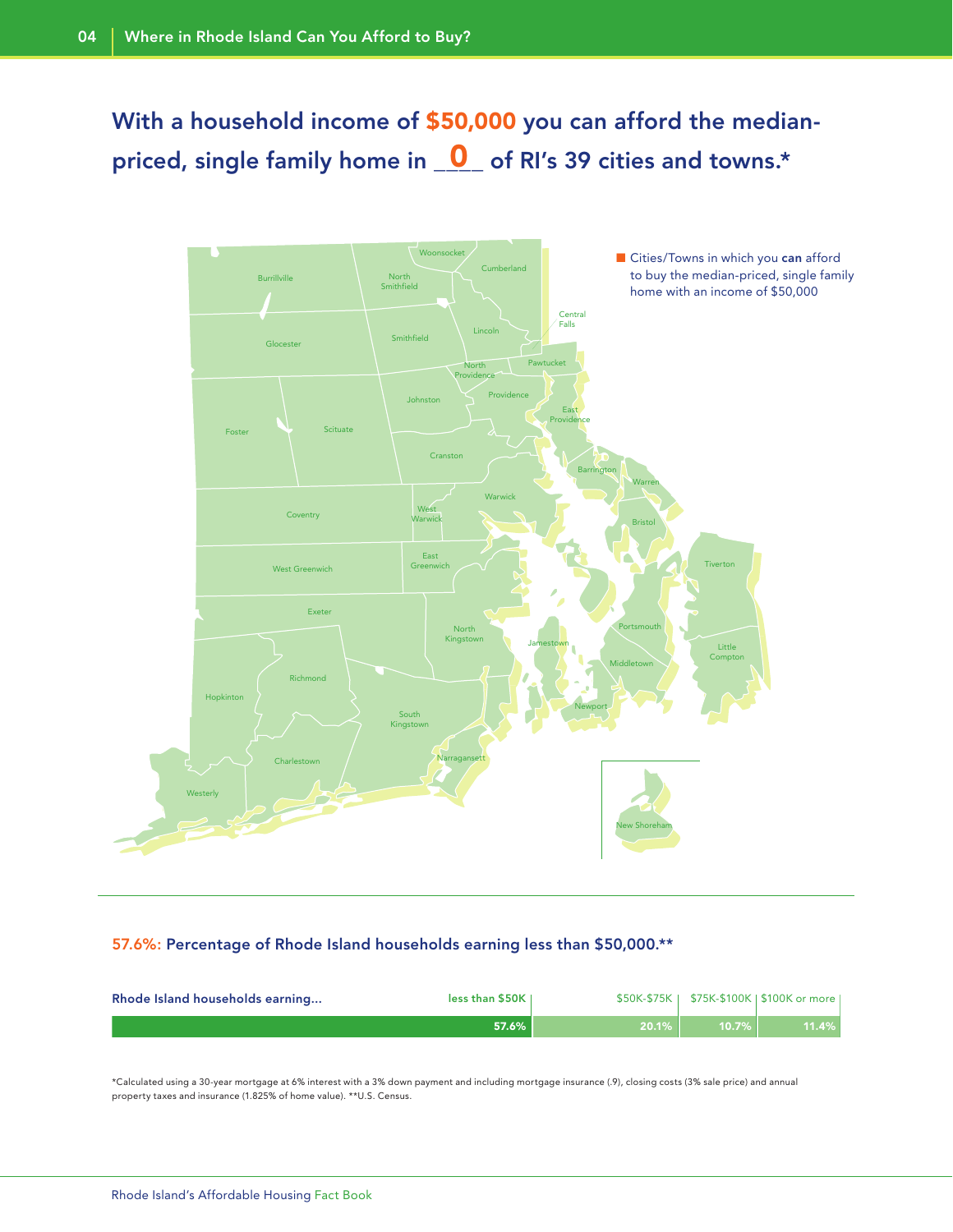# With a household income of $50,000 you can afford the median-priced, single family home in \_0\_ of RI's 39 cities and towns.*

Burrillville, North Smithfield, Woonsocket, Cumberland, Central Falls, Lincoln, Glocester, Smithfield, North Providence, Pawtucket, Johnston, Providence, East Providence, Foster, Scituate, Cranston, Barrington, Warren, Coventry, West Warwick, Warwick, Bristol, West Greenwich, East Greenwich, Tiverton, Exeter, North Kingstown, Jamestown, Portsmouth, Little Compton, Middletown, Richmond, Hopkinton, South Kingstown, Newport, Charlestown, Narragansett, Westerly, New Shoreham

■ Cities/Towns in which you **can** afford to buy the median-priced, single family home with an income of $50,000

**57.6%: Percentage of Rhode Island households earning less than $50,000.****

| Rhode Island households earning... | less than $50K | $50K-$75K | $75K-$100K | $100K or more |
|---|---|---|---|---|
| | 57.6% | 20.1% | 10.7% | 11.4% |

*Calculated using a 30-year mortgage at 6% interest with a 3% down payment and including mortgage insurance (.9), closing costs (3% sale price) and annual property taxes and insurance (1.825% of home value). **U.S. Census.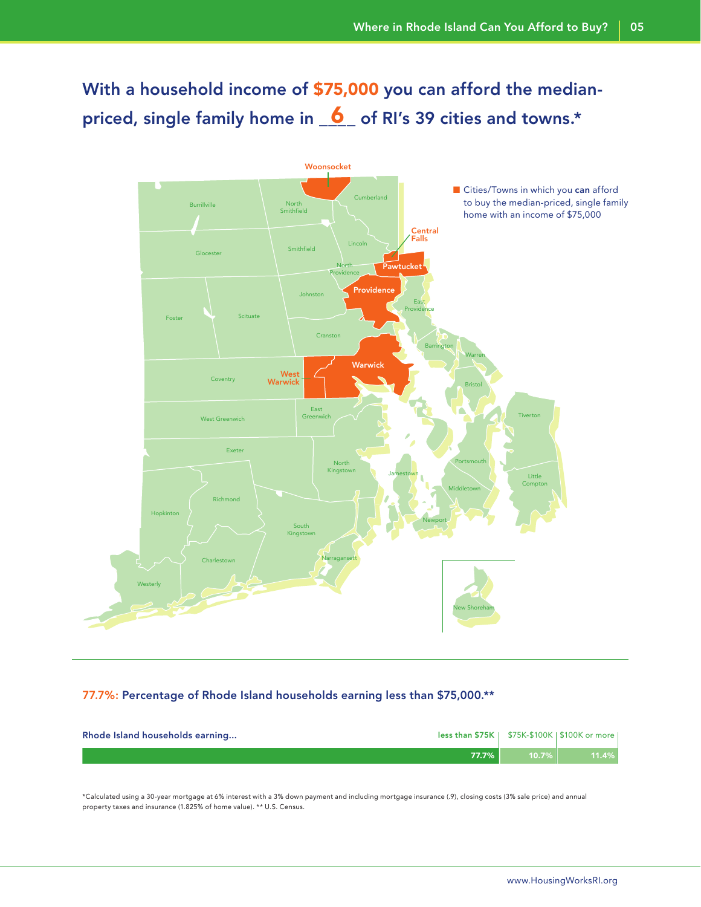# With a household income of $75,000 you can afford the median-priced, single family home in _6_ of RI's 39 cities and towns.*

■ Cities/Towns in which you **can** afford to buy the median-priced, single family home with an income of $75,000

Woonsocket, Central Falls, Pawtucket, Providence, Warwick, West Warwick

Burrillville, North Smithfield, Cumberland, Glocester, Smithfield, Lincoln, North Providence, Johnston, Foster, Scituate, East Providence, Cranston, Barrington, Warren, Coventry, Bristol, West Greenwich, East Greenwich, Tiverton, Exeter, North Kingstown, Jamestown, Portsmouth, Little Compton, Middletown, Richmond, Hopkinton, South Kingstown, Newport, Charlestown, Narragansett, Westerly, New Shoreham

**77.7%: Percentage of Rhode Island households earning less than $75,000.****

| Rhode Island households earning... | less than $75K | $75K-$100K | $100K or more |
|---|---|---|---|
| | 77.7% | 10.7% | 11.4% |

*Calculated using a 30-year mortgage at 6% interest with a 3% down payment and including mortgage insurance (.9), closing costs (3% sale price) and annual property taxes and insurance (1.825% of home value). ** U.S. Census.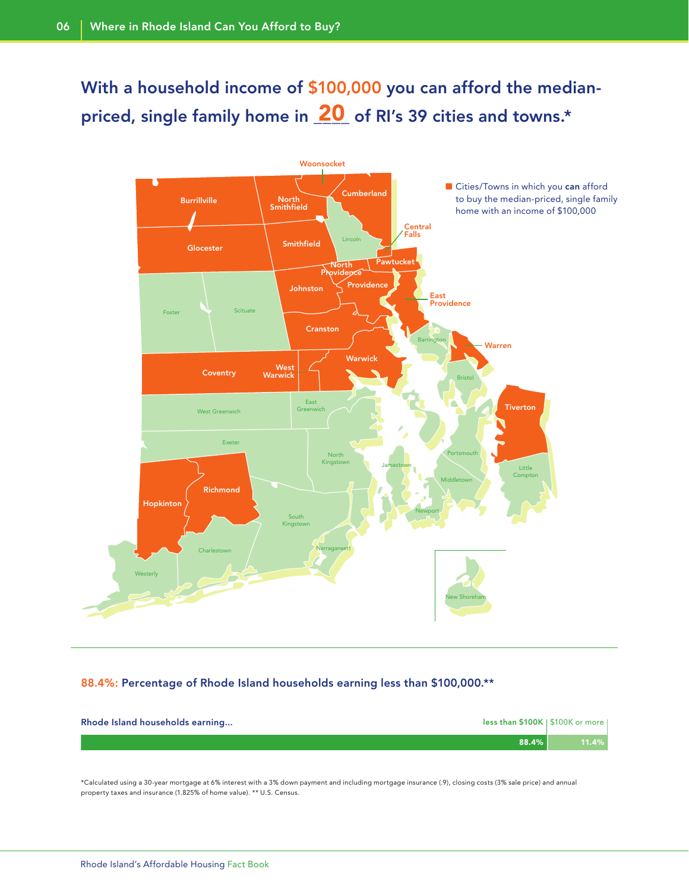# With a household income of $100,000 you can afford the median-priced, single family home in _20_ of RI's 39 cities and towns.*

Cities/Towns in which you **can** afford to buy the median-priced, single family home with an income of $100,000

Woonsocket, Burrillville, North Smithfield, Cumberland, Central Falls, Glocester, Smithfield, Lincoln, Pawtucket, North Providence, Johnston, Providence, East Providence, Foster, Scituate, Cranston, Barrington, Warren, Coventry, West Warwick, Warwick, Bristol, Tiverton, West Greenwich, East Greenwich, Exeter, North Kingstown, Jamestown, Portsmouth, Little Compton, Middletown, Hopkinton, Richmond, Newport, South Kingstown, Charlestown, Narragansett, Westerly, New Shoreham

**88.4%: Percentage of Rhode Island households earning less than $100,000.****

| Rhode Island households earning... | less than $100K | $100K or more |
|---|---|---|
| | 88.4% | 11.4% |

*Calculated using a 30-year mortgage at 6% interest with a 3% down payment and including mortgage insurance (.9), closing costs (3% sale price) and annual property taxes and insurance (1.825% of home value). ** U.S. Census.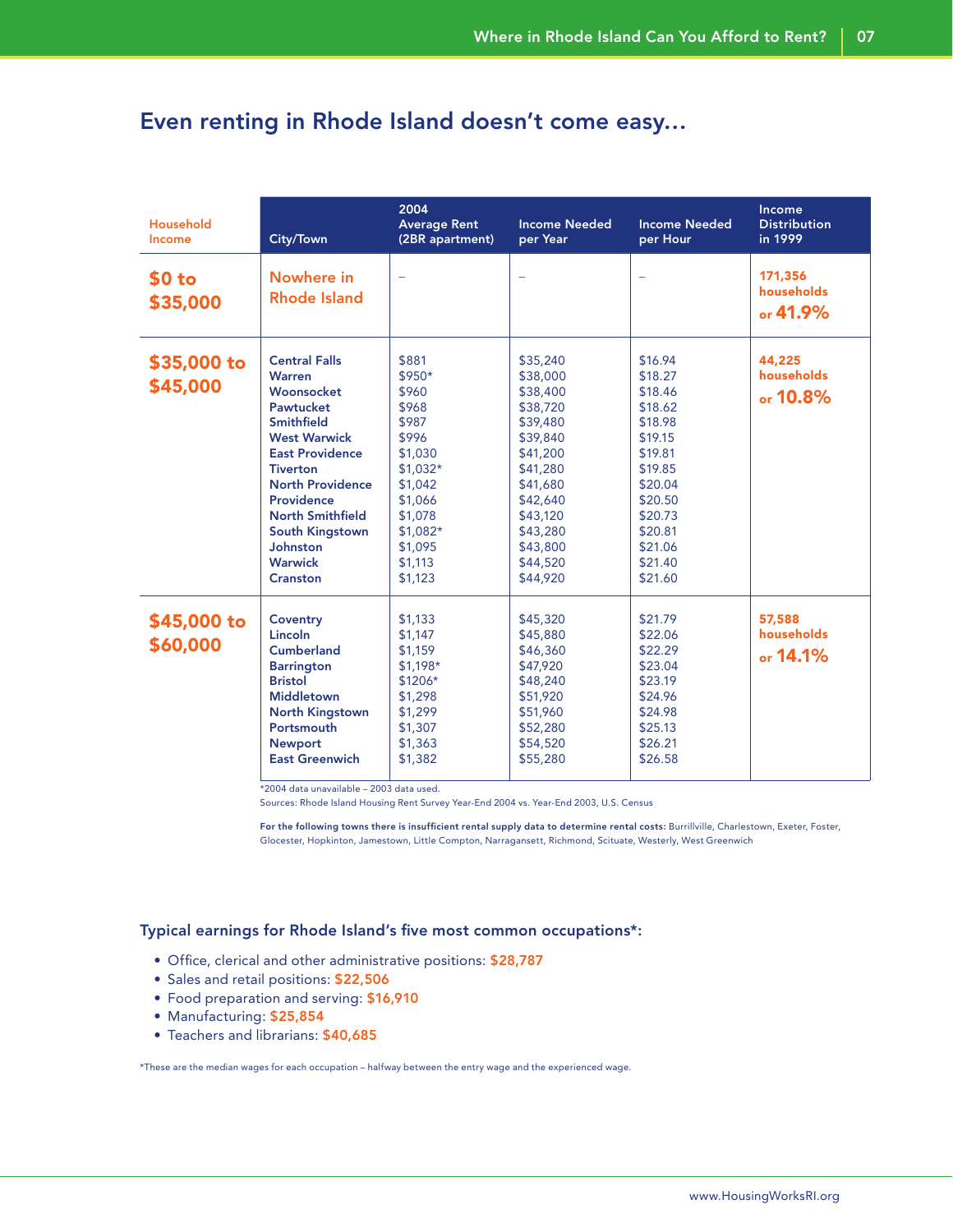## Even renting in Rhode Island doesn't come easy...

| Household Income | City/Town | 2004 Average Rent (2BR apartment) | Income Needed per Year | Income Needed per Hour | Income Distribution in 1999 |
|---|---|---|---|---|---|
| **$0 to $35,000** | Nowhere in Rhode Island | – | – | – | 171,356 households or 41.9% |
| **$35,000 to $45,000** | Central Falls | $881 | $35,240 | $16.94 | 44,225 households or 10.8% |
| | Warren | $950* | $38,000 | $18.27 | |
| | Woonsocket | $960 | $38,400 | $18.46 | |
| | Pawtucket | $968 | $38,720 | $18.62 | |
| | Smithfield | $987 | $39,480 | $18.98 | |
| | West Warwick | $996 | $39,840 | $19.15 | |
| | East Providence | $1,030 | $41,200 | $19.81 | |
| | Tiverton | $1,032* | $41,280 | $19.85 | |
| | North Providence | $1,042 | $41,680 | $20.04 | |
| | Providence | $1,066 | $42,640 | $20.50 | |
| | North Smithfield | $1,078 | $43,120 | $20.73 | |
| | South Kingstown | $1,082* | $43,280 | $20.81 | |
| | Johnston | $1,095 | $43,800 | $21.06 | |
| | Warwick | $1,113 | $44,520 | $21.40 | |
| | Cranston | $1,123 | $44,920 | $21.60 | |
| **$45,000 to $60,000** | Coventry | $1,133 | $45,320 | $21.79 | 57,588 households or 14.1% |
| | Lincoln | $1,147 | $45,880 | $22.06 | |
| | Cumberland | $1,159 | $46,360 | $22.29 | |
| | Barrington | $1,198* | $47,920 | $23.04 | |
| | Bristol | $1206* | $48,240 | $23.19 | |
| | Middletown | $1,298 | $51,920 | $24.96 | |
| | North Kingstown | $1,299 | $51,960 | $24.98 | |
| | Portsmouth | $1,307 | $52,280 | $25.13 | |
| | Newport | $1,363 | $54,520 | $26.21 | |
| | East Greenwich | $1,382 | $55,280 | $26.58 | |

*2004 data unavailable – 2003 data used.

Sources: Rhode Island Housing Rent Survey Year-End 2004 vs. Year-End 2003, U.S. Census

**For the following towns there is insufficient rental supply data to determine rental costs:** Burrillville, Charlestown, Exeter, Foster, Glocester, Hopkinton, Jamestown, Little Compton, Narragansett, Richmond, Scituate, Westerly, West Greenwich

### Typical earnings for Rhode Island's five most common occupations*:

- Office, clerical and other administrative positions: **$28,787**
- Sales and retail positions: **$22,506**
- Food preparation and serving: **$16,910**
- Manufacturing: **$25,854**
- Teachers and librarians: **$40,685**

*These are the median wages for each occupation – halfway between the entry wage and the experienced wage.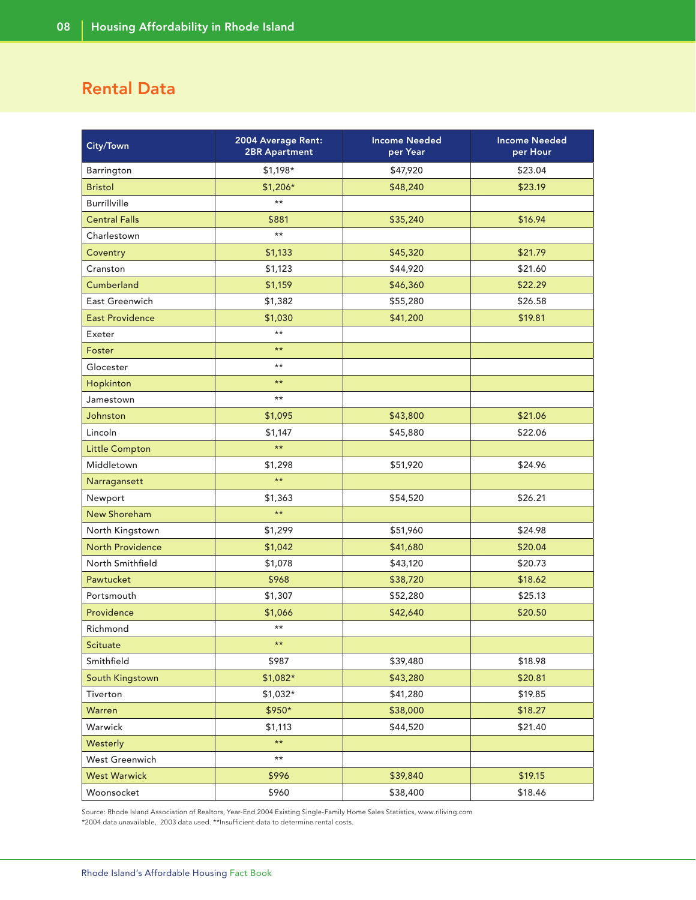## Rental Data

| City/Town | 2004 Average Rent: 2BR Apartment | Income Needed per Year | Income Needed per Hour |
|---|---|---|---|
| Barrington | $1,198* | $47,920 | $23.04 |
| Bristol | $1,206* | $48,240 | $23.19 |
| Burrillville | ** | | |
| Central Falls | $881 | $35,240 | $16.94 |
| Charlestown | ** | | |
| Coventry | $1,133 | $45,320 | $21.79 |
| Cranston | $1,123 | $44,920 | $21.60 |
| Cumberland | $1,159 | $46,360 | $22.29 |
| East Greenwich | $1,382 | $55,280 | $26.58 |
| East Providence | $1,030 | $41,200 | $19.81 |
| Exeter | ** | | |
| Foster | ** | | |
| Glocester | ** | | |
| Hopkinton | ** | | |
| Jamestown | ** | | |
| Johnston | $1,095 | $43,800 | $21.06 |
| Lincoln | $1,147 | $45,880 | $22.06 |
| Little Compton | ** | | |
| Middletown | $1,298 | $51,920 | $24.96 |
| Narragansett | ** | | |
| Newport | $1,363 | $54,520 | $26.21 |
| New Shoreham | ** | | |
| North Kingstown | $1,299 | $51,960 | $24.98 |
| North Providence | $1,042 | $41,680 | $20.04 |
| North Smithfield | $1,078 | $43,120 | $20.73 |
| Pawtucket | $968 | $38,720 | $18.62 |
| Portsmouth | $1,307 | $52,280 | $25.13 |
| Providence | $1,066 | $42,640 | $20.50 |
| Richmond | ** | | |
| Scituate | ** | | |
| Smithfield | $987 | $39,480 | $18.98 |
| South Kingstown | $1,082* | $43,280 | $20.81 |
| Tiverton | $1,032* | $41,280 | $19.85 |
| Warren | $950* | $38,000 | $18.27 |
| Warwick | $1,113 | $44,520 | $21.40 |
| Westerly | ** | | |
| West Greenwich | ** | | |
| West Warwick | $996 | $39,840 | $19.15 |
| Woonsocket | $960 | $38,400 | $18.46 |

Source: Rhode Island Association of Realtors, Year-End 2004 Existing Single-Family Home Sales Statistics, www.riliving.com
*2004 data unavailable, 2003 data used. **Insufficient data to determine rental costs.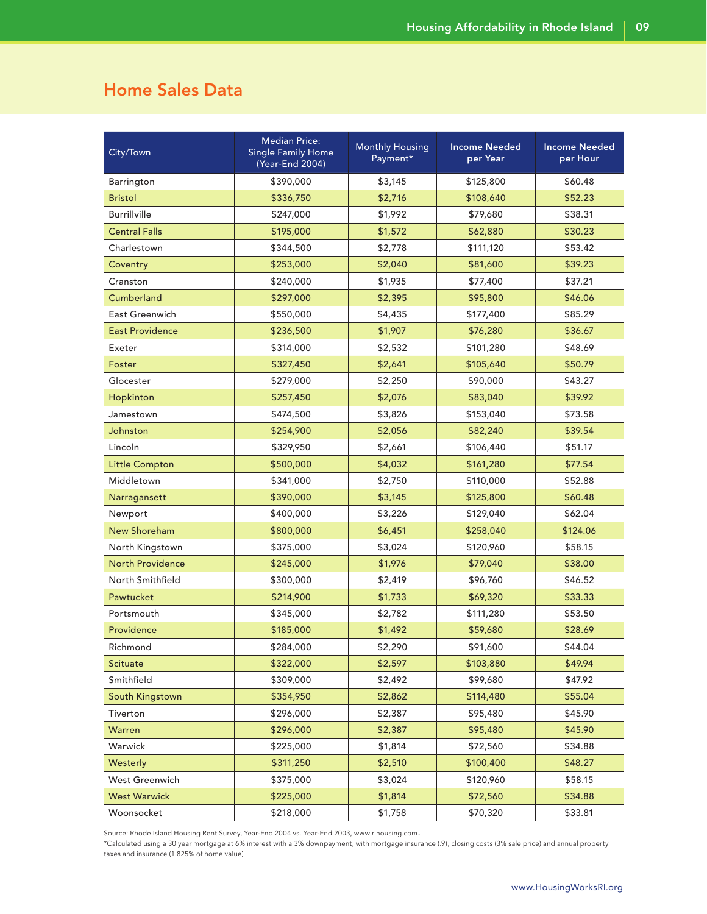## Home Sales Data

| City/Town | Median Price: Single Family Home (Year-End 2004) | Monthly Housing Payment* | Income Needed per Year | Income Needed per Hour |
|---|---|---|---|---|
| Barrington | $390,000 | $3,145 | $125,800 | $60.48 |
| Bristol | $336,750 | $2,716 | $108,640 | $52.23 |
| Burrillville | $247,000 | $1,992 | $79,680 | $38.31 |
| Central Falls | $195,000 | $1,572 | $62,880 | $30.23 |
| Charlestown | $344,500 | $2,778 | $111,120 | $53.42 |
| Coventry | $253,000 | $2,040 | $81,600 | $39.23 |
| Cranston | $240,000 | $1,935 | $77,400 | $37.21 |
| Cumberland | $297,000 | $2,395 | $95,800 | $46.06 |
| East Greenwich | $550,000 | $4,435 | $177,400 | $85.29 |
| East Providence | $236,500 | $1,907 | $76,280 | $36.67 |
| Exeter | $314,000 | $2,532 | $101,280 | $48.69 |
| Foster | $327,450 | $2,641 | $105,640 | $50.79 |
| Glocester | $279,000 | $2,250 | $90,000 | $43.27 |
| Hopkinton | $257,450 | $2,076 | $83,040 | $39.92 |
| Jamestown | $474,500 | $3,826 | $153,040 | $73.58 |
| Johnston | $254,900 | $2,056 | $82,240 | $39.54 |
| Lincoln | $329,950 | $2,661 | $106,440 | $51.17 |
| Little Compton | $500,000 | $4,032 | $161,280 | $77.54 |
| Middletown | $341,000 | $2,750 | $110,000 | $52.88 |
| Narragansett | $390,000 | $3,145 | $125,800 | $60.48 |
| Newport | $400,000 | $3,226 | $129,040 | $62.04 |
| New Shoreham | $800,000 | $6,451 | $258,040 | $124.06 |
| North Kingstown | $375,000 | $3,024 | $120,960 | $58.15 |
| North Providence | $245,000 | $1,976 | $79,040 | $38.00 |
| North Smithfield | $300,000 | $2,419 | $96,760 | $46.52 |
| Pawtucket | $214,900 | $1,733 | $69,320 | $33.33 |
| Portsmouth | $345,000 | $2,782 | $111,280 | $53.50 |
| Providence | $185,000 | $1,492 | $59,680 | $28.69 |
| Richmond | $284,000 | $2,290 | $91,600 | $44.04 |
| Scituate | $322,000 | $2,597 | $103,880 | $49.94 |
| Smithfield | $309,000 | $2,492 | $99,680 | $47.92 |
| South Kingstown | $354,950 | $2,862 | $114,480 | $55.04 |
| Tiverton | $296,000 | $2,387 | $95,480 | $45.90 |
| Warren | $296,000 | $2,387 | $95,480 | $45.90 |
| Warwick | $225,000 | $1,814 | $72,560 | $34.88 |
| Westerly | $311,250 | $2,510 | $100,400 | $48.27 |
| West Greenwich | $375,000 | $3,024 | $120,960 | $58.15 |
| West Warwick | $225,000 | $1,814 | $72,560 | $34.88 |
| Woonsocket | $218,000 | $1,758 | $70,320 | $33.81 |

Source: Rhode Island Housing Rent Survey, Year-End 2004 vs. Year-End 2003, www.rihousing.com.

*Calculated using a 30 year mortgage at 6% interest with a 3% downpayment, with mortgage insurance (.9), closing costs (3% sale price) and annual property taxes and insurance (1.825% of home value)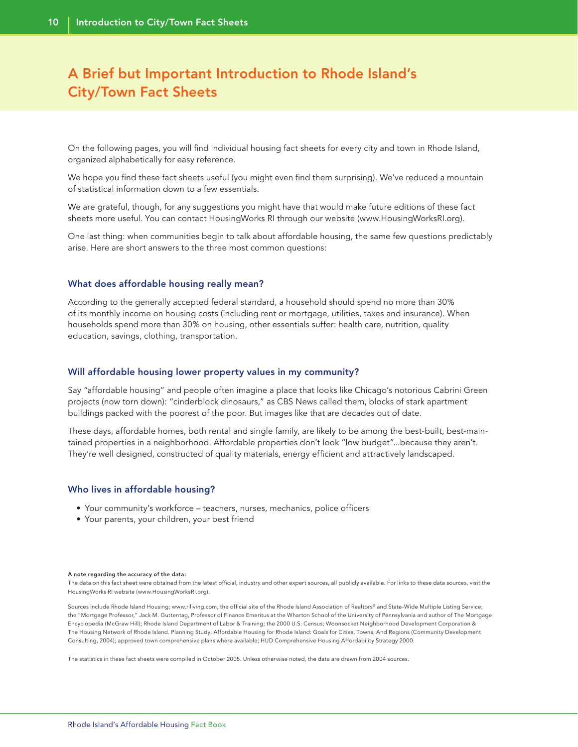# A Brief but Important Introduction to Rhode Island's City/Town Fact Sheets

On the following pages, you will find individual housing fact sheets for every city and town in Rhode Island, organized alphabetically for easy reference.

We hope you find these fact sheets useful (you might even find them surprising). We've reduced a mountain of statistical information down to a few essentials.

We are grateful, though, for any suggestions you might have that would make future editions of these fact sheets more useful. You can contact HousingWorks RI through our website (www.HousingWorksRI.org).

One last thing: when communities begin to talk about affordable housing, the same few questions predictably arise. Here are short answers to the three most common questions:

### What does affordable housing really mean?

According to the generally accepted federal standard, a household should spend no more than 30% of its monthly income on housing costs (including rent or mortgage, utilities, taxes and insurance). When households spend more than 30% on housing, other essentials suffer: health care, nutrition, quality education, savings, clothing, transportation.

### Will affordable housing lower property values in my community?

Say "affordable housing" and people often imagine a place that looks like Chicago's notorious Cabrini Green projects (now torn down): "cinderblock dinosaurs," as CBS News called them, blocks of stark apartment buildings packed with the poorest of the poor. But images like that are decades out of date.

These days, affordable homes, both rental and single family, are likely to be among the best-built, best-maintained properties in a neighborhood. Affordable properties don't look "low budget"...because they aren't. They're well designed, constructed of quality materials, energy efficient and attractively landscaped.

### Who lives in affordable housing?

- Your community's workforce – teachers, nurses, mechanics, police officers
- Your parents, your children, your best friend

**A note regarding the accuracy of the data:**
The data on this fact sheet were obtained from the latest official, industry and other expert sources, all publicly available. For links to these data sources, visit the HousingWorks RI website (www.HousingWorksRI.org).

Sources include Rhode Island Housing; www.riliving.com, the official site of the Rhode Island Association of Realtors® and State-Wide Multiple Listing Service; the "Mortgage Professor," Jack M. Guttentag, Professor of Finance Emeritus at the Wharton School of the University of Pennsylvania and author of The Mortgage Encyclopedia (McGraw Hill); Rhode Island Department of Labor & Training; the 2000 U.S. Census; Woonsocket Neighborhood Development Corporation & The Housing Network of Rhode Island. Planning Study: Affordable Housing for Rhode Island: Goals for Cities, Towns, And Regions (Community Development Consulting, 2004); approved town comprehensive plans where available; HUD Comprehensive Housing Affordability Strategy 2000.

The statistics in these fact sheets were compiled in October 2005. Unless otherwise noted, the data are drawn from 2004 sources.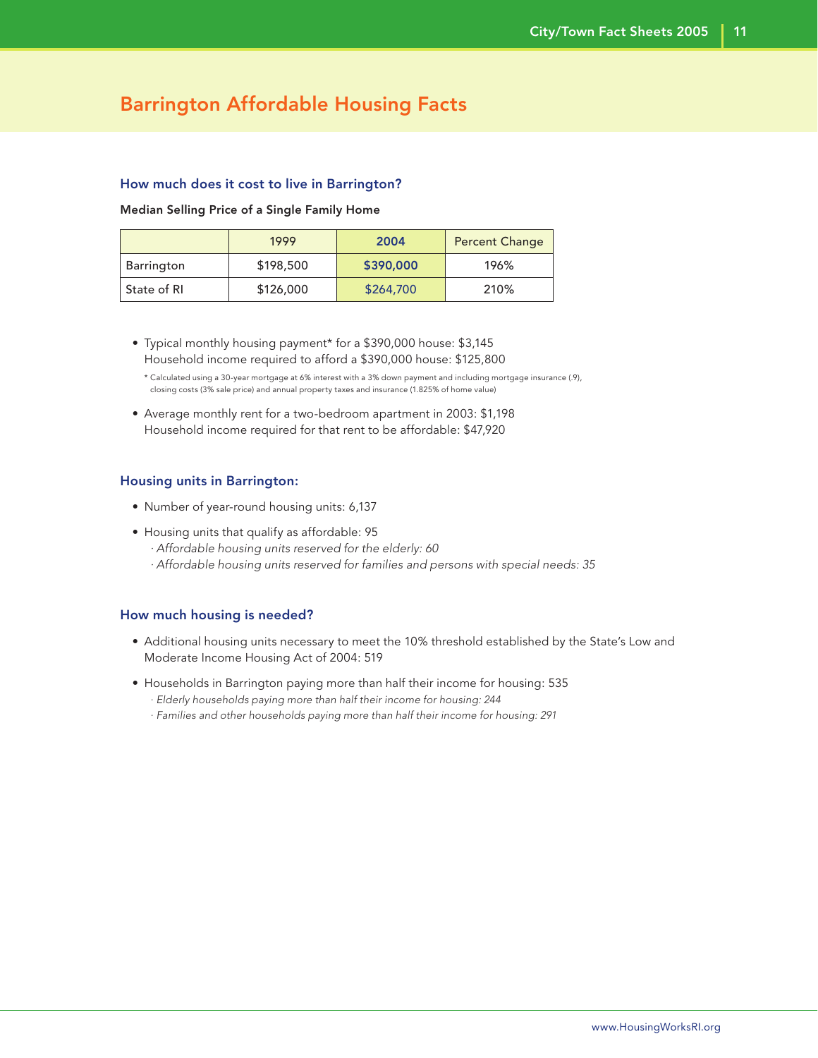# Barrington Affordable Housing Facts

## How much does it cost to live in Barrington?

**Median Selling Price of a Single Family Home**

| | 1999 | 2004 | Percent Change |
|---|---|---|---|
| Barrington | $198,500 | **$390,000** | 196% |
| State of RI | $126,000 | $264,700 | 210% |

- Typical monthly housing payment* for a $390,000 house: $3,145
  Household income required to afford a $390,000 house: $125,800

  \* Calculated using a 30-year mortgage at 6% interest with a 3% down payment and including mortgage insurance (.9), closing costs (3% sale price) and annual property taxes and insurance (1.825% of home value)

- Average monthly rent for a two-bedroom apartment in 2003: $1,198
  Household income required for that rent to be affordable: $47,920

## Housing units in Barrington:

- Number of year-round housing units: 6,137
- Housing units that qualify as affordable: 95
  - *Affordable housing units reserved for the elderly: 60*
  - *Affordable housing units reserved for families and persons with special needs: 35*

## How much housing is needed?

- Additional housing units necessary to meet the 10% threshold established by the State's Low and Moderate Income Housing Act of 2004: 519
- Households in Barrington paying more than half their income for housing: 535
  - *Elderly households paying more than half their income for housing: 244*
  - *Families and other households paying more than half their income for housing: 291*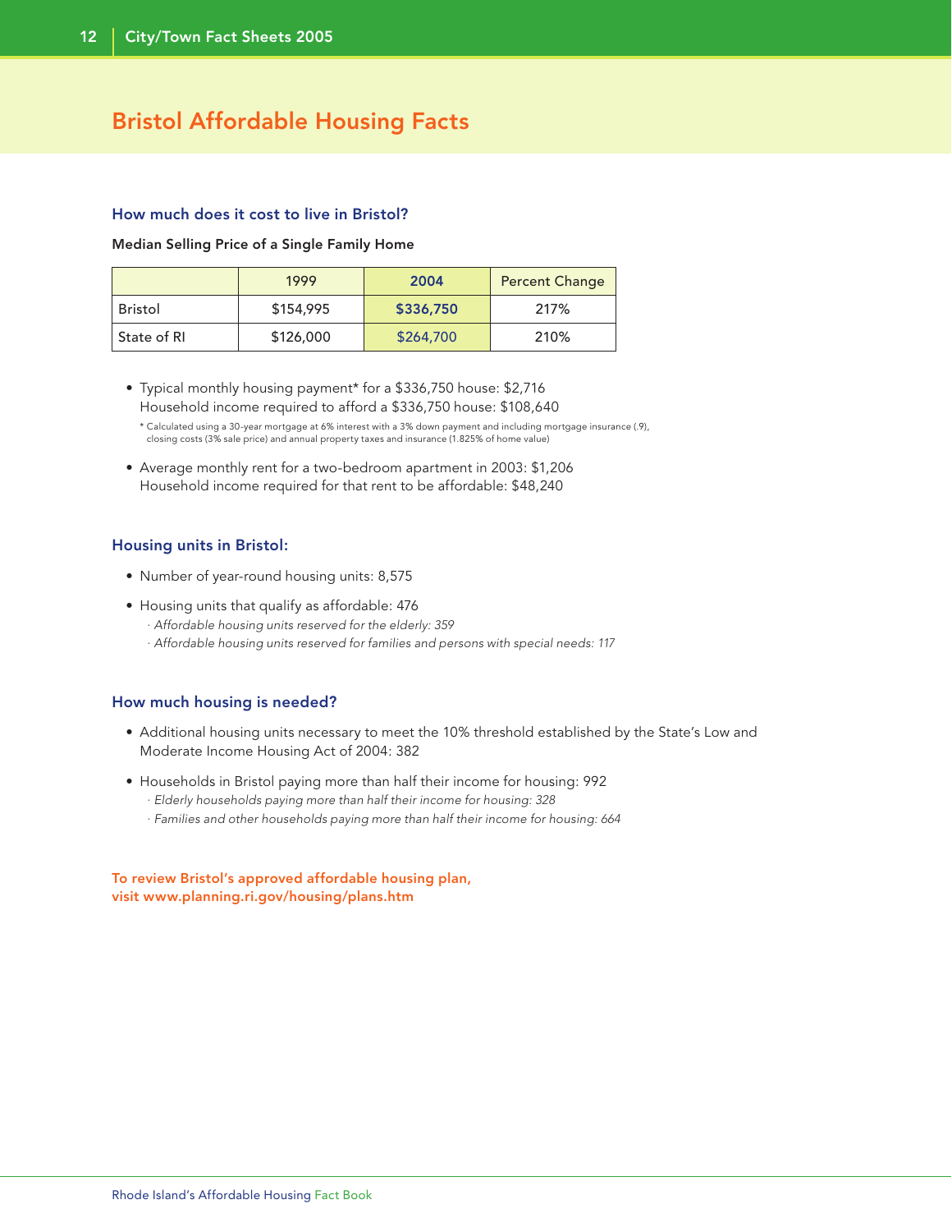# Bristol Affordable Housing Facts

### How much does it cost to live in Bristol?

**Median Selling Price of a Single Family Home**

| | 1999 | 2004 | Percent Change |
|---|---|---|---|
| Bristol | $154,995 | **$336,750** | 217% |
| State of RI | $126,000 | $264,700 | 210% |

- Typical monthly housing payment* for a $336,750 house: $2,716
  Household income required to afford a $336,750 house: $108,640

  * Calculated using a 30-year mortgage at 6% interest with a 3% down payment and including mortgage insurance (.9), closing costs (3% sale price) and annual property taxes and insurance (1.825% of home value)

- Average monthly rent for a two-bedroom apartment in 2003: $1,206
  Household income required for that rent to be affordable: $48,240

### Housing units in Bristol:

- Number of year-round housing units: 8,575
- Housing units that qualify as affordable: 476
  - *Affordable housing units reserved for the elderly: 359*
  - *Affordable housing units reserved for families and persons with special needs: 117*

### How much housing is needed?

- Additional housing units necessary to meet the 10% threshold established by the State's Low and Moderate Income Housing Act of 2004: 382
- Households in Bristol paying more than half their income for housing: 992
  - *Elderly households paying more than half their income for housing: 328*
  - *Families and other households paying more than half their income for housing: 664*

**To review Bristol's approved affordable housing plan, visit www.planning.ri.gov/housing/plans.htm**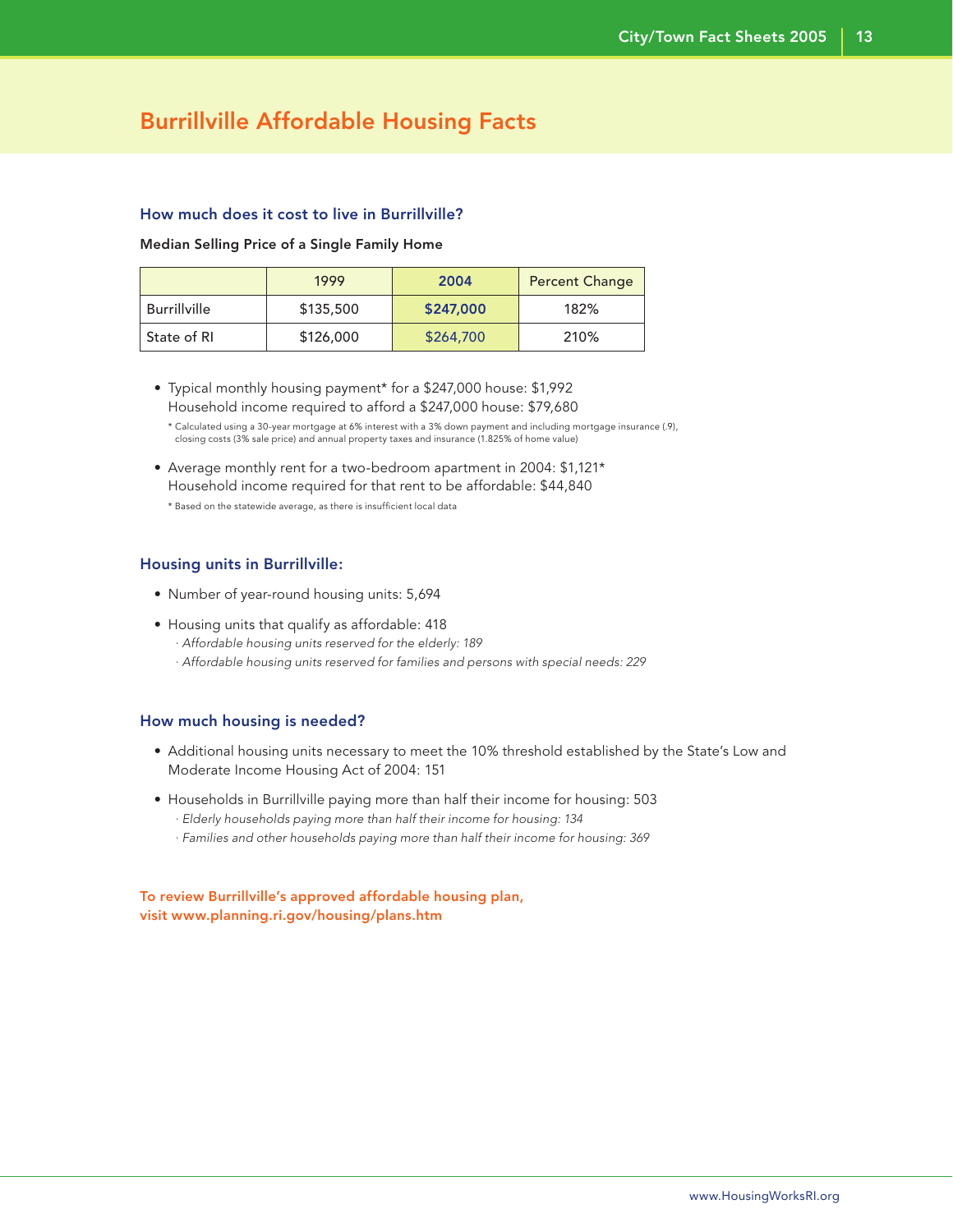# Burrillville Affordable Housing Facts

### How much does it cost to live in Burrillville?

**Median Selling Price of a Single Family Home**

| | 1999 | 2004 | Percent Change |
|---|---|---|---|
| Burrillville | $135,500 | **$247,000** | 182% |
| State of RI | $126,000 | $264,700 | 210% |

- Typical monthly housing payment* for a $247,000 house: $1,992
  Household income required to afford a $247,000 house: $79,680

  * Calculated using a 30-year mortgage at 6% interest with a 3% down payment and including mortgage insurance (.9), closing costs (3% sale price) and annual property taxes and insurance (1.825% of home value)

- Average monthly rent for a two-bedroom apartment in 2004: $1,121*
  Household income required for that rent to be affordable: $44,840

  * Based on the statewide average, as there is insufficient local data

### Housing units in Burrillville:

- Number of year-round housing units: 5,694
- Housing units that qualify as affordable: 418
  - *Affordable housing units reserved for the elderly: 189*
  - *Affordable housing units reserved for families and persons with special needs: 229*

### How much housing is needed?

- Additional housing units necessary to meet the 10% threshold established by the State's Low and Moderate Income Housing Act of 2004: 151
- Households in Burrillville paying more than half their income for housing: 503
  - *Elderly households paying more than half their income for housing: 134*
  - *Families and other households paying more than half their income for housing: 369*

**To review Burrillville's approved affordable housing plan, visit www.planning.ri.gov/housing/plans.htm**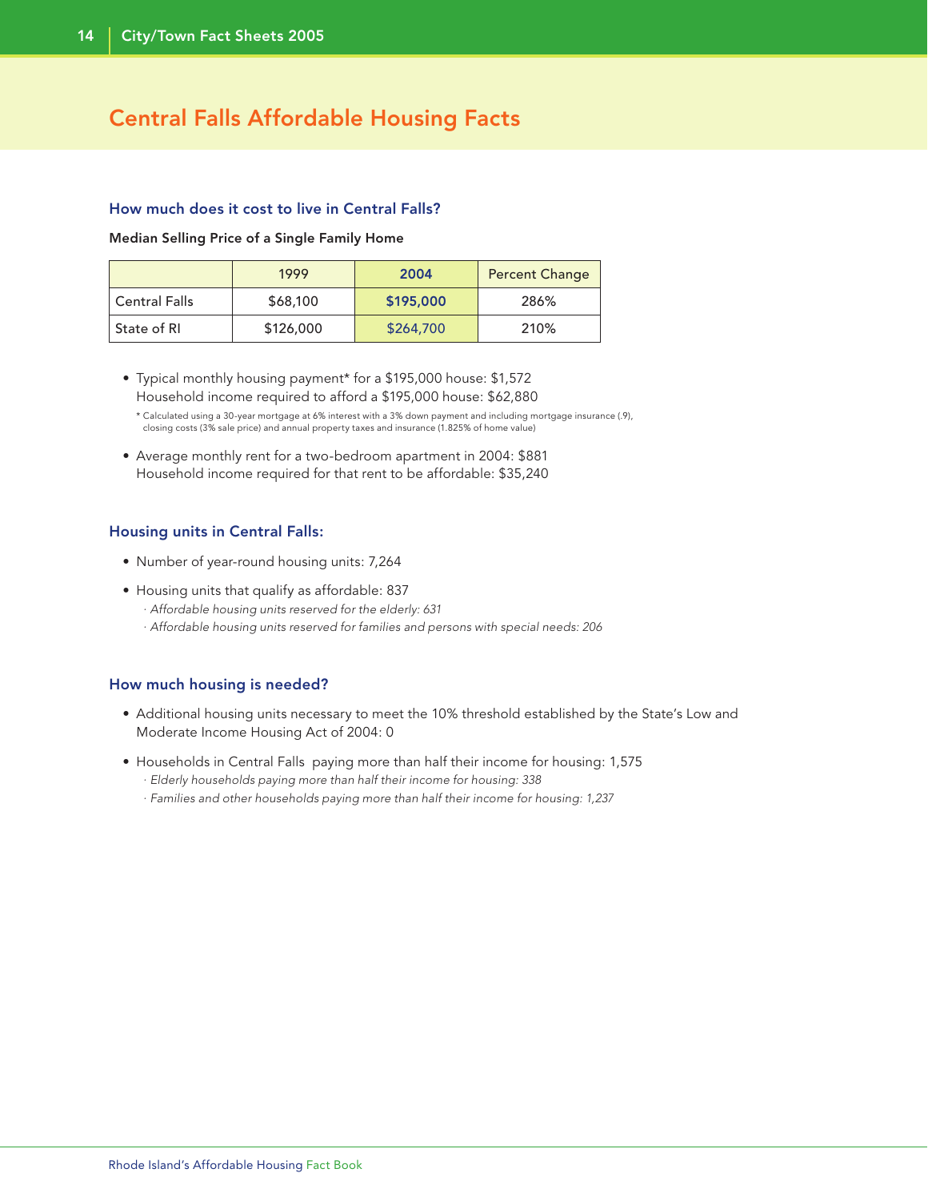# Central Falls Affordable Housing Facts

### How much does it cost to live in Central Falls?

**Median Selling Price of a Single Family Home**

| | 1999 | 2004 | Percent Change |
|---|---|---|---|
| Central Falls | $68,100 | **$195,000** | 286% |
| State of RI | $126,000 | $264,700 | 210% |

- Typical monthly housing payment* for a $195,000 house: $1,572
  Household income required to afford a $195,000 house: $62,880

  * Calculated using a 30-year mortgage at 6% interest with a 3% down payment and including mortgage insurance (.9), closing costs (3% sale price) and annual property taxes and insurance (1.825% of home value)

- Average monthly rent for a two-bedroom apartment in 2004: $881
  Household income required for that rent to be affordable: $35,240

### Housing units in Central Falls:

- Number of year-round housing units: 7,264
- Housing units that qualify as affordable: 837
  - *Affordable housing units reserved for the elderly: 631*
  - *Affordable housing units reserved for families and persons with special needs: 206*

### How much housing is needed?

- Additional housing units necessary to meet the 10% threshold established by the State's Low and Moderate Income Housing Act of 2004: 0
- Households in Central Falls paying more than half their income for housing: 1,575
  - *Elderly households paying more than half their income for housing: 338*
  - *Families and other households paying more than half their income for housing: 1,237*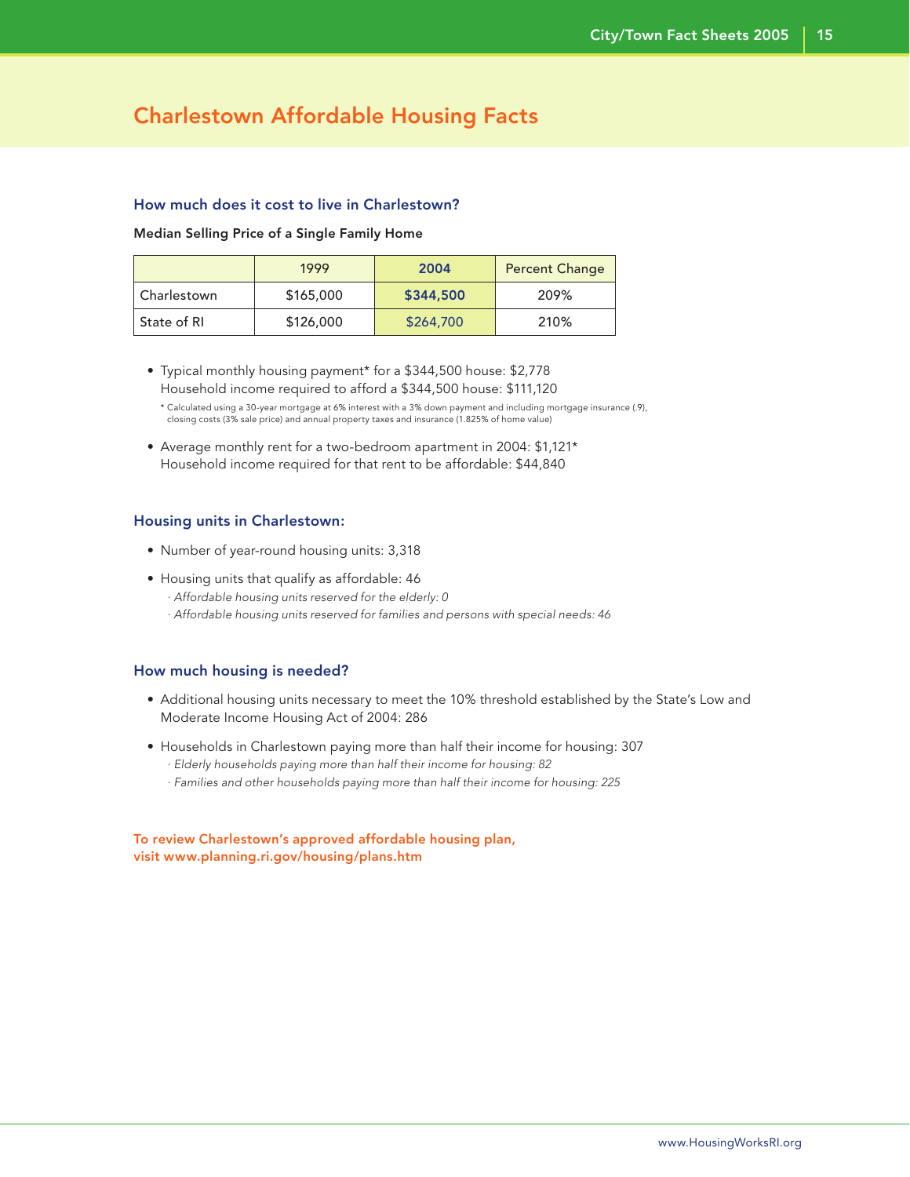# Charlestown Affordable Housing Facts

### How much does it cost to live in Charlestown?

**Median Selling Price of a Single Family Home**

| | 1999 | 2004 | Percent Change |
|---|---|---|---|
| Charlestown | $165,000 | **$344,500** | 209% |
| State of RI | $126,000 | $264,700 | 210% |

- Typical monthly housing payment* for a $344,500 house: $2,778
  Household income required to afford a $344,500 house: $111,120

  \* Calculated using a 30-year mortgage at 6% interest with a 3% down payment and including mortgage insurance (.9), closing costs (3% sale price) and annual property taxes and insurance (1.825% of home value)

- Average monthly rent for a two-bedroom apartment in 2004: $1,121*
  Household income required for that rent to be affordable: $44,840

### Housing units in Charlestown:

- Number of year-round housing units: 3,318
- Housing units that qualify as affordable: 46
  - *Affordable housing units reserved for the elderly: 0*
  - *Affordable housing units reserved for families and persons with special needs: 46*

### How much housing is needed?

- Additional housing units necessary to meet the 10% threshold established by the State's Low and Moderate Income Housing Act of 2004: 286
- Households in Charlestown paying more than half their income for housing: 307
  - *Elderly households paying more than half their income for housing: 82*
  - *Families and other households paying more than half their income for housing: 225*

**To review Charlestown's approved affordable housing plan, visit www.planning.ri.gov/housing/plans.htm**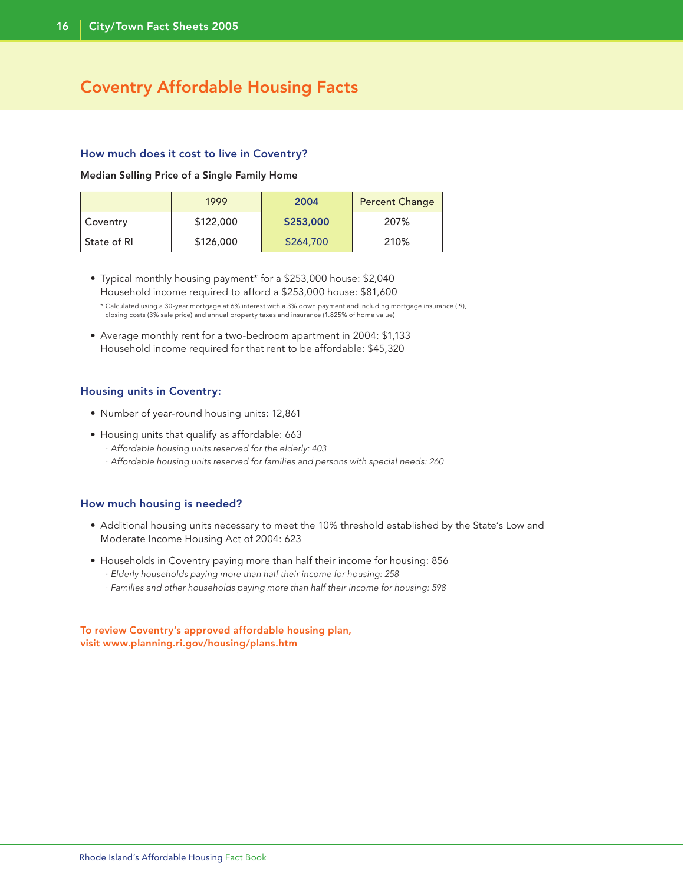# Coventry Affordable Housing Facts

### How much does it cost to live in Coventry?

**Median Selling Price of a Single Family Home**

| | 1999 | 2004 | Percent Change |
|---|---|---|---|
| Coventry | $122,000 | **$253,000** | 207% |
| State of RI | $126,000 | $264,700 | 210% |

- Typical monthly housing payment* for a $253,000 house: $2,040
  Household income required to afford a $253,000 house: $81,600

  \* Calculated using a 30-year mortgage at 6% interest with a 3% down payment and including mortgage insurance (.9), closing costs (3% sale price) and annual property taxes and insurance (1.825% of home value)

- Average monthly rent for a two-bedroom apartment in 2004: $1,133
  Household income required for that rent to be affordable: $45,320

### Housing units in Coventry:

- Number of year-round housing units: 12,861
- Housing units that qualify as affordable: 663
  - *Affordable housing units reserved for the elderly: 403*
  - *Affordable housing units reserved for families and persons with special needs: 260*

### How much housing is needed?

- Additional housing units necessary to meet the 10% threshold established by the State's Low and Moderate Income Housing Act of 2004: 623
- Households in Coventry paying more than half their income for housing: 856
  - *Elderly households paying more than half their income for housing: 258*
  - *Families and other households paying more than half their income for housing: 598*

**To review Coventry's approved affordable housing plan, visit www.planning.ri.gov/housing/plans.htm**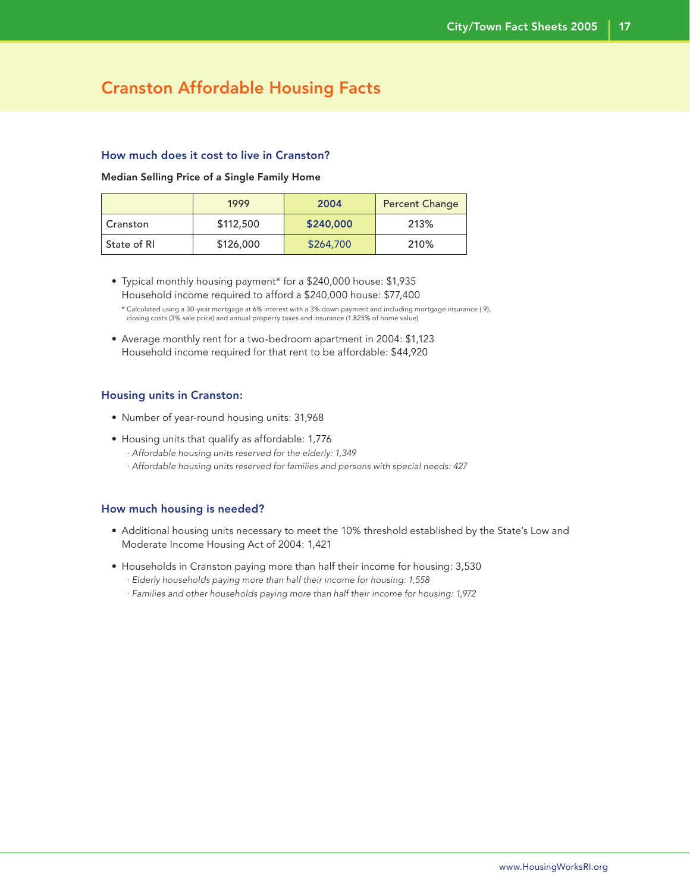# Cranston Affordable Housing Facts

### How much does it cost to live in Cranston?

**Median Selling Price of a Single Family Home**

| | 1999 | 2004 | Percent Change |
|---|---|---|---|
| Cranston | $112,500 | **$240,000** | 213% |
| State of RI | $126,000 | $264,700 | 210% |

- Typical monthly housing payment* for a $240,000 house: $1,935
  Household income required to afford a $240,000 house: $77,400

  \* Calculated using a 30-year mortgage at 6% interest with a 3% down payment and including mortgage insurance (.9), closing costs (3% sale price) and annual property taxes and insurance (1.825% of home value)

- Average monthly rent for a two-bedroom apartment in 2004: $1,123
  Household income required for that rent to be affordable: $44,920

### Housing units in Cranston:

- Number of year-round housing units: 31,968
- Housing units that qualify as affordable: 1,776
  - *Affordable housing units reserved for the elderly: 1,349*
  - *Affordable housing units reserved for families and persons with special needs: 427*

### How much housing is needed?

- Additional housing units necessary to meet the 10% threshold established by the State's Low and Moderate Income Housing Act of 2004: 1,421
- Households in Cranston paying more than half their income for housing: 3,530
  - *Elderly households paying more than half their income for housing: 1,558*
  - *Families and other households paying more than half their income for housing: 1,972*

www.HousingWorksRI.org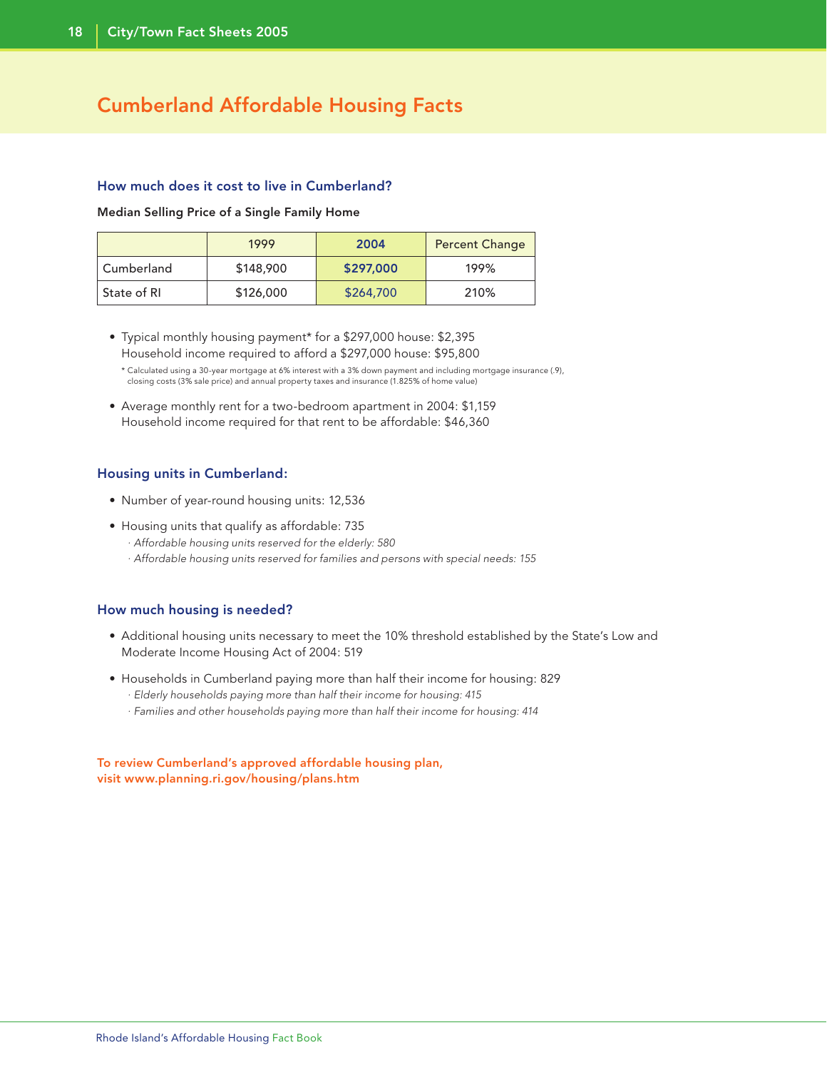# Cumberland Affordable Housing Facts

## How much does it cost to live in Cumberland?

**Median Selling Price of a Single Family Home**

| | 1999 | 2004 | Percent Change |
|---|---|---|---|
| Cumberland | $148,900 | **$297,000** | 199% |
| State of RI | $126,000 | $264,700 | 210% |

- Typical monthly housing payment* for a $297,000 house: $2,395
  Household income required to afford a $297,000 house: $95,800

  \* Calculated using a 30-year mortgage at 6% interest with a 3% down payment and including mortgage insurance (.9), closing costs (3% sale price) and annual property taxes and insurance (1.825% of home value)

- Average monthly rent for a two-bedroom apartment in 2004: $1,159
  Household income required for that rent to be affordable: $46,360

## Housing units in Cumberland:

- Number of year-round housing units: 12,536
- Housing units that qualify as affordable: 735
  - *Affordable housing units reserved for the elderly: 580*
  - *Affordable housing units reserved for families and persons with special needs: 155*

## How much housing is needed?

- Additional housing units necessary to meet the 10% threshold established by the State's Low and Moderate Income Housing Act of 2004: 519
- Households in Cumberland paying more than half their income for housing: 829
  - *Elderly households paying more than half their income for housing: 415*
  - *Families and other households paying more than half their income for housing: 414*

**To review Cumberland's approved affordable housing plan, visit www.planning.ri.gov/housing/plans.htm**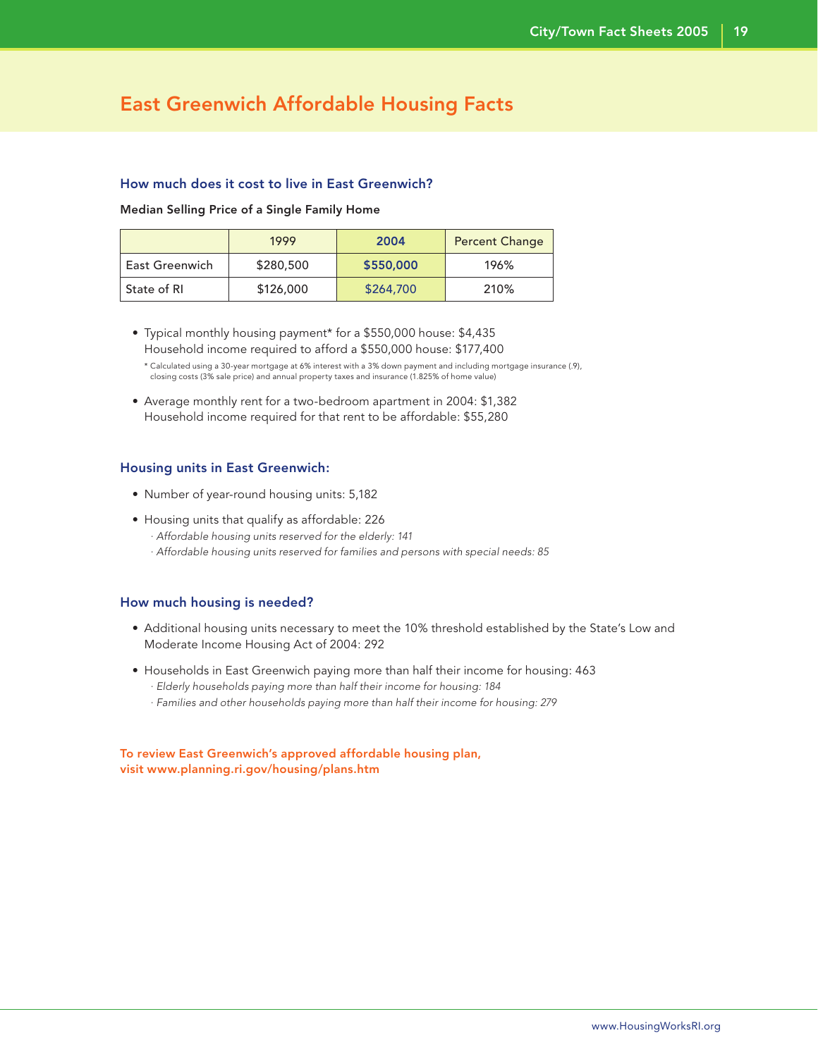# East Greenwich Affordable Housing Facts

### How much does it cost to live in East Greenwich?

**Median Selling Price of a Single Family Home**

| | 1999 | 2004 | Percent Change |
|---|---|---|---|
| East Greenwich | $280,500 | **$550,000** | 196% |
| State of RI | $126,000 | $264,700 | 210% |

- Typical monthly housing payment* for a $550,000 house: $4,435
  Household income required to afford a $550,000 house: $177,400

  * Calculated using a 30-year mortgage at 6% interest with a 3% down payment and including mortgage insurance (.9), closing costs (3% sale price) and annual property taxes and insurance (1.825% of home value)

- Average monthly rent for a two-bedroom apartment in 2004: $1,382
  Household income required for that rent to be affordable: $55,280

### Housing units in East Greenwich:

- Number of year-round housing units: 5,182
- Housing units that qualify as affordable: 226
  - *Affordable housing units reserved for the elderly: 141*
  - *Affordable housing units reserved for families and persons with special needs: 85*

### How much housing is needed?

- Additional housing units necessary to meet the 10% threshold established by the State's Low and Moderate Income Housing Act of 2004: 292
- Households in East Greenwich paying more than half their income for housing: 463
  - *Elderly households paying more than half their income for housing: 184*
  - *Families and other households paying more than half their income for housing: 279*

**To review East Greenwich's approved affordable housing plan, visit www.planning.ri.gov/housing/plans.htm**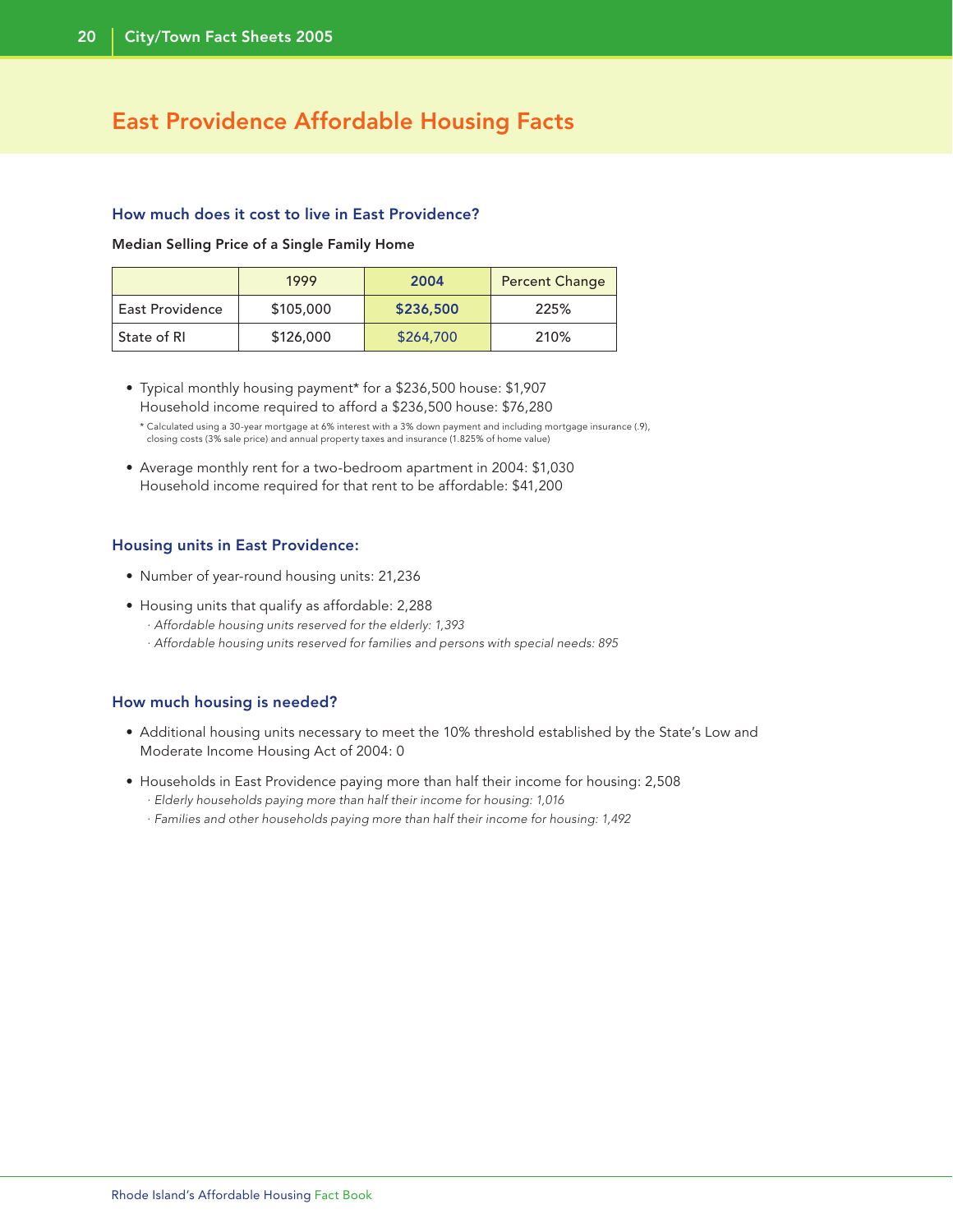# East Providence Affordable Housing Facts

### How much does it cost to live in East Providence?

**Median Selling Price of a Single Family Home**

| | 1999 | 2004 | Percent Change |
|---|---|---|---|
| East Providence | $105,000 | **$236,500** | 225% |
| State of RI | $126,000 | $264,700 | 210% |

- Typical monthly housing payment* for a $236,500 house: $1,907
  Household income required to afford a $236,500 house: $76,280

  \* Calculated using a 30-year mortgage at 6% interest with a 3% down payment and including mortgage insurance (.9), closing costs (3% sale price) and annual property taxes and insurance (1.825% of home value)

- Average monthly rent for a two-bedroom apartment in 2004: $1,030
  Household income required for that rent to be affordable: $41,200

### Housing units in East Providence:

- Number of year-round housing units: 21,236
- Housing units that qualify as affordable: 2,288
  - *Affordable housing units reserved for the elderly: 1,393*
  - *Affordable housing units reserved for families and persons with special needs: 895*

### How much housing is needed?

- Additional housing units necessary to meet the 10% threshold established by the State's Low and Moderate Income Housing Act of 2004: 0
- Households in East Providence paying more than half their income for housing: 2,508
  - *Elderly households paying more than half their income for housing: 1,016*
  - *Families and other households paying more than half their income for housing: 1,492*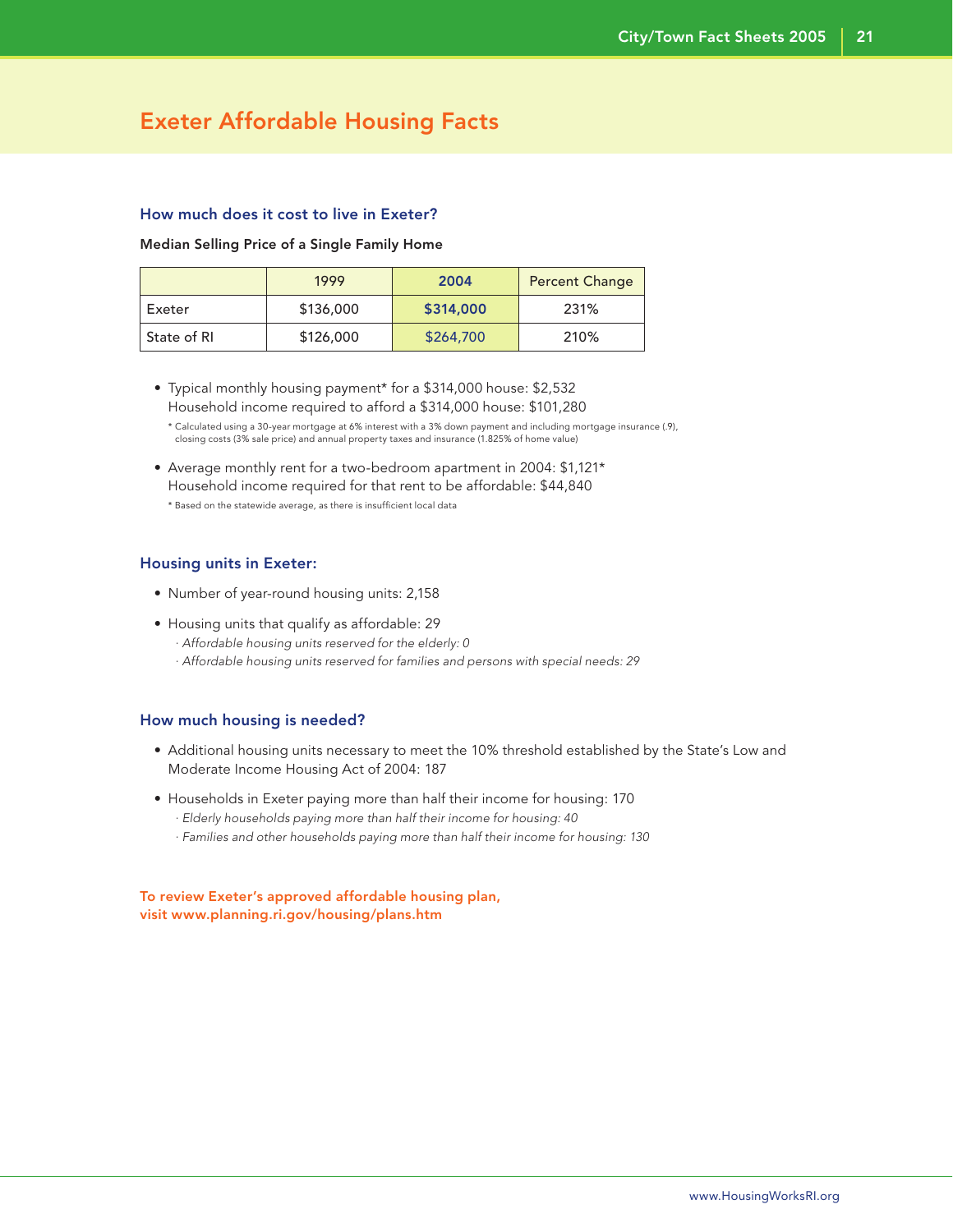# Exeter Affordable Housing Facts

### How much does it cost to live in Exeter?

**Median Selling Price of a Single Family Home**

| | 1999 | 2004 | Percent Change |
|---|---|---|---|
| Exeter | $136,000 | **$314,000** | 231% |
| State of RI | $126,000 | $264,700 | 210% |

- Typical monthly housing payment* for a $314,000 house: $2,532
  Household income required to afford a $314,000 house: $101,280

  \* Calculated using a 30-year mortgage at 6% interest with a 3% down payment and including mortgage insurance (.9), closing costs (3% sale price) and annual property taxes and insurance (1.825% of home value)

- Average monthly rent for a two-bedroom apartment in 2004: $1,121*
  Household income required for that rent to be affordable: $44,840

  \* Based on the statewide average, as there is insufficient local data

### Housing units in Exeter:

- Number of year-round housing units: 2,158
- Housing units that qualify as affordable: 29
  - *Affordable housing units reserved for the elderly: 0*
  - *Affordable housing units reserved for families and persons with special needs: 29*

### How much housing is needed?

- Additional housing units necessary to meet the 10% threshold established by the State's Low and Moderate Income Housing Act of 2004: 187
- Households in Exeter paying more than half their income for housing: 170
  - *Elderly households paying more than half their income for housing: 40*
  - *Families and other households paying more than half their income for housing: 130*

**To review Exeter's approved affordable housing plan, visit www.planning.ri.gov/housing/plans.htm**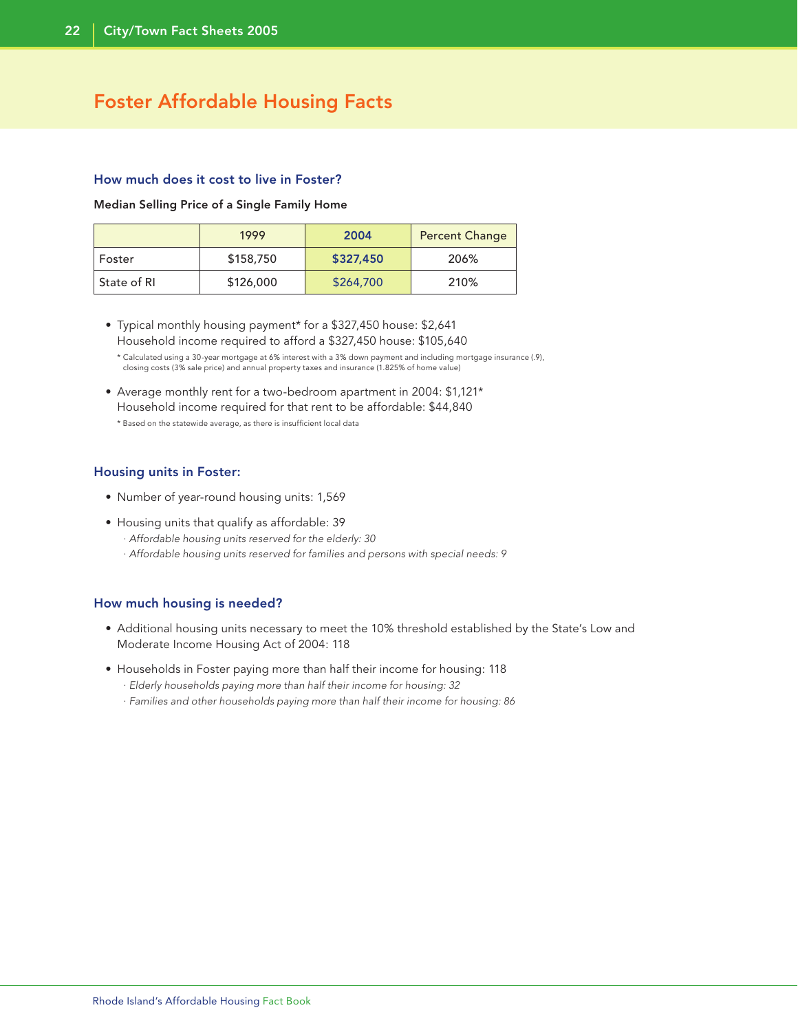# Foster Affordable Housing Facts

## How much does it cost to live in Foster?

**Median Selling Price of a Single Family Home**

| | 1999 | 2004 | Percent Change |
|---|---|---|---|
| Foster | $158,750 | **$327,450** | 206% |
| State of RI | $126,000 | $264,700 | 210% |

- Typical monthly housing payment* for a $327,450 house: $2,641
  Household income required to afford a $327,450 house: $105,640

  \* Calculated using a 30-year mortgage at 6% interest with a 3% down payment and including mortgage insurance (.9), closing costs (3% sale price) and annual property taxes and insurance (1.825% of home value)

- Average monthly rent for a two-bedroom apartment in 2004: $1,121*
  Household income required for that rent to be affordable: $44,840

  \* Based on the statewide average, as there is insufficient local data

## Housing units in Foster:

- Number of year-round housing units: 1,569
- Housing units that qualify as affordable: 39
  - *Affordable housing units reserved for the elderly: 30*
  - *Affordable housing units reserved for families and persons with special needs: 9*

## How much housing is needed?

- Additional housing units necessary to meet the 10% threshold established by the State's Low and Moderate Income Housing Act of 2004: 118
- Households in Foster paying more than half their income for housing: 118
  - *Elderly households paying more than half their income for housing: 32*
  - *Families and other households paying more than half their income for housing: 86*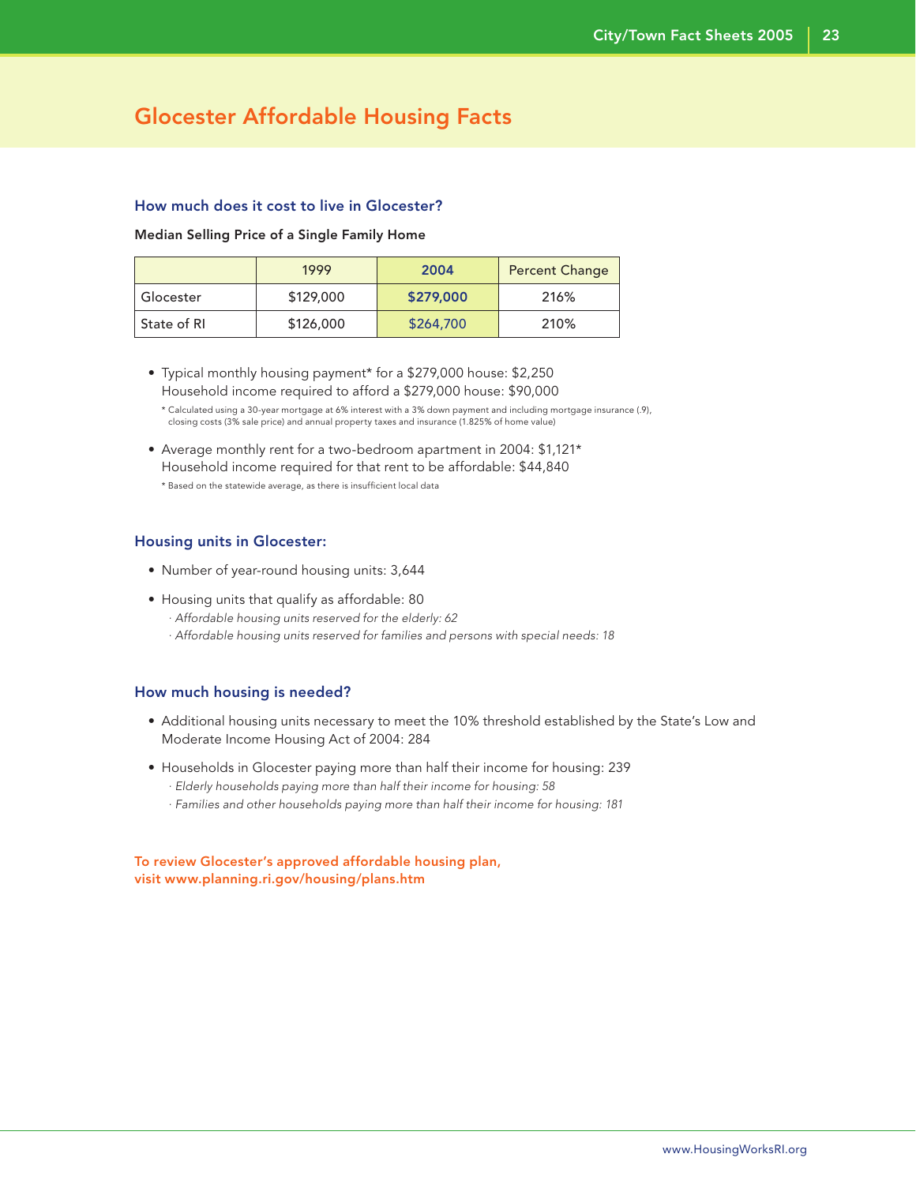# Glocester Affordable Housing Facts

### How much does it cost to live in Glocester?

**Median Selling Price of a Single Family Home**

| | 1999 | 2004 | Percent Change |
|---|---|---|---|
| Glocester | $129,000 | **$279,000** | 216% |
| State of RI | $126,000 | $264,700 | 210% |

- Typical monthly housing payment* for a $279,000 house: $2,250
  Household income required to afford a $279,000 house: $90,000

  * Calculated using a 30-year mortgage at 6% interest with a 3% down payment and including mortgage insurance (.9), closing costs (3% sale price) and annual property taxes and insurance (1.825% of home value)

- Average monthly rent for a two-bedroom apartment in 2004: $1,121*
  Household income required for that rent to be affordable: $44,840

  * Based on the statewide average, as there is insufficient local data

### Housing units in Glocester:

- Number of year-round housing units: 3,644
- Housing units that qualify as affordable: 80
  - *Affordable housing units reserved for the elderly: 62*
  - *Affordable housing units reserved for families and persons with special needs: 18*

### How much housing is needed?

- Additional housing units necessary to meet the 10% threshold established by the State's Low and Moderate Income Housing Act of 2004: 284
- Households in Glocester paying more than half their income for housing: 239
  - *Elderly households paying more than half their income for housing: 58*
  - *Families and other households paying more than half their income for housing: 181*

**To review Glocester's approved affordable housing plan, visit www.planning.ri.gov/housing/plans.htm**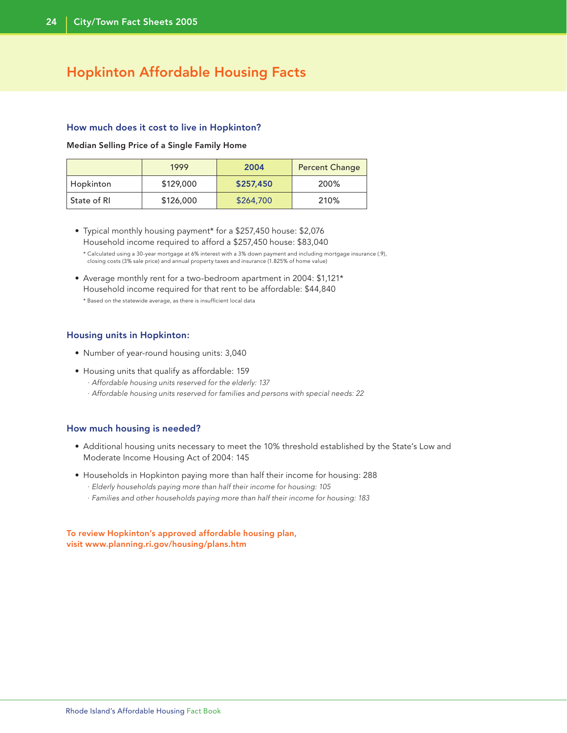# Hopkinton Affordable Housing Facts

## How much does it cost to live in Hopkinton?

**Median Selling Price of a Single Family Home**

| | 1999 | 2004 | Percent Change |
|---|---|---|---|
| Hopkinton | $129,000 | **$257,450** | 200% |
| State of RI | $126,000 | $264,700 | 210% |

- Typical monthly housing payment* for a $257,450 house: $2,076
  Household income required to afford a $257,450 house: $83,040

  \* Calculated using a 30-year mortgage at 6% interest with a 3% down payment and including mortgage insurance (.9), closing costs (3% sale price) and annual property taxes and insurance (1.825% of home value)

- Average monthly rent for a two-bedroom apartment in 2004: $1,121*
  Household income required for that rent to be affordable: $44,840

  \* Based on the statewide average, as there is insufficient local data

## Housing units in Hopkinton:

- Number of year-round housing units: 3,040
- Housing units that qualify as affordable: 159
  - *Affordable housing units reserved for the elderly: 137*
  - *Affordable housing units reserved for families and persons with special needs: 22*

## How much housing is needed?

- Additional housing units necessary to meet the 10% threshold established by the State's Low and Moderate Income Housing Act of 2004: 145
- Households in Hopkinton paying more than half their income for housing: 288
  - *Elderly households paying more than half their income for housing: 105*
  - *Families and other households paying more than half their income for housing: 183*

**To review Hopkinton's approved affordable housing plan, visit www.planning.ri.gov/housing/plans.htm**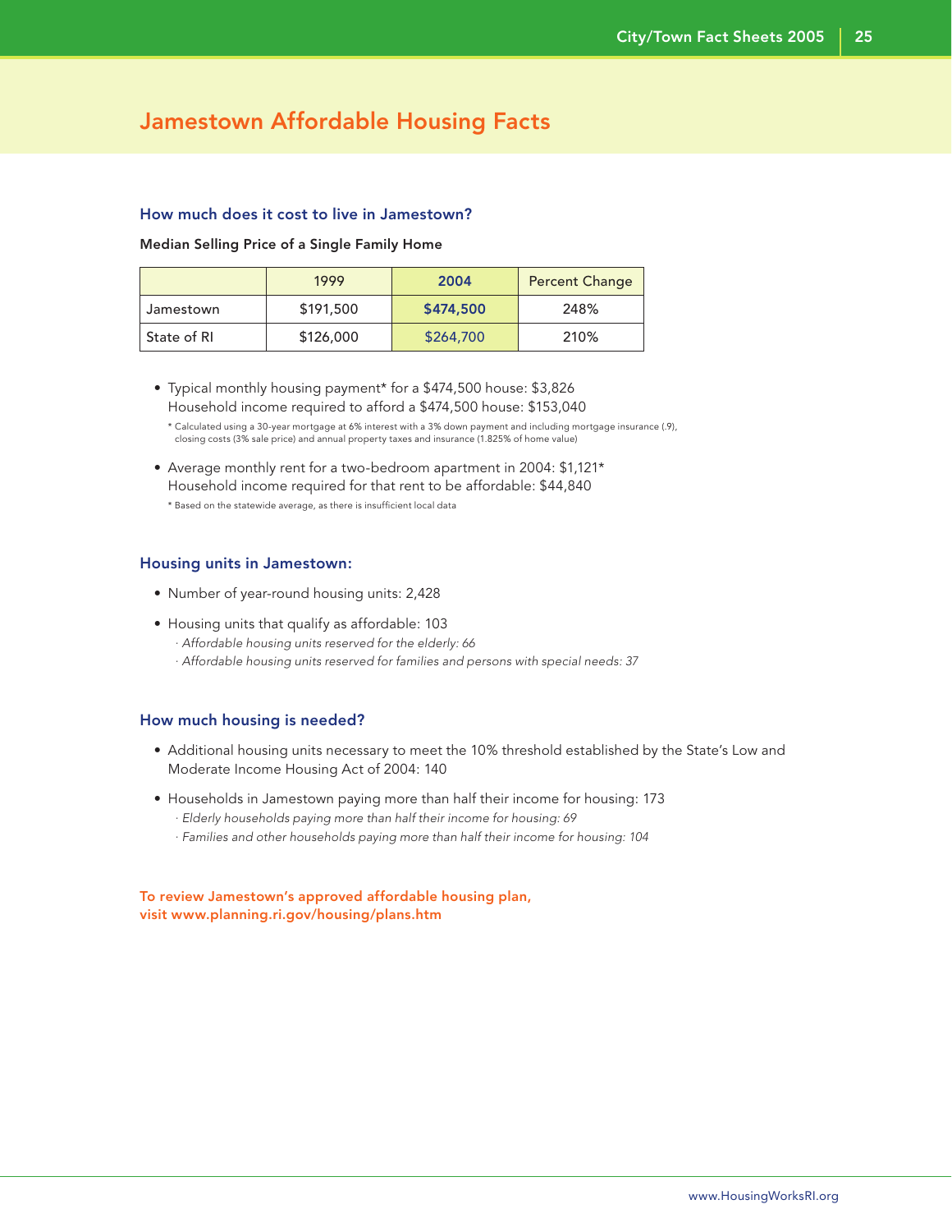# Jamestown Affordable Housing Facts

### How much does it cost to live in Jamestown?

**Median Selling Price of a Single Family Home**

| | 1999 | 2004 | Percent Change |
|---|---|---|---|
| Jamestown | $191,500 | **$474,500** | 248% |
| State of RI | $126,000 | $264,700 | 210% |

- Typical monthly housing payment* for a $474,500 house: $3,826
  Household income required to afford a $474,500 house: $153,040

  * Calculated using a 30-year mortgage at 6% interest with a 3% down payment and including mortgage insurance (.9), closing costs (3% sale price) and annual property taxes and insurance (1.825% of home value)

- Average monthly rent for a two-bedroom apartment in 2004: $1,121*
  Household income required for that rent to be affordable: $44,840

  * Based on the statewide average, as there is insufficient local data

### Housing units in Jamestown:

- Number of year-round housing units: 2,428
- Housing units that qualify as affordable: 103
  - *Affordable housing units reserved for the elderly: 66*
  - *Affordable housing units reserved for families and persons with special needs: 37*

### How much housing is needed?

- Additional housing units necessary to meet the 10% threshold established by the State's Low and Moderate Income Housing Act of 2004: 140
- Households in Jamestown paying more than half their income for housing: 173
  - *Elderly households paying more than half their income for housing: 69*
  - *Families and other households paying more than half their income for housing: 104*

**To review Jamestown's approved affordable housing plan, visit www.planning.ri.gov/housing/plans.htm**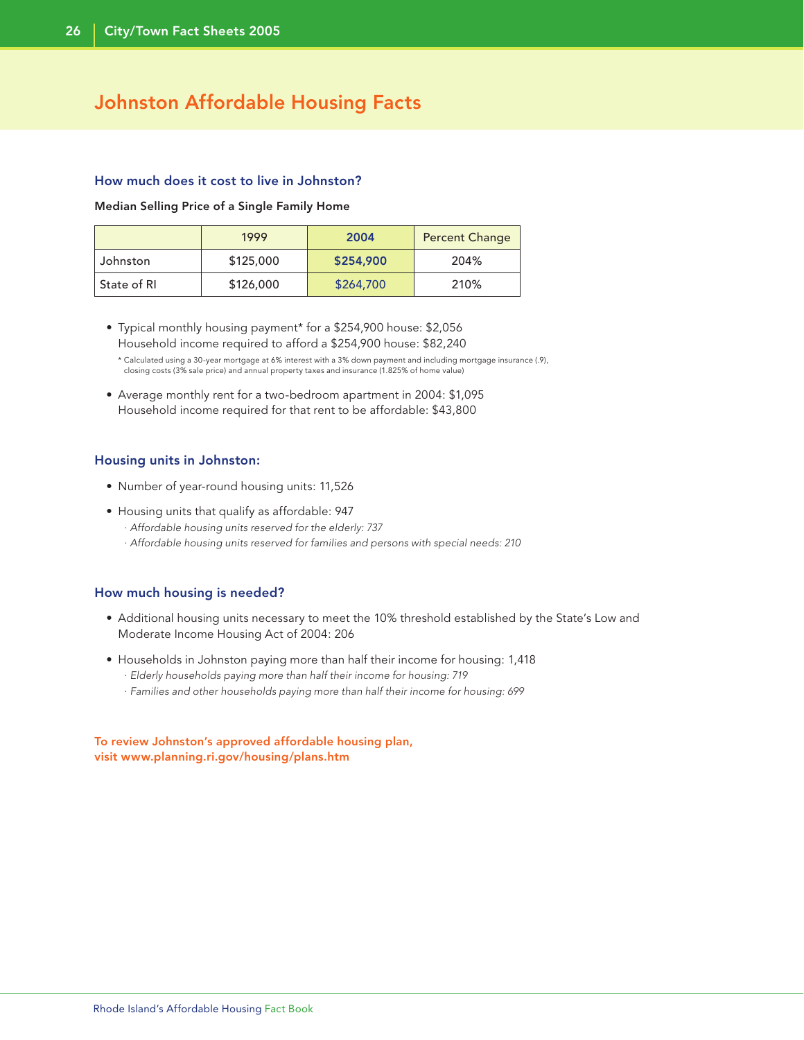# Johnston Affordable Housing Facts

### How much does it cost to live in Johnston?

**Median Selling Price of a Single Family Home**

| | 1999 | 2004 | Percent Change |
|---|---|---|---|
| Johnston | $125,000 | **$254,900** | 204% |
| State of RI | $126,000 | $264,700 | 210% |

- Typical monthly housing payment* for a $254,900 house: $2,056
  Household income required to afford a $254,900 house: $82,240

  \* Calculated using a 30-year mortgage at 6% interest with a 3% down payment and including mortgage insurance (.9), closing costs (3% sale price) and annual property taxes and insurance (1.825% of home value)

- Average monthly rent for a two-bedroom apartment in 2004: $1,095
  Household income required for that rent to be affordable: $43,800

### Housing units in Johnston:

- Number of year-round housing units: 11,526
- Housing units that qualify as affordable: 947
  - *Affordable housing units reserved for the elderly: 737*
  - *Affordable housing units reserved for families and persons with special needs: 210*

### How much housing is needed?

- Additional housing units necessary to meet the 10% threshold established by the State's Low and Moderate Income Housing Act of 2004: 206
- Households in Johnston paying more than half their income for housing: 1,418
  - *Elderly households paying more than half their income for housing: 719*
  - *Families and other households paying more than half their income for housing: 699*

**To review Johnston's approved affordable housing plan, visit www.planning.ri.gov/housing/plans.htm**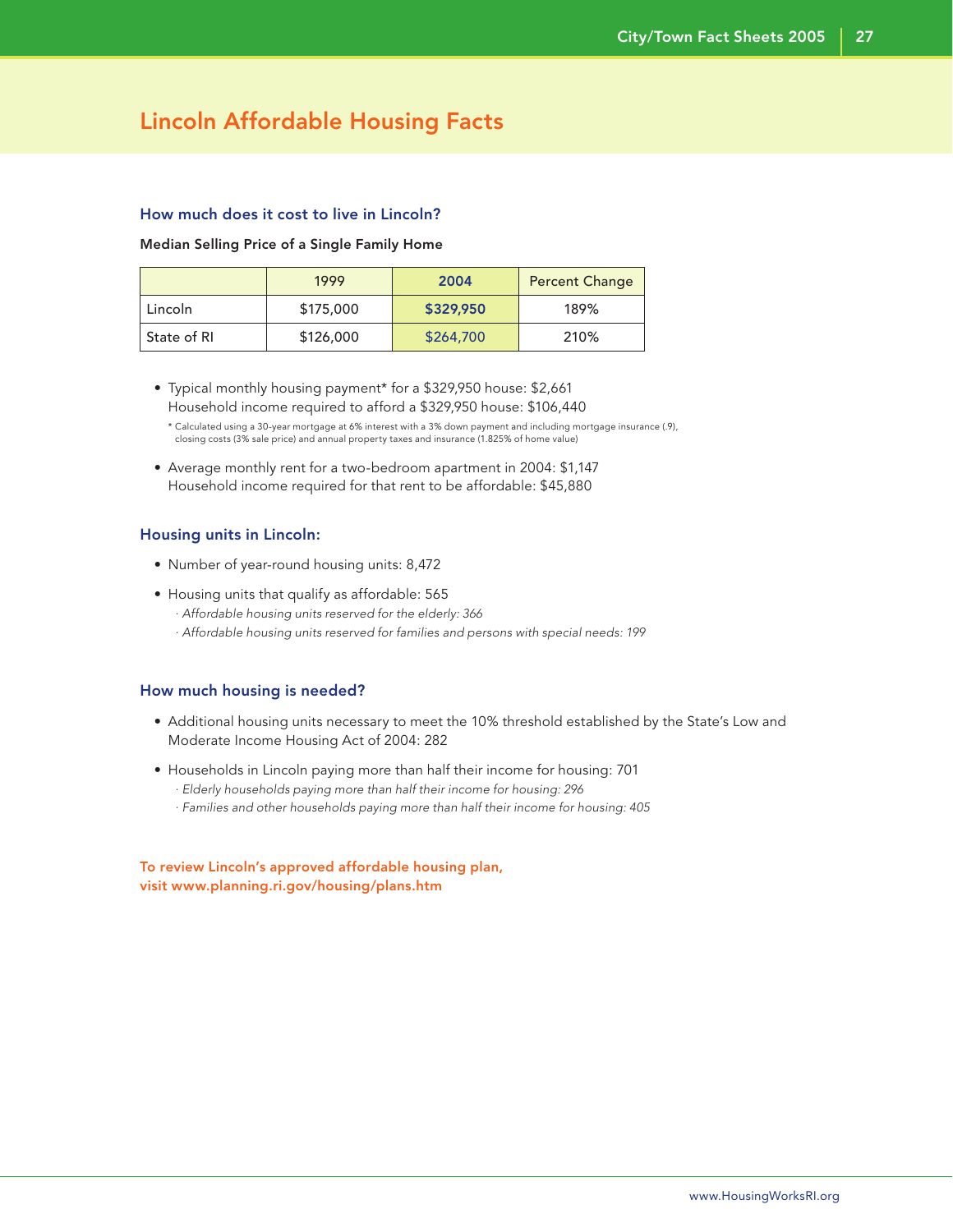# Lincoln Affordable Housing Facts

### How much does it cost to live in Lincoln?

**Median Selling Price of a Single Family Home**

| | 1999 | 2004 | Percent Change |
|---|---|---|---|
| Lincoln | $175,000 | **$329,950** | 189% |
| State of RI | $126,000 | $264,700 | 210% |

- Typical monthly housing payment* for a $329,950 house: $2,661
  Household income required to afford a $329,950 house: $106,440

  * Calculated using a 30-year mortgage at 6% interest with a 3% down payment and including mortgage insurance (.9), closing costs (3% sale price) and annual property taxes and insurance (1.825% of home value)

- Average monthly rent for a two-bedroom apartment in 2004: $1,147
  Household income required for that rent to be affordable: $45,880

### Housing units in Lincoln:

- Number of year-round housing units: 8,472
- Housing units that qualify as affordable: 565
  - *Affordable housing units reserved for the elderly: 366*
  - *Affordable housing units reserved for families and persons with special needs: 199*

### How much housing is needed?

- Additional housing units necessary to meet the 10% threshold established by the State's Low and Moderate Income Housing Act of 2004: 282
- Households in Lincoln paying more than half their income for housing: 701
  - *Elderly households paying more than half their income for housing: 296*
  - *Families and other households paying more than half their income for housing: 405*

**To review Lincoln's approved affordable housing plan, visit www.planning.ri.gov/housing/plans.htm**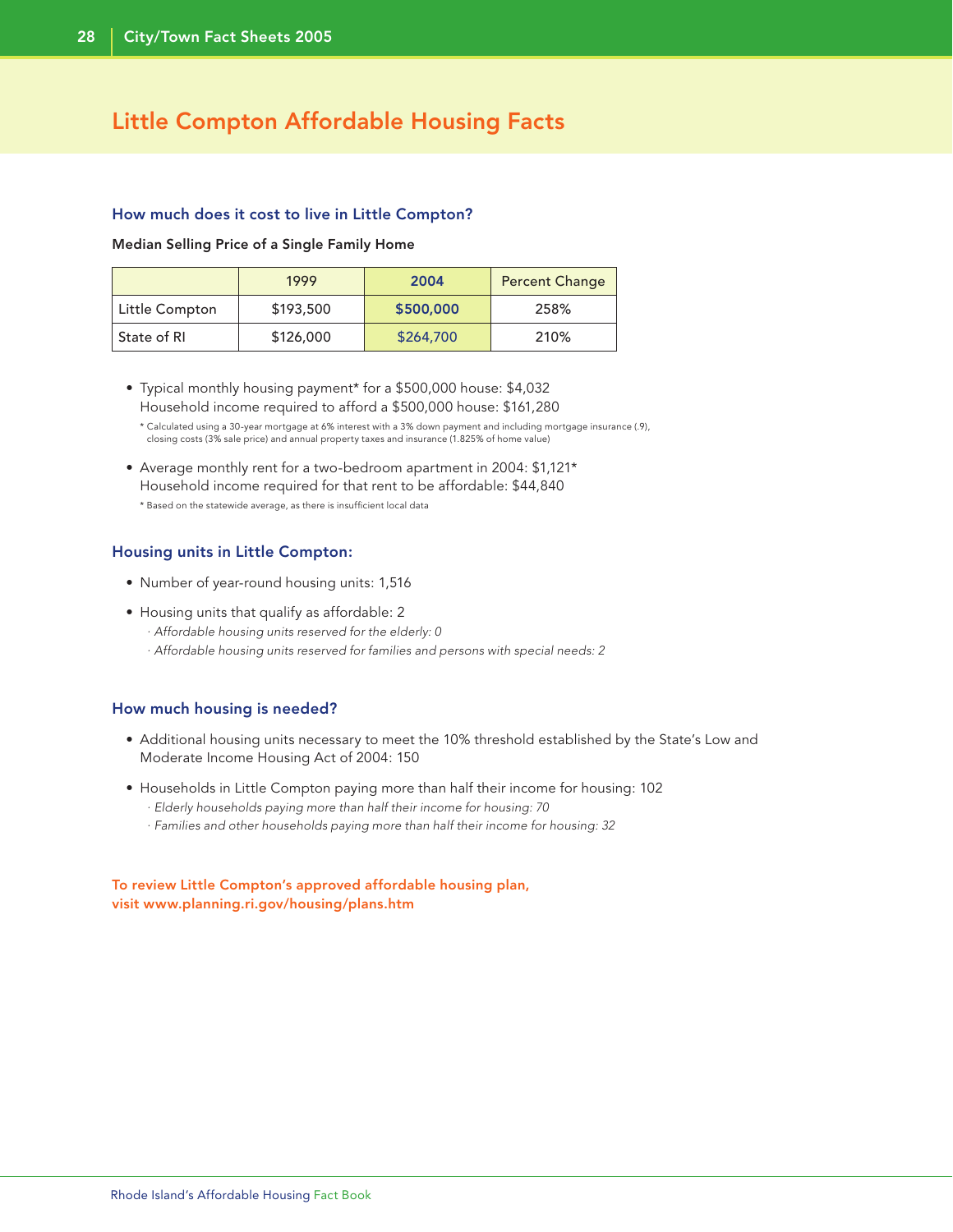# Little Compton Affordable Housing Facts

## How much does it cost to live in Little Compton?

**Median Selling Price of a Single Family Home**

| | 1999 | 2004 | Percent Change |
|---|---|---|---|
| Little Compton | $193,500 | **$500,000** | 258% |
| State of RI | $126,000 | $264,700 | 210% |

- Typical monthly housing payment* for a $500,000 house: $4,032
  Household income required to afford a $500,000 house: $161,280

  * Calculated using a 30-year mortgage at 6% interest with a 3% down payment and including mortgage insurance (.9), closing costs (3% sale price) and annual property taxes and insurance (1.825% of home value)

- Average monthly rent for a two-bedroom apartment in 2004: $1,121*
  Household income required for that rent to be affordable: $44,840

  * Based on the statewide average, as there is insufficient local data

## Housing units in Little Compton:

- Number of year-round housing units: 1,516
- Housing units that qualify as affordable: 2
  - *Affordable housing units reserved for the elderly: 0*
  - *Affordable housing units reserved for families and persons with special needs: 2*

## How much housing is needed?

- Additional housing units necessary to meet the 10% threshold established by the State's Low and Moderate Income Housing Act of 2004: 150
- Households in Little Compton paying more than half their income for housing: 102
  - *Elderly households paying more than half their income for housing: 70*
  - *Families and other households paying more than half their income for housing: 32*

**To review Little Compton's approved affordable housing plan, visit www.planning.ri.gov/housing/plans.htm**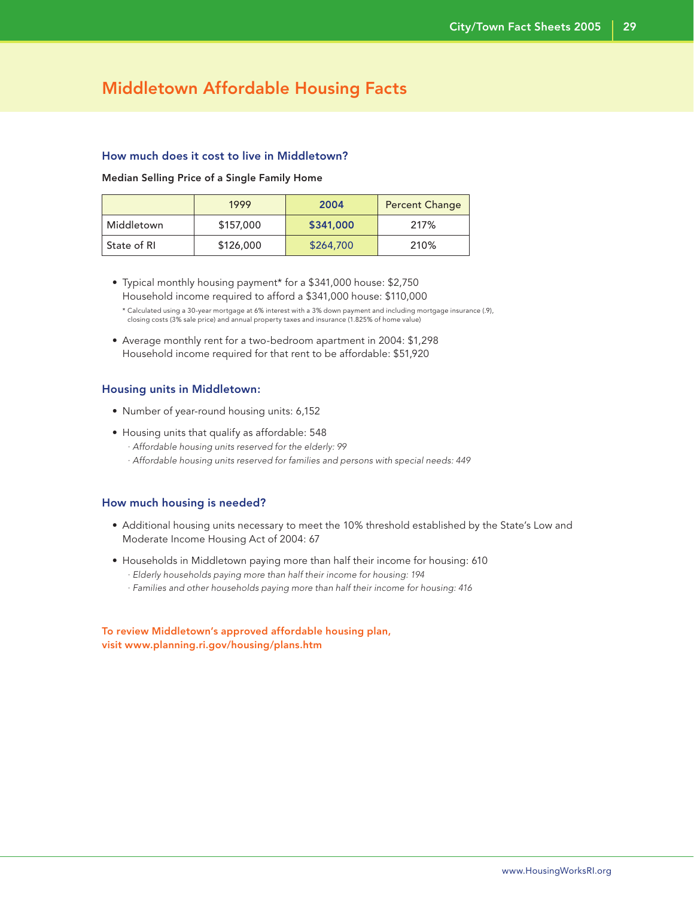# Middletown Affordable Housing Facts

### How much does it cost to live in Middletown?

**Median Selling Price of a Single Family Home**

| | 1999 | 2004 | Percent Change |
|---|---|---|---|
| Middletown | $157,000 | **$341,000** | 217% |
| State of RI | $126,000 | $264,700 | 210% |

- Typical monthly housing payment* for a $341,000 house: $2,750
  Household income required to afford a $341,000 house: $110,000

  * Calculated using a 30-year mortgage at 6% interest with a 3% down payment and including mortgage insurance (.9), closing costs (3% sale price) and annual property taxes and insurance (1.825% of home value)

- Average monthly rent for a two-bedroom apartment in 2004: $1,298
  Household income required for that rent to be affordable: $51,920

### Housing units in Middletown:

- Number of year-round housing units: 6,152
- Housing units that qualify as affordable: 548
  - *Affordable housing units reserved for the elderly: 99*
  - *Affordable housing units reserved for families and persons with special needs: 449*

### How much housing is needed?

- Additional housing units necessary to meet the 10% threshold established by the State's Low and Moderate Income Housing Act of 2004: 67
- Households in Middletown paying more than half their income for housing: 610
  - *Elderly households paying more than half their income for housing: 194*
  - *Families and other households paying more than half their income for housing: 416*

**To review Middletown's approved affordable housing plan, visit www.planning.ri.gov/housing/plans.htm**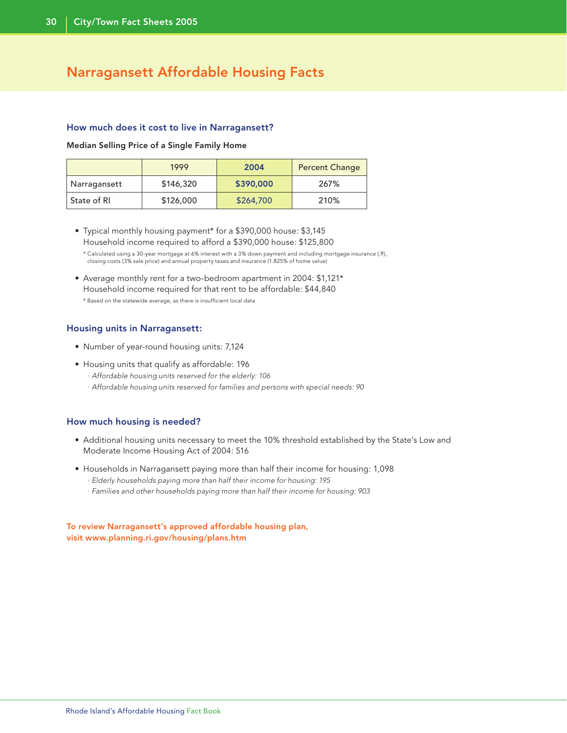# Narragansett Affordable Housing Facts

### How much does it cost to live in Narragansett?

**Median Selling Price of a Single Family Home**

| | 1999 | 2004 | Percent Change |
|---|---|---|---|
| Narragansett | $146,320 | **$390,000** | 267% |
| State of RI | $126,000 | $264,700 | 210% |

- Typical monthly housing payment* for a $390,000 house: $3,145
  Household income required to afford a $390,000 house: $125,800

  * Calculated using a 30-year mortgage at 6% interest with a 3% down payment and including mortgage insurance (.9), closing costs (3% sale price) and annual property taxes and insurance (1.825% of home value)

- Average monthly rent for a two-bedroom apartment in 2004: $1,121*
  Household income required for that rent to be affordable: $44,840

  * Based on the statewide average, as there is insufficient local data

### Housing units in Narragansett:

- Number of year-round housing units: 7,124
- Housing units that qualify as affordable: 196
  - *Affordable housing units reserved for the elderly: 106*
  - *Affordable housing units reserved for families and persons with special needs: 90*

### How much housing is needed?

- Additional housing units necessary to meet the 10% threshold established by the State's Low and Moderate Income Housing Act of 2004: 516
- Households in Narragansett paying more than half their income for housing: 1,098
  - *Elderly households paying more than half their income for housing: 195*
  - *Families and other households paying more than half their income for housing: 903*

**To review Narragansett's approved affordable housing plan, visit www.planning.ri.gov/housing/plans.htm**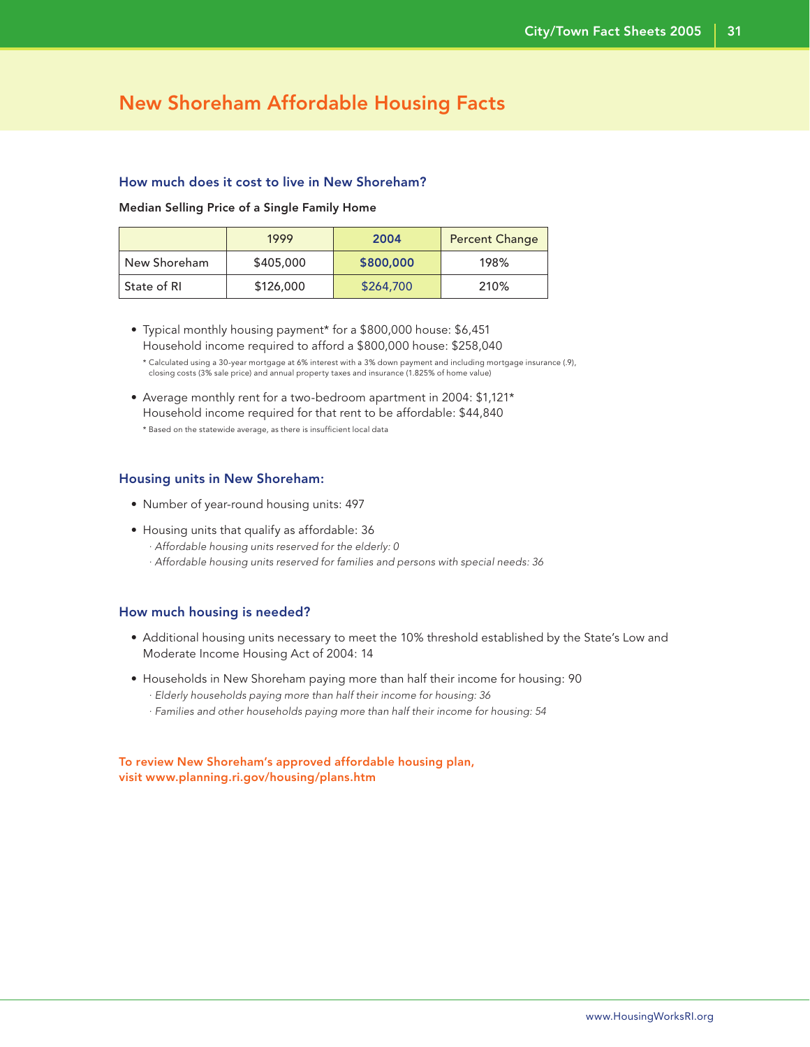# New Shoreham Affordable Housing Facts

### How much does it cost to live in New Shoreham?

**Median Selling Price of a Single Family Home**

| | 1999 | 2004 | Percent Change |
|---|---|---|---|
| New Shoreham | $405,000 | **$800,000** | 198% |
| State of RI | $126,000 | $264,700 | 210% |

- Typical monthly housing payment* for a $800,000 house: $6,451
  Household income required to afford a $800,000 house: $258,040

  * Calculated using a 30-year mortgage at 6% interest with a 3% down payment and including mortgage insurance (.9), closing costs (3% sale price) and annual property taxes and insurance (1.825% of home value)

- Average monthly rent for a two-bedroom apartment in 2004: $1,121*
  Household income required for that rent to be affordable: $44,840

  * Based on the statewide average, as there is insufficient local data

### Housing units in New Shoreham:

- Number of year-round housing units: 497
- Housing units that qualify as affordable: 36
  - *Affordable housing units reserved for the elderly: 0*
  - *Affordable housing units reserved for families and persons with special needs: 36*

### How much housing is needed?

- Additional housing units necessary to meet the 10% threshold established by the State's Low and Moderate Income Housing Act of 2004: 14
- Households in New Shoreham paying more than half their income for housing: 90
  - *Elderly households paying more than half their income for housing: 36*
  - *Families and other households paying more than half their income for housing: 54*

**To review New Shoreham's approved affordable housing plan, visit www.planning.ri.gov/housing/plans.htm**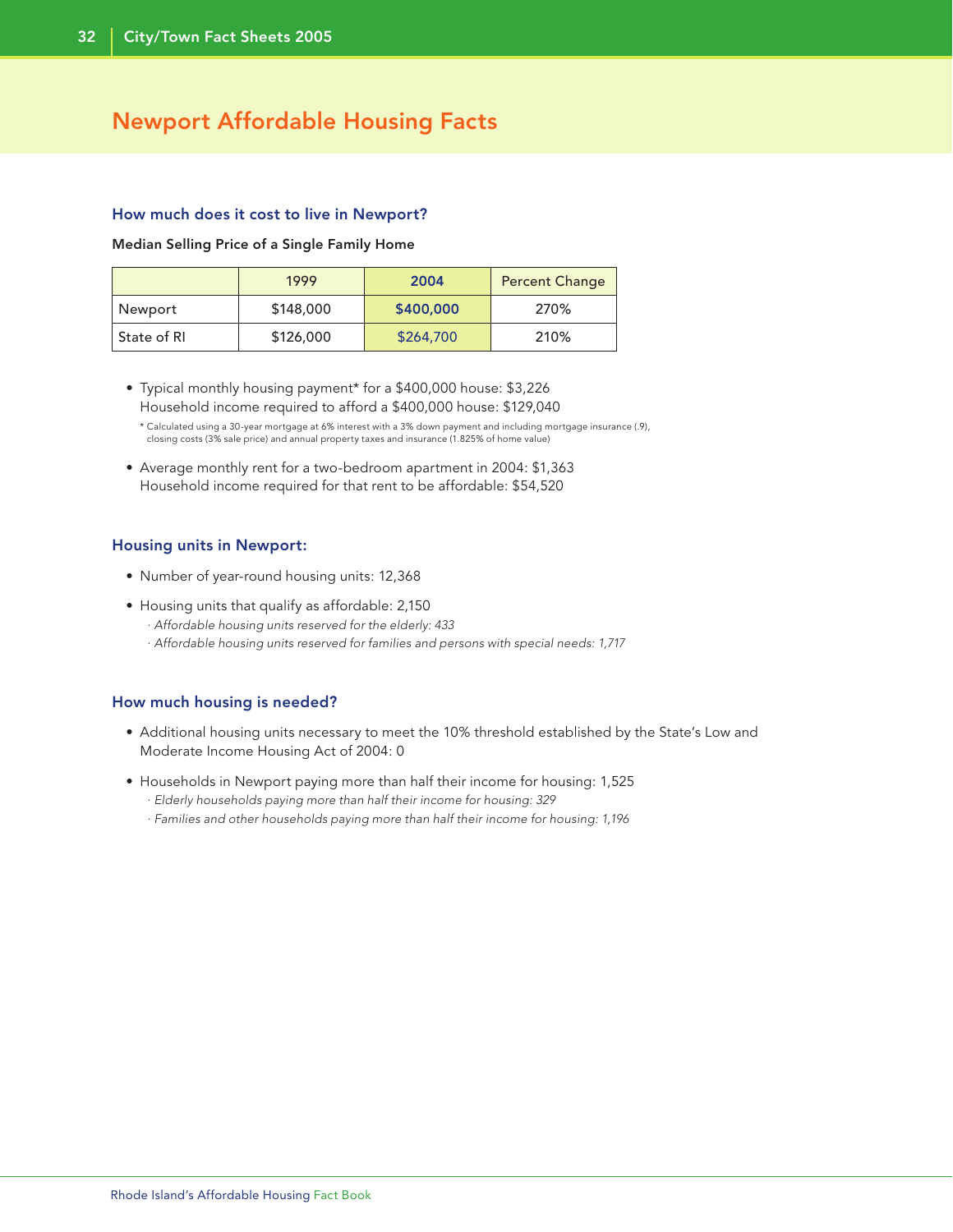# Newport Affordable Housing Facts

### How much does it cost to live in Newport?

**Median Selling Price of a Single Family Home**

| | 1999 | 2004 | Percent Change |
|---|---|---|---|
| Newport | $148,000 | **$400,000** | 270% |
| State of RI | $126,000 | $264,700 | 210% |

- Typical monthly housing payment* for a $400,000 house: $3,226
  Household income required to afford a $400,000 house: $129,040

  \* Calculated using a 30-year mortgage at 6% interest with a 3% down payment and including mortgage insurance (.9), closing costs (3% sale price) and annual property taxes and insurance (1.825% of home value)

- Average monthly rent for a two-bedroom apartment in 2004: $1,363
  Household income required for that rent to be affordable: $54,520

### Housing units in Newport:

- Number of year-round housing units: 12,368
- Housing units that qualify as affordable: 2,150
  - *Affordable housing units reserved for the elderly: 433*
  - *Affordable housing units reserved for families and persons with special needs: 1,717*

### How much housing is needed?

- Additional housing units necessary to meet the 10% threshold established by the State's Low and Moderate Income Housing Act of 2004: 0
- Households in Newport paying more than half their income for housing: 1,525
  - *Elderly households paying more than half their income for housing: 329*
  - *Families and other households paying more than half their income for housing: 1,196*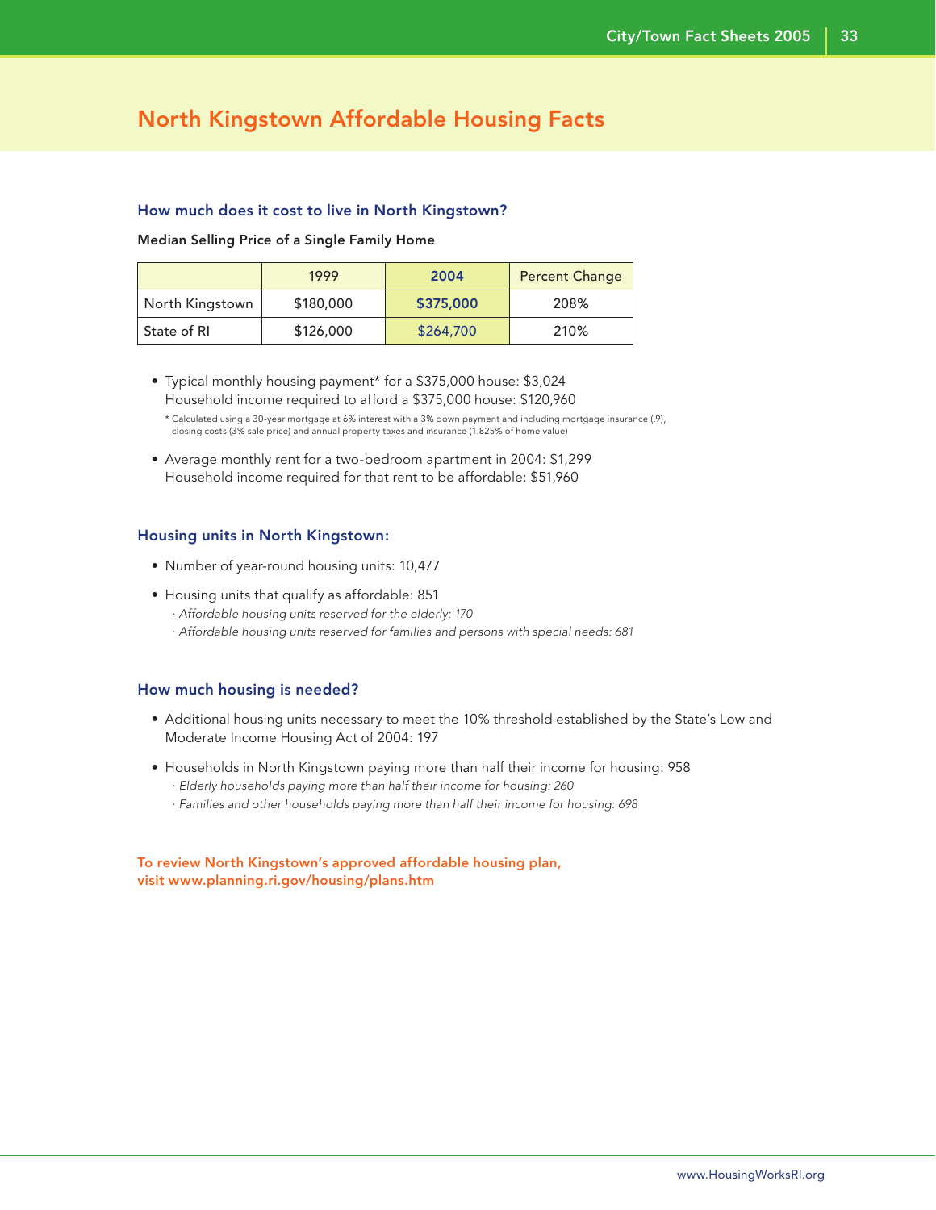# North Kingstown Affordable Housing Facts

### How much does it cost to live in North Kingstown?

**Median Selling Price of a Single Family Home**

| | 1999 | 2004 | Percent Change |
|---|---|---|---|
| North Kingstown | $180,000 | **$375,000** | 208% |
| State of RI | $126,000 | $264,700 | 210% |

- Typical monthly housing payment* for a $375,000 house: $3,024
  Household income required to afford a $375,000 house: $120,960

  * Calculated using a 30-year mortgage at 6% interest with a 3% down payment and including mortgage insurance (.9), closing costs (3% sale price) and annual property taxes and insurance (1.825% of home value)

- Average monthly rent for a two-bedroom apartment in 2004: $1,299
  Household income required for that rent to be affordable: $51,960

### Housing units in North Kingstown:

- Number of year-round housing units: 10,477
- Housing units that qualify as affordable: 851
  - *Affordable housing units reserved for the elderly: 170*
  - *Affordable housing units reserved for families and persons with special needs: 681*

### How much housing is needed?

- Additional housing units necessary to meet the 10% threshold established by the State's Low and Moderate Income Housing Act of 2004: 197
- Households in North Kingstown paying more than half their income for housing: 958
  - *Elderly households paying more than half their income for housing: 260*
  - *Families and other households paying more than half their income for housing: 698*

**To review North Kingstown's approved affordable housing plan, visit www.planning.ri.gov/housing/plans.htm**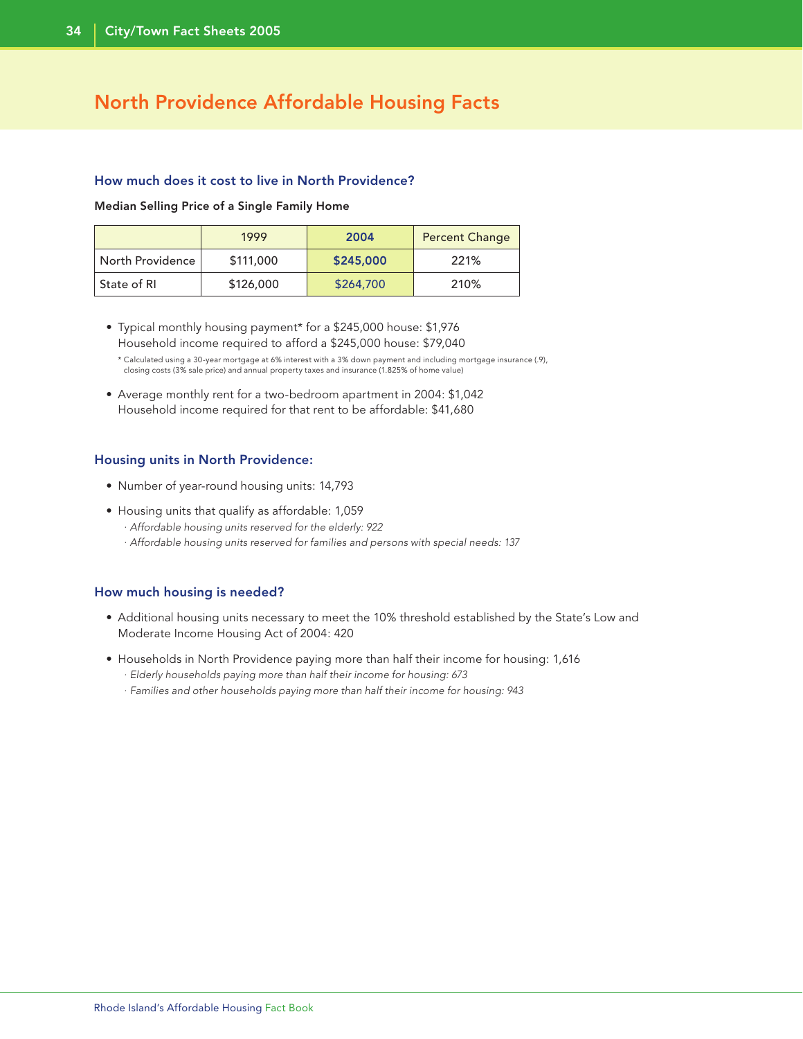# North Providence Affordable Housing Facts

## How much does it cost to live in North Providence?

**Median Selling Price of a Single Family Home**

| | 1999 | 2004 | Percent Change |
|---|---|---|---|
| North Providence | $111,000 | **$245,000** | 221% |
| State of RI | $126,000 | $264,700 | 210% |

- Typical monthly housing payment* for a $245,000 house: $1,976
  Household income required to afford a $245,000 house: $79,040

  * Calculated using a 30-year mortgage at 6% interest with a 3% down payment and including mortgage insurance (.9), closing costs (3% sale price) and annual property taxes and insurance (1.825% of home value)

- Average monthly rent for a two-bedroom apartment in 2004: $1,042
  Household income required for that rent to be affordable: $41,680

## Housing units in North Providence:

- Number of year-round housing units: 14,793
- Housing units that qualify as affordable: 1,059
  - *Affordable housing units reserved for the elderly: 922*
  - *Affordable housing units reserved for families and persons with special needs: 137*

## How much housing is needed?

- Additional housing units necessary to meet the 10% threshold established by the State's Low and Moderate Income Housing Act of 2004: 420
- Households in North Providence paying more than half their income for housing: 1,616
  - *Elderly households paying more than half their income for housing: 673*
  - *Families and other households paying more than half their income for housing: 943*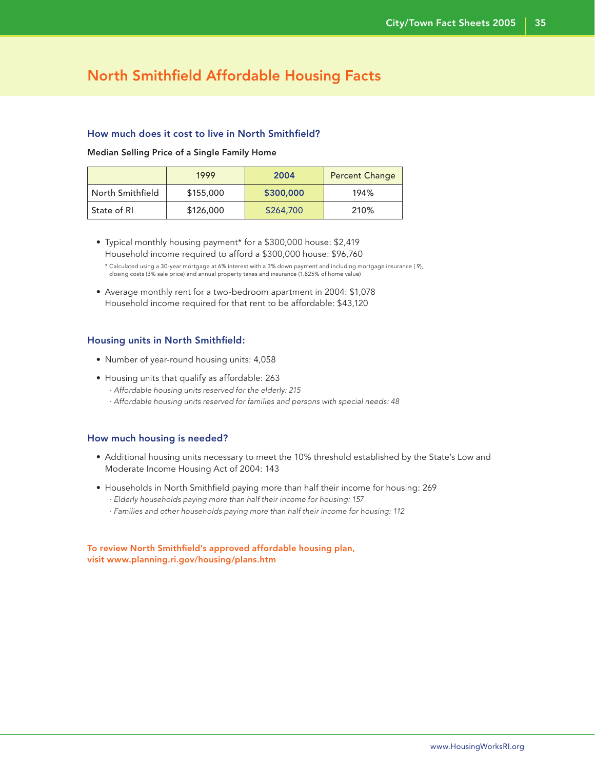# North Smithfield Affordable Housing Facts

## How much does it cost to live in North Smithfield?

**Median Selling Price of a Single Family Home**

| | 1999 | 2004 | Percent Change |
|---|---|---|---|
| North Smithfield | $155,000 | **$300,000** | 194% |
| State of RI | $126,000 | $264,700 | 210% |

- Typical monthly housing payment* for a $300,000 house: $2,419
  Household income required to afford a $300,000 house: $96,760

  * Calculated using a 30-year mortgage at 6% interest with a 3% down payment and including mortgage insurance (.9), closing costs (3% sale price) and annual property taxes and insurance (1.825% of home value)

- Average monthly rent for a two-bedroom apartment in 2004: $1,078
  Household income required for that rent to be affordable: $43,120

## Housing units in North Smithfield:

- Number of year-round housing units: 4,058
- Housing units that qualify as affordable: 263
  - *Affordable housing units reserved for the elderly: 215*
  - *Affordable housing units reserved for families and persons with special needs: 48*

## How much housing is needed?

- Additional housing units necessary to meet the 10% threshold established by the State's Low and Moderate Income Housing Act of 2004: 143
- Households in North Smithfield paying more than half their income for housing: 269
  - *Elderly households paying more than half their income for housing: 157*
  - *Families and other households paying more than half their income for housing: 112*

**To review North Smithfield's approved affordable housing plan, visit www.planning.ri.gov/housing/plans.htm**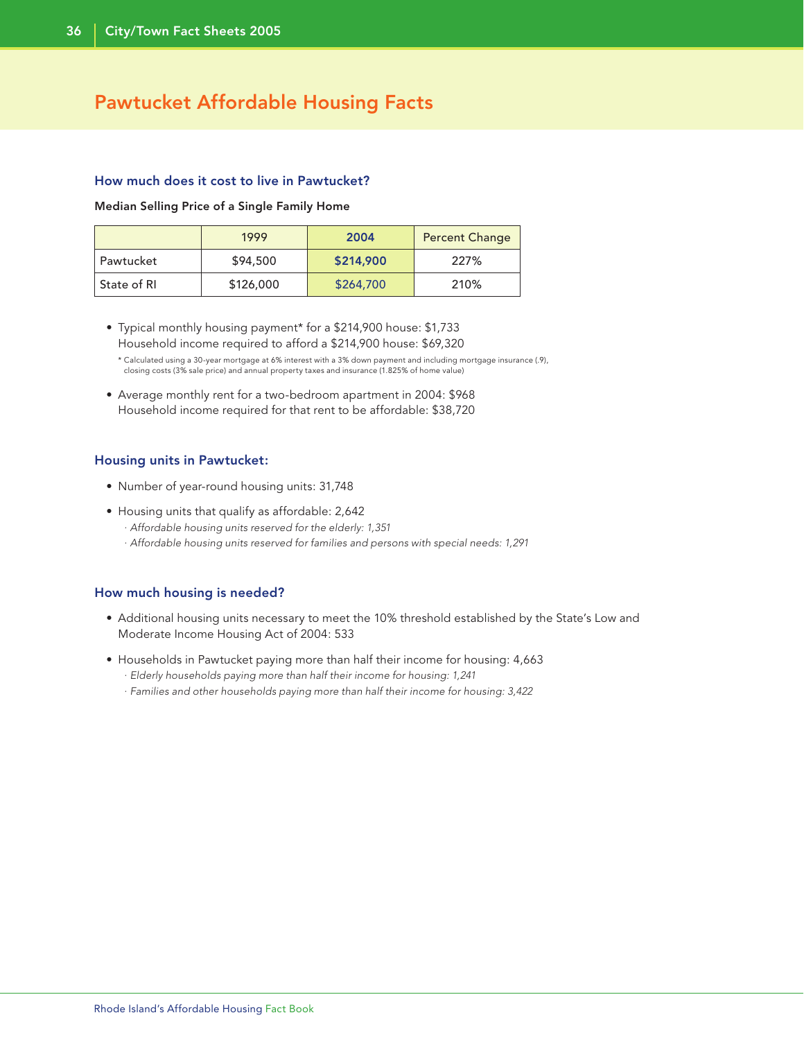# Pawtucket Affordable Housing Facts

### How much does it cost to live in Pawtucket?

**Median Selling Price of a Single Family Home**

| | 1999 | 2004 | Percent Change |
|---|---|---|---|
| Pawtucket | $94,500 | **$214,900** | 227% |
| State of RI | $126,000 | $264,700 | 210% |

- Typical monthly housing payment* for a $214,900 house: $1,733
  Household income required to afford a $214,900 house: $69,320

  \* Calculated using a 30-year mortgage at 6% interest with a 3% down payment and including mortgage insurance (.9), closing costs (3% sale price) and annual property taxes and insurance (1.825% of home value)

- Average monthly rent for a two-bedroom apartment in 2004: $968
  Household income required for that rent to be affordable: $38,720

### Housing units in Pawtucket:

- Number of year-round housing units: 31,748
- Housing units that qualify as affordable: 2,642
  - *Affordable housing units reserved for the elderly: 1,351*
  - *Affordable housing units reserved for families and persons with special needs: 1,291*

### How much housing is needed?

- Additional housing units necessary to meet the 10% threshold established by the State's Low and Moderate Income Housing Act of 2004: 533
- Households in Pawtucket paying more than half their income for housing: 4,663
  - *Elderly households paying more than half their income for housing: 1,241*
  - *Families and other households paying more than half their income for housing: 3,422*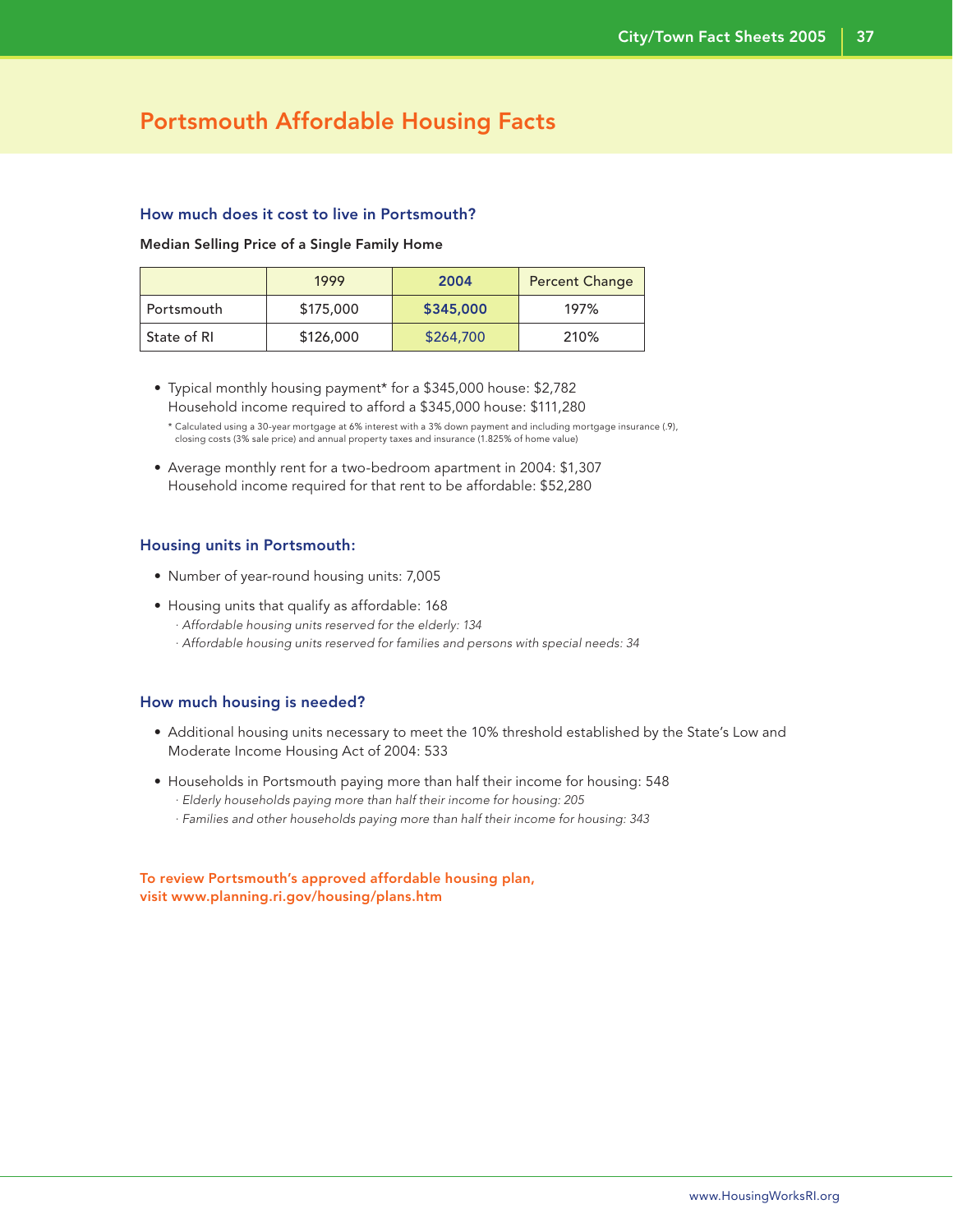# Portsmouth Affordable Housing Facts

### How much does it cost to live in Portsmouth?

**Median Selling Price of a Single Family Home**

| | 1999 | 2004 | Percent Change |
|---|---|---|---|
| Portsmouth | $175,000 | **$345,000** | 197% |
| State of RI | $126,000 | $264,700 | 210% |

- Typical monthly housing payment* for a $345,000 house: $2,782
  Household income required to afford a $345,000 house: $111,280

  * Calculated using a 30-year mortgage at 6% interest with a 3% down payment and including mortgage insurance (.9), closing costs (3% sale price) and annual property taxes and insurance (1.825% of home value)

- Average monthly rent for a two-bedroom apartment in 2004: $1,307
  Household income required for that rent to be affordable: $52,280

### Housing units in Portsmouth:

- Number of year-round housing units: 7,005
- Housing units that qualify as affordable: 168
  - *Affordable housing units reserved for the elderly: 134*
  - *Affordable housing units reserved for families and persons with special needs: 34*

### How much housing is needed?

- Additional housing units necessary to meet the 10% threshold established by the State's Low and Moderate Income Housing Act of 2004: 533
- Households in Portsmouth paying more than half their income for housing: 548
  - *Elderly households paying more than half their income for housing: 205*
  - *Families and other households paying more than half their income for housing: 343*

**To review Portsmouth's approved affordable housing plan, visit www.planning.ri.gov/housing/plans.htm**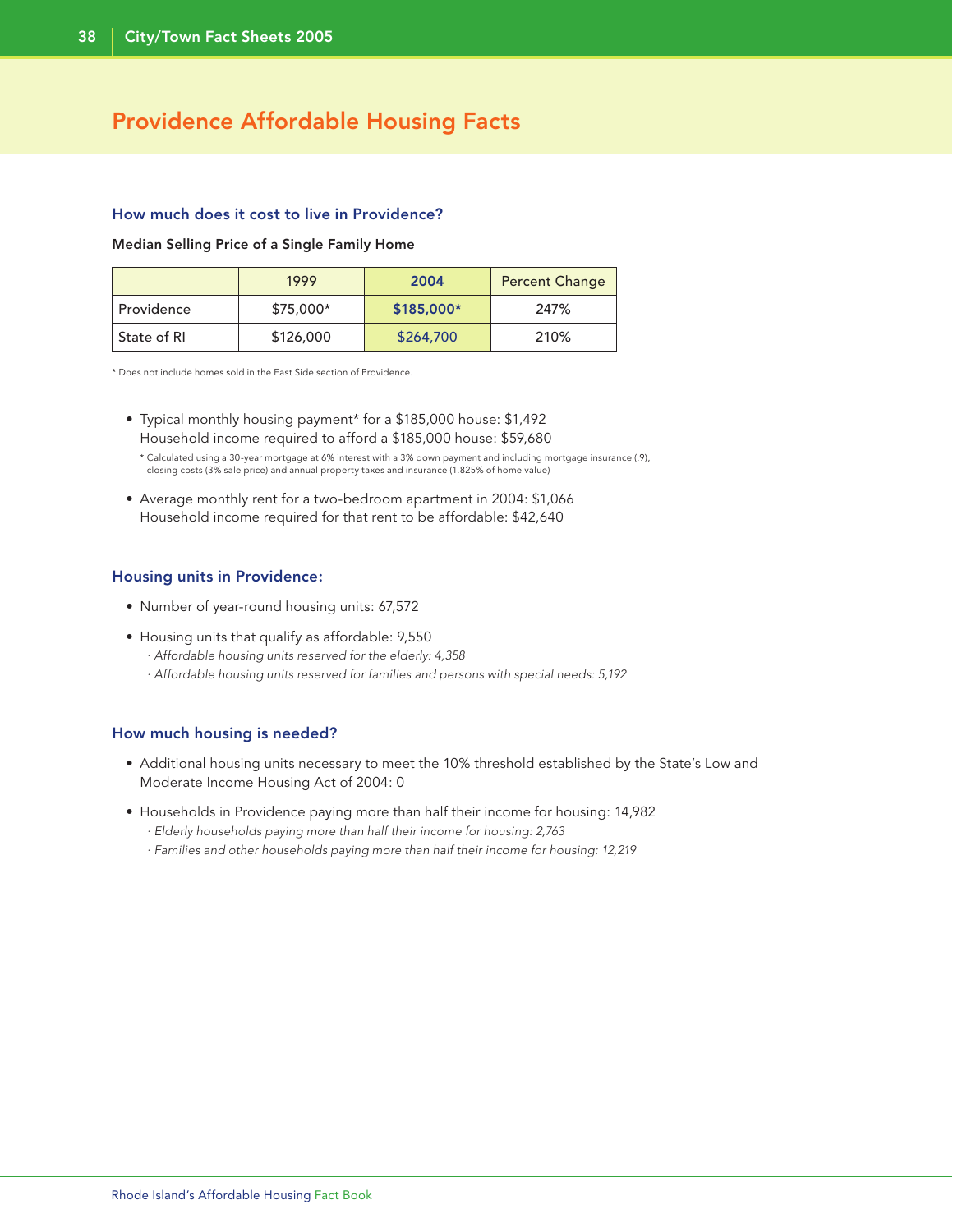# Providence Affordable Housing Facts

### How much does it cost to live in Providence?

**Median Selling Price of a Single Family Home**

| | 1999 | 2004 | Percent Change |
|---|---|---|---|
| Providence | $75,000* | **$185,000*** | 247% |
| State of RI | $126,000 | $264,700 | 210% |

* Does not include homes sold in the East Side section of Providence.

- Typical monthly housing payment* for a $185,000 house: $1,492
  Household income required to afford a $185,000 house: $59,680

  * Calculated using a 30-year mortgage at 6% interest with a 3% down payment and including mortgage insurance (.9), closing costs (3% sale price) and annual property taxes and insurance (1.825% of home value)

- Average monthly rent for a two-bedroom apartment in 2004: $1,066
  Household income required for that rent to be affordable: $42,640

### Housing units in Providence:

- Number of year-round housing units: 67,572
- Housing units that qualify as affordable: 9,550
  - *Affordable housing units reserved for the elderly: 4,358*
  - *Affordable housing units reserved for families and persons with special needs: 5,192*

### How much housing is needed?

- Additional housing units necessary to meet the 10% threshold established by the State's Low and Moderate Income Housing Act of 2004: 0
- Households in Providence paying more than half their income for housing: 14,982
  - *Elderly households paying more than half their income for housing: 2,763*
  - *Families and other households paying more than half their income for housing: 12,219*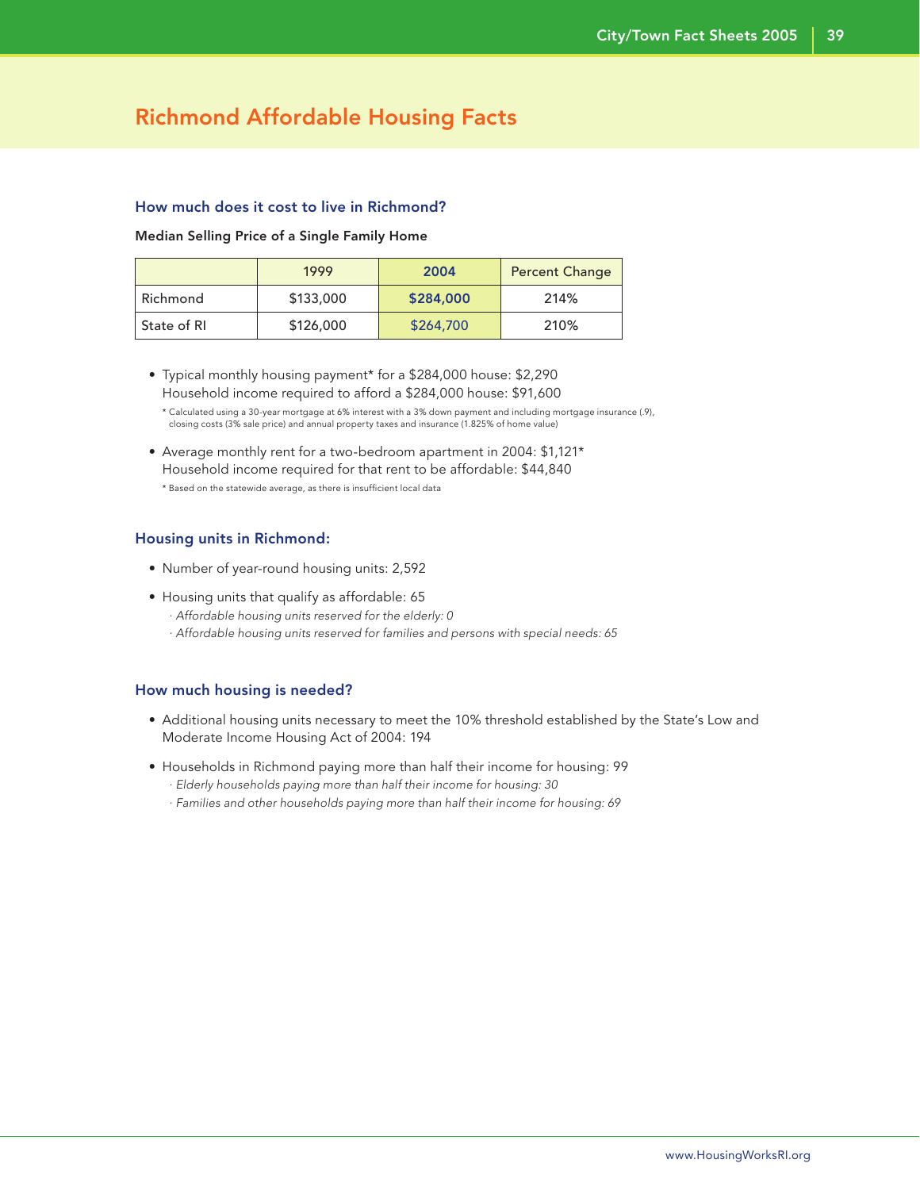# Richmond Affordable Housing Facts

### How much does it cost to live in Richmond?

**Median Selling Price of a Single Family Home**

| | 1999 | 2004 | Percent Change |
|---|---|---|---|
| Richmond | $133,000 | **$284,000** | 214% |
| State of RI | $126,000 | $264,700 | 210% |

- Typical monthly housing payment* for a $284,000 house: $2,290
  Household income required to afford a $284,000 house: $91,600

  * Calculated using a 30-year mortgage at 6% interest with a 3% down payment and including mortgage insurance (.9), closing costs (3% sale price) and annual property taxes and insurance (1.825% of home value)

- Average monthly rent for a two-bedroom apartment in 2004: $1,121*
  Household income required for that rent to be affordable: $44,840

  * Based on the statewide average, as there is insufficient local data

### Housing units in Richmond:

- Number of year-round housing units: 2,592
- Housing units that qualify as affordable: 65
  - *Affordable housing units reserved for the elderly: 0*
  - *Affordable housing units reserved for families and persons with special needs: 65*

### How much housing is needed?

- Additional housing units necessary to meet the 10% threshold established by the State's Low and Moderate Income Housing Act of 2004: 194
- Households in Richmond paying more than half their income for housing: 99
  - *Elderly households paying more than half their income for housing: 30*
  - *Families and other households paying more than half their income for housing: 69*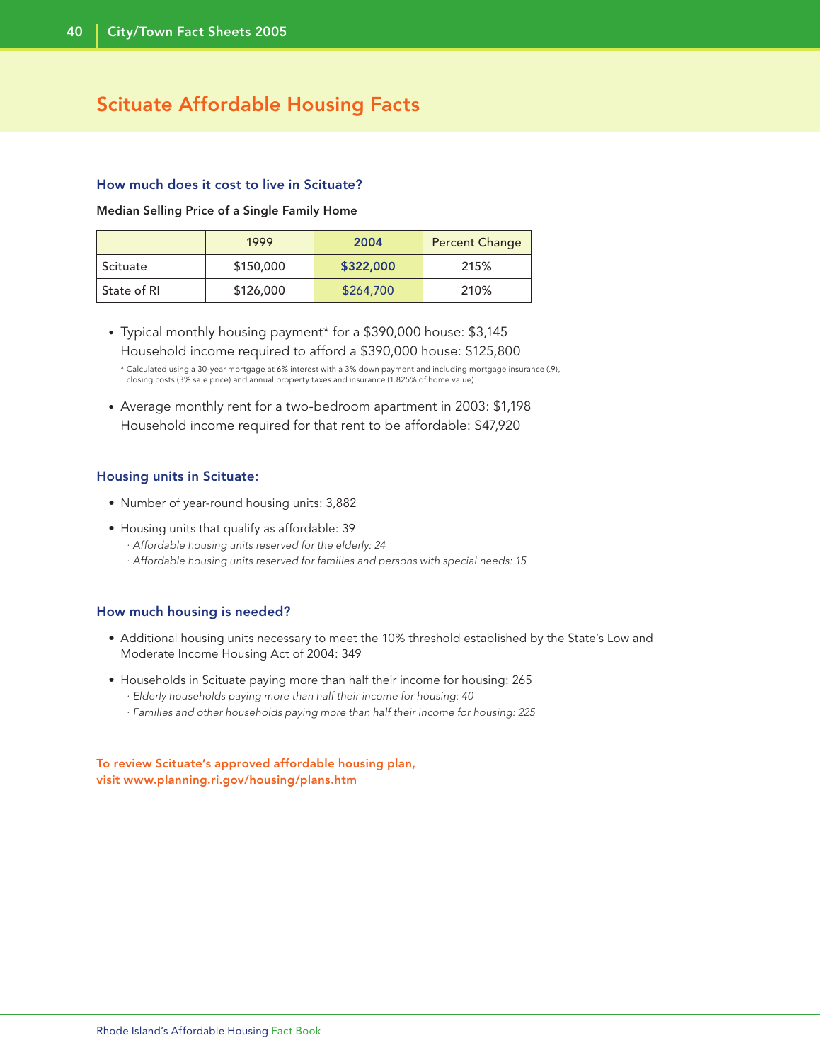# Scituate Affordable Housing Facts

### How much does it cost to live in Scituate?

**Median Selling Price of a Single Family Home**

| | 1999 | 2004 | Percent Change |
|---|---|---|---|
| Scituate | $150,000 | **$322,000** | 215% |
| State of RI | $126,000 | $264,700 | 210% |

- Typical monthly housing payment* for a $390,000 house: $3,145
  Household income required to afford a $390,000 house: $125,800

  \* Calculated using a 30-year mortgage at 6% interest with a 3% down payment and including mortgage insurance (.9), closing costs (3% sale price) and annual property taxes and insurance (1.825% of home value)

- Average monthly rent for a two-bedroom apartment in 2003: $1,198
  Household income required for that rent to be affordable: $47,920

### Housing units in Scituate:

- Number of year-round housing units: 3,882
- Housing units that qualify as affordable: 39
  - *Affordable housing units reserved for the elderly: 24*
  - *Affordable housing units reserved for families and persons with special needs: 15*

### How much housing is needed?

- Additional housing units necessary to meet the 10% threshold established by the State's Low and Moderate Income Housing Act of 2004: 349
- Households in Scituate paying more than half their income for housing: 265
  - *Elderly households paying more than half their income for housing: 40*
  - *Families and other households paying more than half their income for housing: 225*

**To review Scituate's approved affordable housing plan, visit www.planning.ri.gov/housing/plans.htm**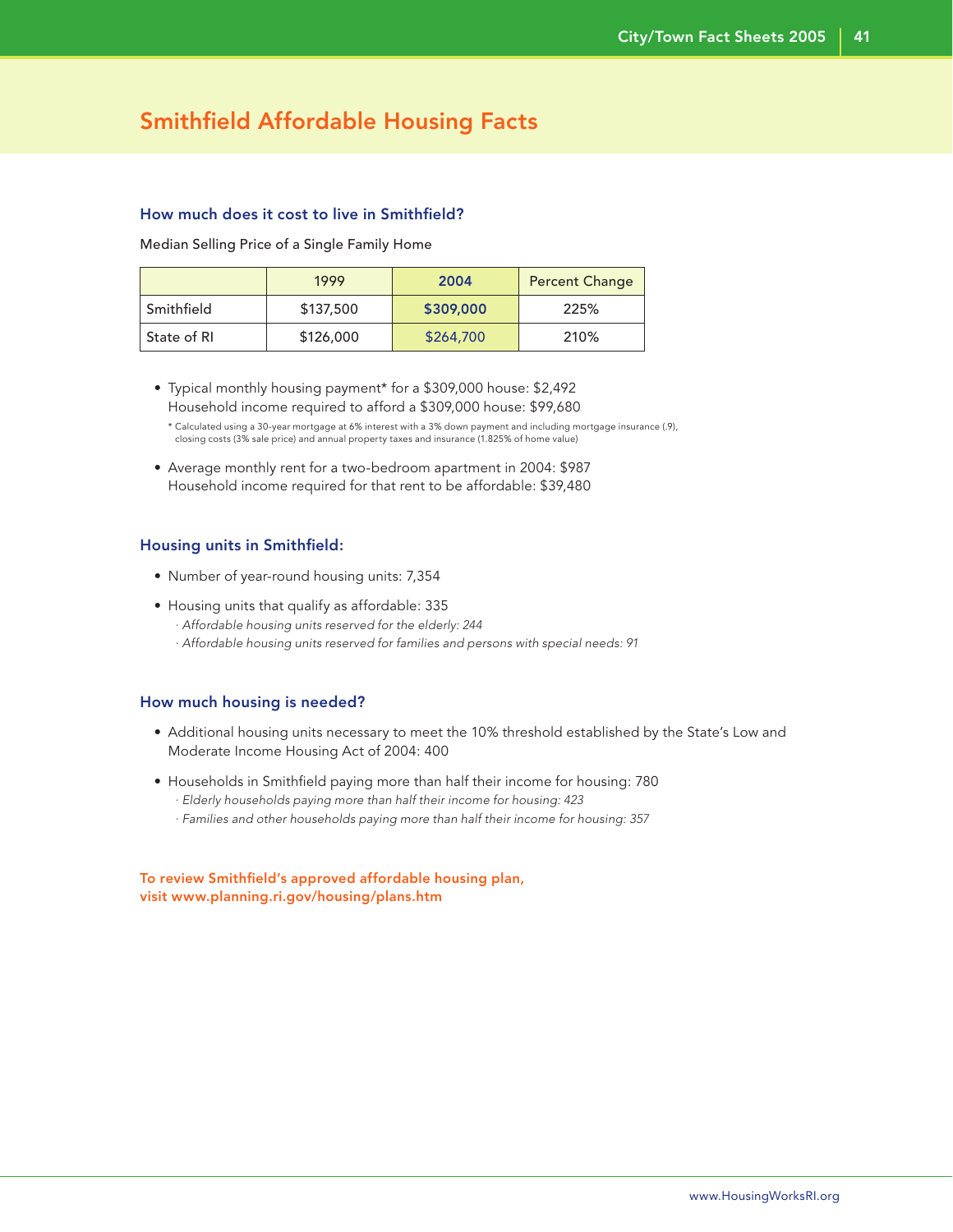# Smithfield Affordable Housing Facts

### How much does it cost to live in Smithfield?

Median Selling Price of a Single Family Home

| | 1999 | 2004 | Percent Change |
|---|---|---|---|
| Smithfield | $137,500 | **$309,000** | 225% |
| State of RI | $126,000 | $264,700 | 210% |

- Typical monthly housing payment* for a $309,000 house: $2,492
  Household income required to afford a $309,000 house: $99,680

  * Calculated using a 30-year mortgage at 6% interest with a 3% down payment and including mortgage insurance (.9), closing costs (3% sale price) and annual property taxes and insurance (1.825% of home value)

- Average monthly rent for a two-bedroom apartment in 2004: $987
  Household income required for that rent to be affordable: $39,480

### Housing units in Smithfield:

- Number of year-round housing units: 7,354
- Housing units that qualify as affordable: 335
  - *Affordable housing units reserved for the elderly: 244*
  - *Affordable housing units reserved for families and persons with special needs: 91*

### How much housing is needed?

- Additional housing units necessary to meet the 10% threshold established by the State's Low and Moderate Income Housing Act of 2004: 400
- Households in Smithfield paying more than half their income for housing: 780
  - *Elderly households paying more than half their income for housing: 423*
  - *Families and other households paying more than half their income for housing: 357*

**To review Smithfield's approved affordable housing plan, visit www.planning.ri.gov/housing/plans.htm**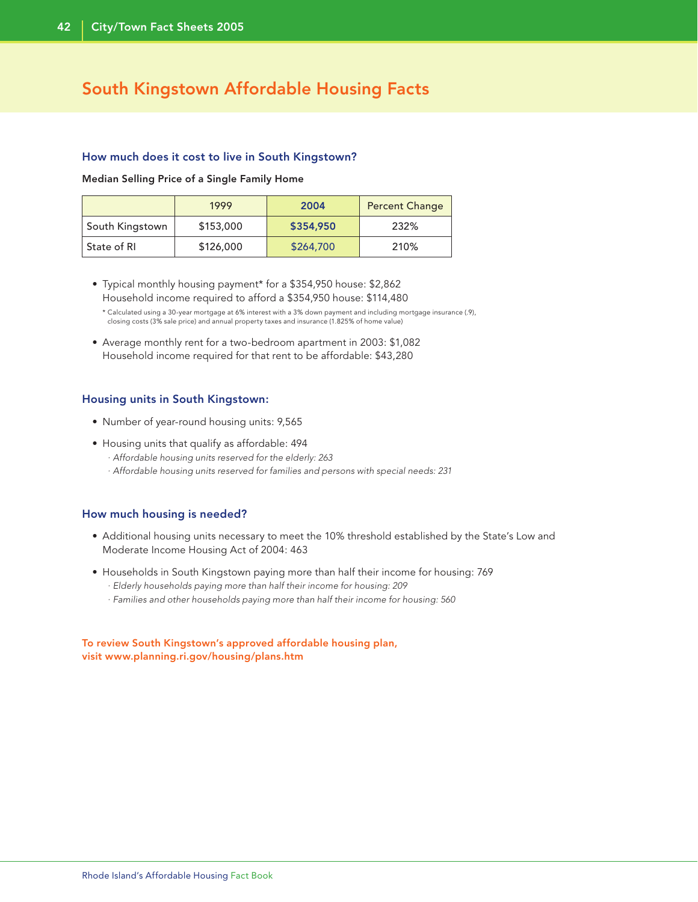# South Kingstown Affordable Housing Facts

### How much does it cost to live in South Kingstown?

**Median Selling Price of a Single Family Home**

| | 1999 | 2004 | Percent Change |
|---|---|---|---|
| South Kingstown | $153,000 | **$354,950** | 232% |
| State of RI | $126,000 | $264,700 | 210% |

- Typical monthly housing payment* for a $354,950 house: $2,862
  Household income required to afford a $354,950 house: $114,480

  \* Calculated using a 30-year mortgage at 6% interest with a 3% down payment and including mortgage insurance (.9), closing costs (3% sale price) and annual property taxes and insurance (1.825% of home value)

- Average monthly rent for a two-bedroom apartment in 2003: $1,082
  Household income required for that rent to be affordable: $43,280

### Housing units in South Kingstown:

- Number of year-round housing units: 9,565
- Housing units that qualify as affordable: 494
  - *Affordable housing units reserved for the elderly: 263*
  - *Affordable housing units reserved for families and persons with special needs: 231*

### How much housing is needed?

- Additional housing units necessary to meet the 10% threshold established by the State's Low and Moderate Income Housing Act of 2004: 463
- Households in South Kingstown paying more than half their income for housing: 769
  - *Elderly households paying more than half their income for housing: 209*
  - *Families and other households paying more than half their income for housing: 560*

**To review South Kingstown's approved affordable housing plan, visit www.planning.ri.gov/housing/plans.htm**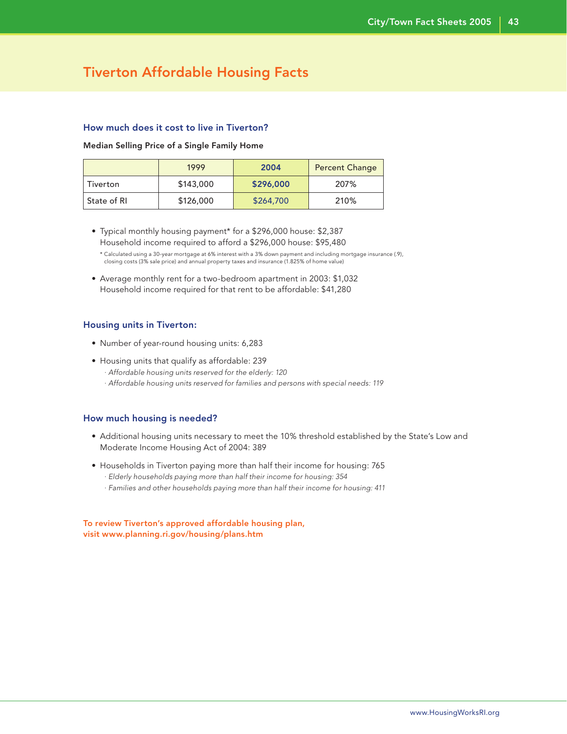# Tiverton Affordable Housing Facts

### How much does it cost to live in Tiverton?

**Median Selling Price of a Single Family Home**

| | 1999 | 2004 | Percent Change |
|---|---|---|---|
| Tiverton | $143,000 | **$296,000** | 207% |
| State of RI | $126,000 | $264,700 | 210% |

- Typical monthly housing payment* for a $296,000 house: $2,387
  Household income required to afford a $296,000 house: $95,480

  * Calculated using a 30-year mortgage at 6% interest with a 3% down payment and including mortgage insurance (.9), closing costs (3% sale price) and annual property taxes and insurance (1.825% of home value)

- Average monthly rent for a two-bedroom apartment in 2003: $1,032
  Household income required for that rent to be affordable: $41,280

### Housing units in Tiverton:

- Number of year-round housing units: 6,283
- Housing units that qualify as affordable: 239
  - *Affordable housing units reserved for the elderly: 120*
  - *Affordable housing units reserved for families and persons with special needs: 119*

### How much housing is needed?

- Additional housing units necessary to meet the 10% threshold established by the State's Low and Moderate Income Housing Act of 2004: 389
- Households in Tiverton paying more than half their income for housing: 765
  - *Elderly households paying more than half their income for housing: 354*
  - *Families and other households paying more than half their income for housing: 411*

**To review Tiverton's approved affordable housing plan, visit www.planning.ri.gov/housing/plans.htm**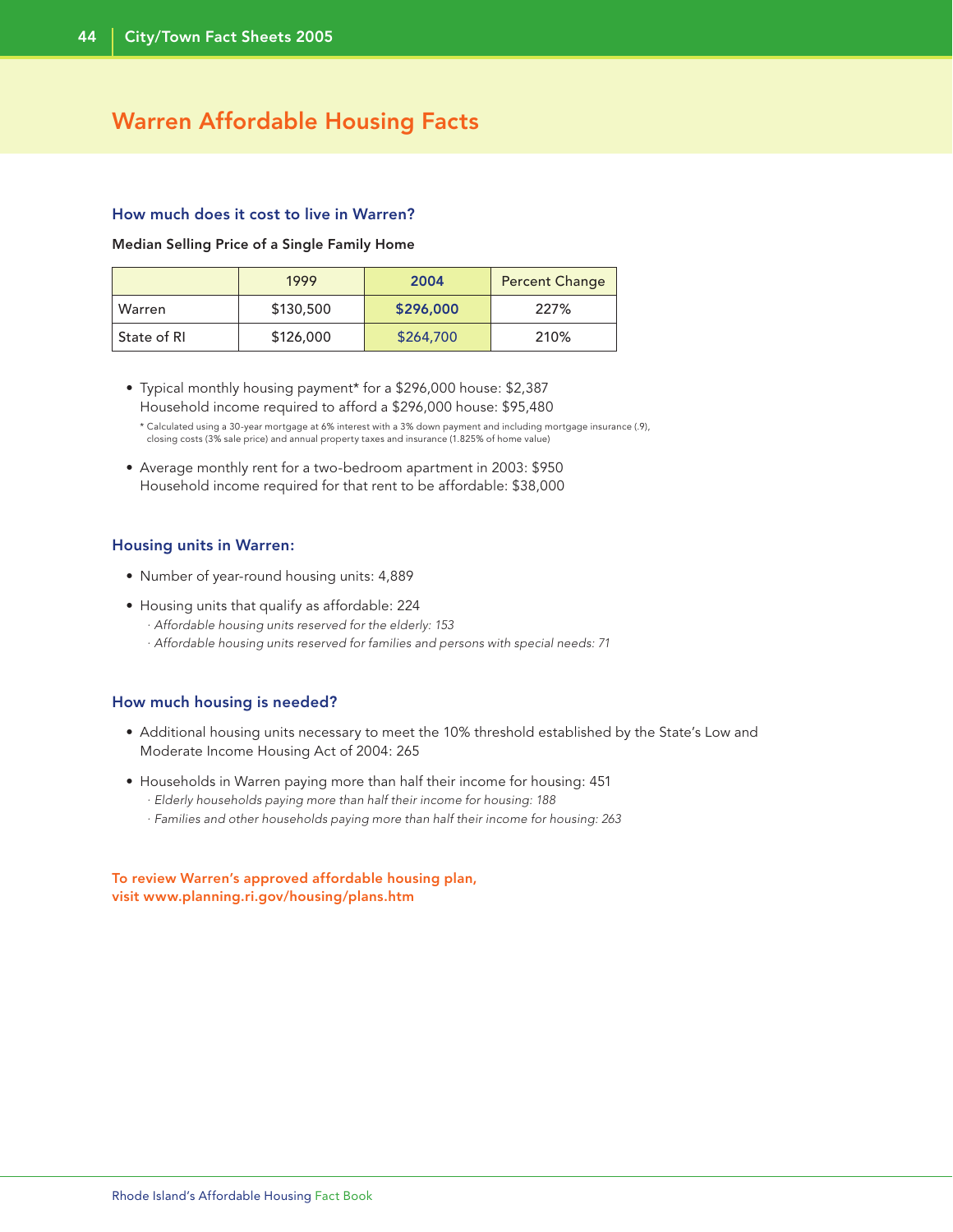# Warren Affordable Housing Facts

### How much does it cost to live in Warren?

**Median Selling Price of a Single Family Home**

| | 1999 | 2004 | Percent Change |
|---|---|---|---|
| Warren | $130,500 | **$296,000** | 227% |
| State of RI | $126,000 | $264,700 | 210% |

- Typical monthly housing payment* for a $296,000 house: $2,387
  Household income required to afford a $296,000 house: $95,480

  \* Calculated using a 30-year mortgage at 6% interest with a 3% down payment and including mortgage insurance (.9), closing costs (3% sale price) and annual property taxes and insurance (1.825% of home value)

- Average monthly rent for a two-bedroom apartment in 2003: $950
  Household income required for that rent to be affordable: $38,000

### Housing units in Warren:

- Number of year-round housing units: 4,889
- Housing units that qualify as affordable: 224
  - *Affordable housing units reserved for the elderly: 153*
  - *Affordable housing units reserved for families and persons with special needs: 71*

### How much housing is needed?

- Additional housing units necessary to meet the 10% threshold established by the State's Low and Moderate Income Housing Act of 2004: 265
- Households in Warren paying more than half their income for housing: 451
  - *Elderly households paying more than half their income for housing: 188*
  - *Families and other households paying more than half their income for housing: 263*

**To review Warren's approved affordable housing plan, visit www.planning.ri.gov/housing/plans.htm**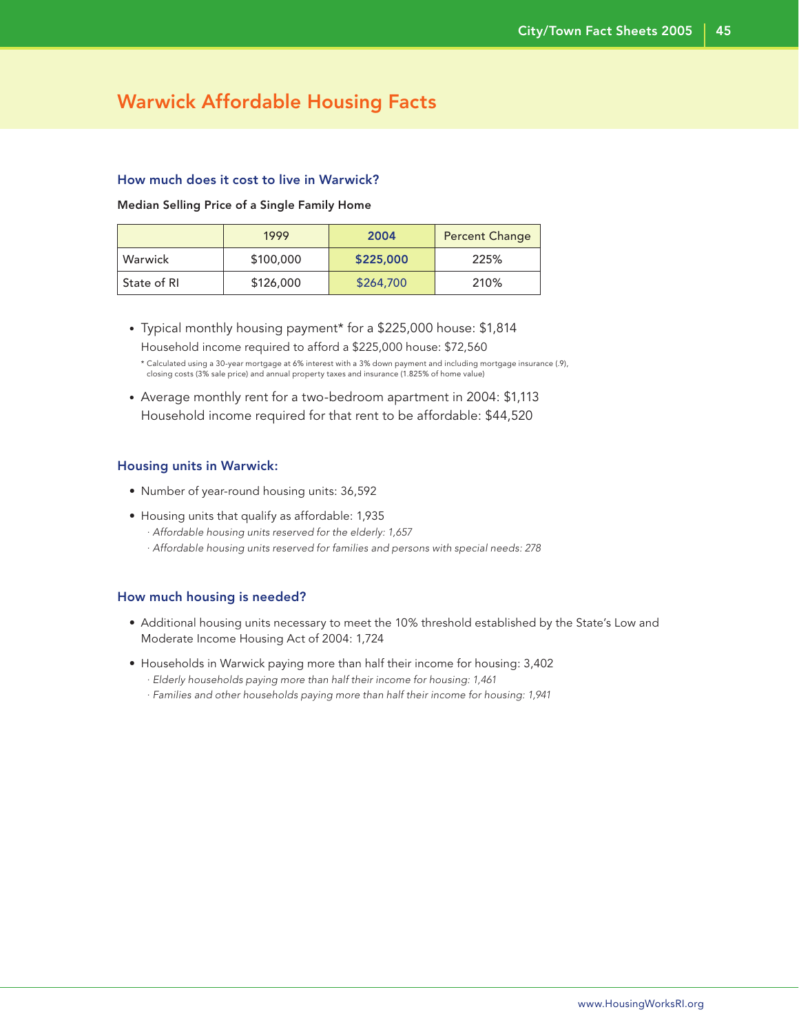# Warwick Affordable Housing Facts

### How much does it cost to live in Warwick?

**Median Selling Price of a Single Family Home**

| | 1999 | 2004 | Percent Change |
|---|---|---|---|
| Warwick | $100,000 | **$225,000** | 225% |
| State of RI | $126,000 | $264,700 | 210% |

- Typical monthly housing payment* for a $225,000 house: $1,814
  Household income required to afford a $225,000 house: $72,560

  \* Calculated using a 30-year mortgage at 6% interest with a 3% down payment and including mortgage insurance (.9), closing costs (3% sale price) and annual property taxes and insurance (1.825% of home value)

- Average monthly rent for a two-bedroom apartment in 2004: $1,113
  Household income required for that rent to be affordable: $44,520

### Housing units in Warwick:

- Number of year-round housing units: 36,592
- Housing units that qualify as affordable: 1,935
  - *Affordable housing units reserved for the elderly: 1,657*
  - *Affordable housing units reserved for families and persons with special needs: 278*

### How much housing is needed?

- Additional housing units necessary to meet the 10% threshold established by the State's Low and Moderate Income Housing Act of 2004: 1,724
- Households in Warwick paying more than half their income for housing: 3,402
  - *Elderly households paying more than half their income for housing: 1,461*
  - *Families and other households paying more than half their income for housing: 1,941*

www.HousingWorksRI.org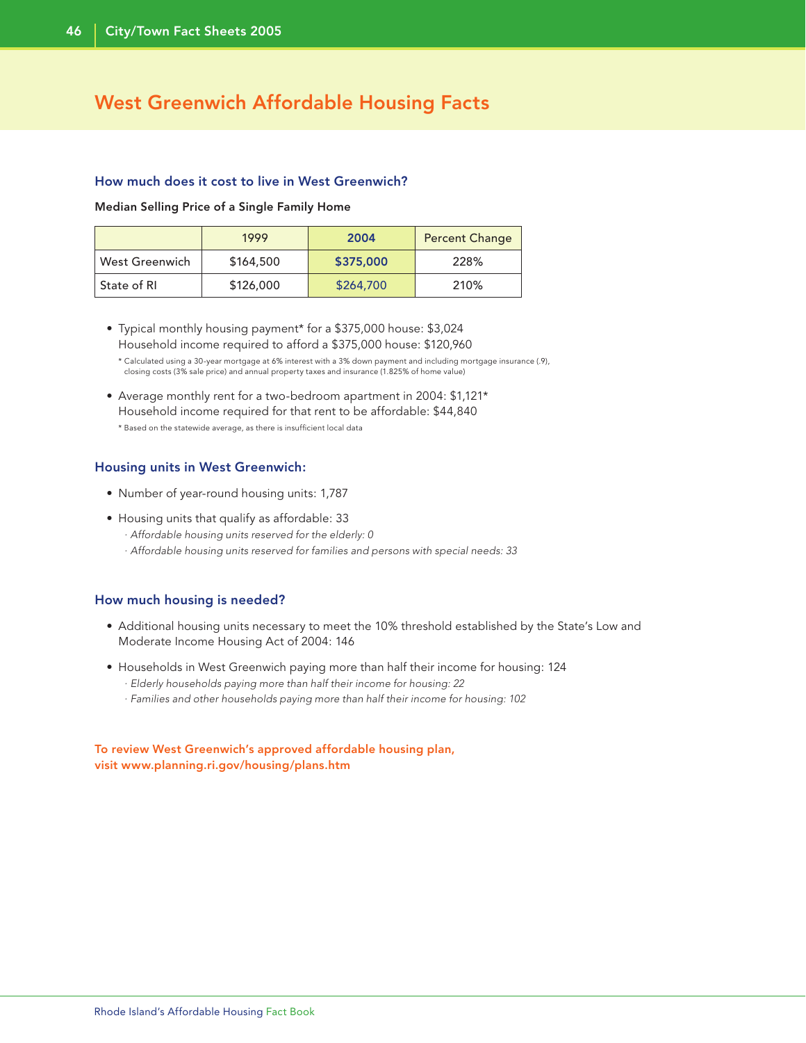# West Greenwich Affordable Housing Facts

## How much does it cost to live in West Greenwich?

**Median Selling Price of a Single Family Home**

| | 1999 | 2004 | Percent Change |
|---|---|---|---|
| West Greenwich | $164,500 | **$375,000** | 228% |
| State of RI | $126,000 | $264,700 | 210% |

- Typical monthly housing payment* for a $375,000 house: $3,024
  Household income required to afford a $375,000 house: $120,960

  * Calculated using a 30-year mortgage at 6% interest with a 3% down payment and including mortgage insurance (.9), closing costs (3% sale price) and annual property taxes and insurance (1.825% of home value)

- Average monthly rent for a two-bedroom apartment in 2004: $1,121*
  Household income required for that rent to be affordable: $44,840

  * Based on the statewide average, as there is insufficient local data

## Housing units in West Greenwich:

- Number of year-round housing units: 1,787
- Housing units that qualify as affordable: 33
  - *Affordable housing units reserved for the elderly: 0*
  - *Affordable housing units reserved for families and persons with special needs: 33*

## How much housing is needed?

- Additional housing units necessary to meet the 10% threshold established by the State's Low and Moderate Income Housing Act of 2004: 146
- Households in West Greenwich paying more than half their income for housing: 124
  - *Elderly households paying more than half their income for housing: 22*
  - *Families and other households paying more than half their income for housing: 102*

**To review West Greenwich's approved affordable housing plan, visit www.planning.ri.gov/housing/plans.htm**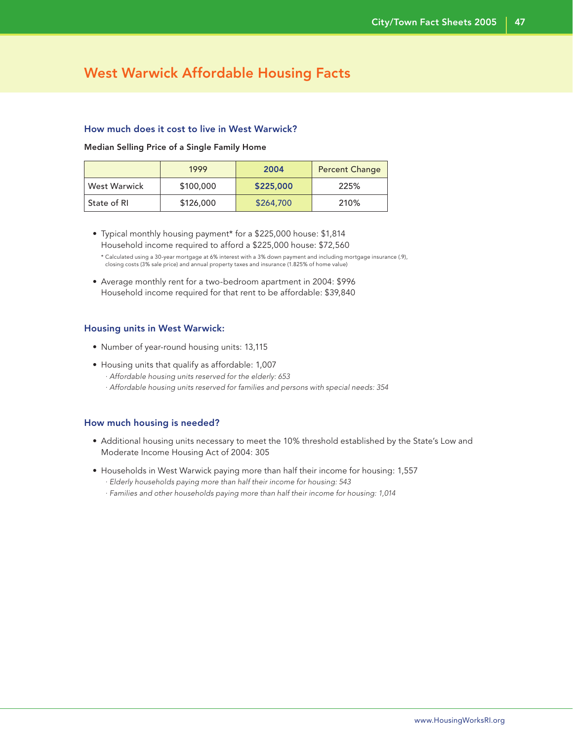# West Warwick Affordable Housing Facts

### How much does it cost to live in West Warwick?

**Median Selling Price of a Single Family Home**

| | 1999 | 2004 | Percent Change |
|---|---|---|---|
| West Warwick | $100,000 | **$225,000** | 225% |
| State of RI | $126,000 | $264,700 | 210% |

- Typical monthly housing payment* for a $225,000 house: $1,814
  Household income required to afford a $225,000 house: $72,560

  * Calculated using a 30-year mortgage at 6% interest with a 3% down payment and including mortgage insurance (.9), closing costs (3% sale price) and annual property taxes and insurance (1.825% of home value)

- Average monthly rent for a two-bedroom apartment in 2004: $996
  Household income required for that rent to be affordable: $39,840

### Housing units in West Warwick:

- Number of year-round housing units: 13,115
- Housing units that qualify as affordable: 1,007
  - *Affordable housing units reserved for the elderly: 653*
  - *Affordable housing units reserved for families and persons with special needs: 354*

### How much housing is needed?

- Additional housing units necessary to meet the 10% threshold established by the State's Low and Moderate Income Housing Act of 2004: 305
- Households in West Warwick paying more than half their income for housing: 1,557
  - *Elderly households paying more than half their income for housing: 543*
  - *Families and other households paying more than half their income for housing: 1,014*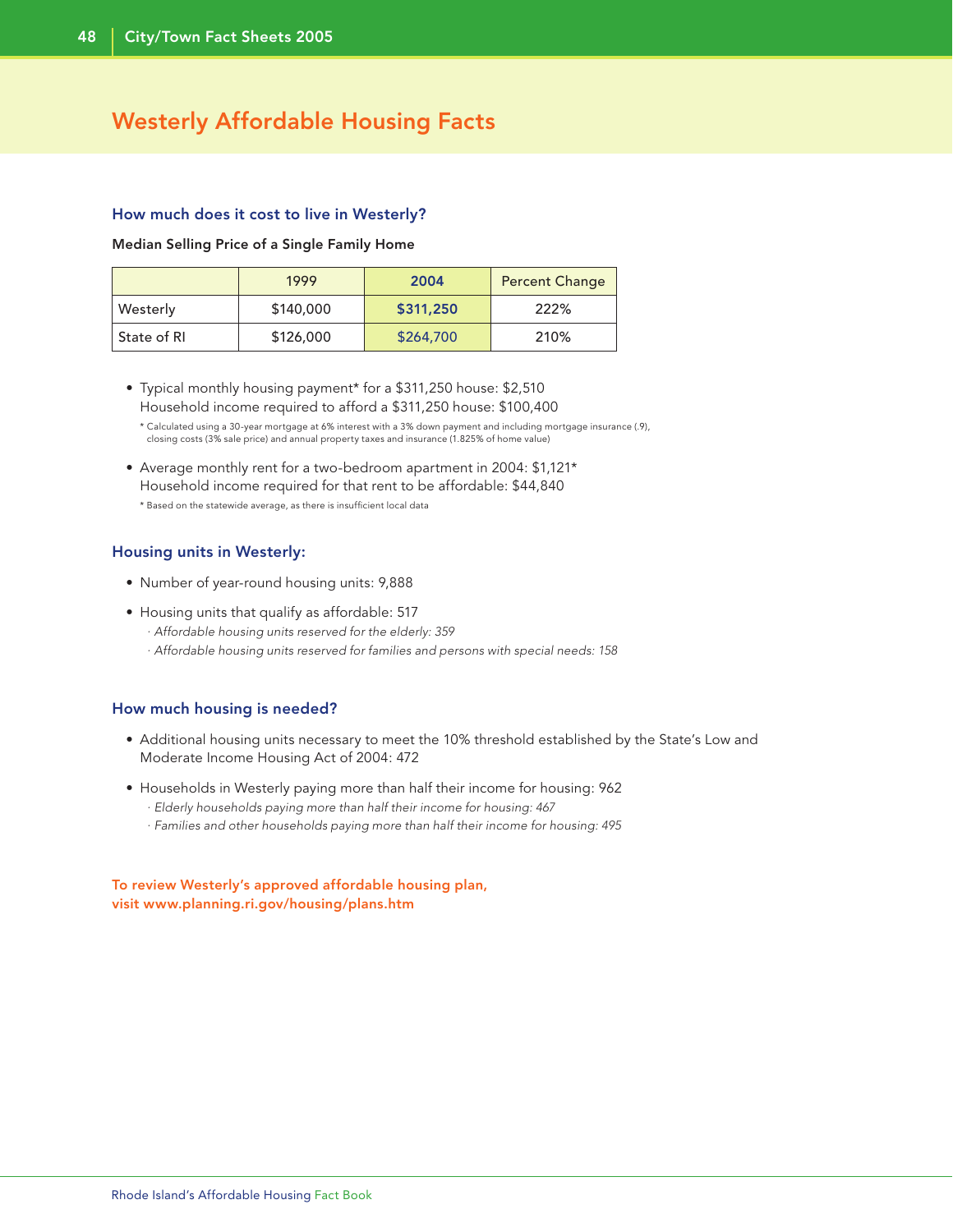# Westerly Affordable Housing Facts

## How much does it cost to live in Westerly?

**Median Selling Price of a Single Family Home**

| | 1999 | 2004 | Percent Change |
|---|---|---|---|
| Westerly | $140,000 | **$311,250** | 222% |
| State of RI | $126,000 | $264,700 | 210% |

- Typical monthly housing payment* for a $311,250 house: $2,510
  Household income required to afford a $311,250 house: $100,400

  \* Calculated using a 30-year mortgage at 6% interest with a 3% down payment and including mortgage insurance (.9), closing costs (3% sale price) and annual property taxes and insurance (1.825% of home value)

- Average monthly rent for a two-bedroom apartment in 2004: $1,121*
  Household income required for that rent to be affordable: $44,840

  \* Based on the statewide average, as there is insufficient local data

## Housing units in Westerly:

- Number of year-round housing units: 9,888
- Housing units that qualify as affordable: 517
  - *Affordable housing units reserved for the elderly: 359*
  - *Affordable housing units reserved for families and persons with special needs: 158*

## How much housing is needed?

- Additional housing units necessary to meet the 10% threshold established by the State's Low and Moderate Income Housing Act of 2004: 472
- Households in Westerly paying more than half their income for housing: 962
  - *Elderly households paying more than half their income for housing: 467*
  - *Families and other households paying more than half their income for housing: 495*

**To review Westerly's approved affordable housing plan, visit www.planning.ri.gov/housing/plans.htm**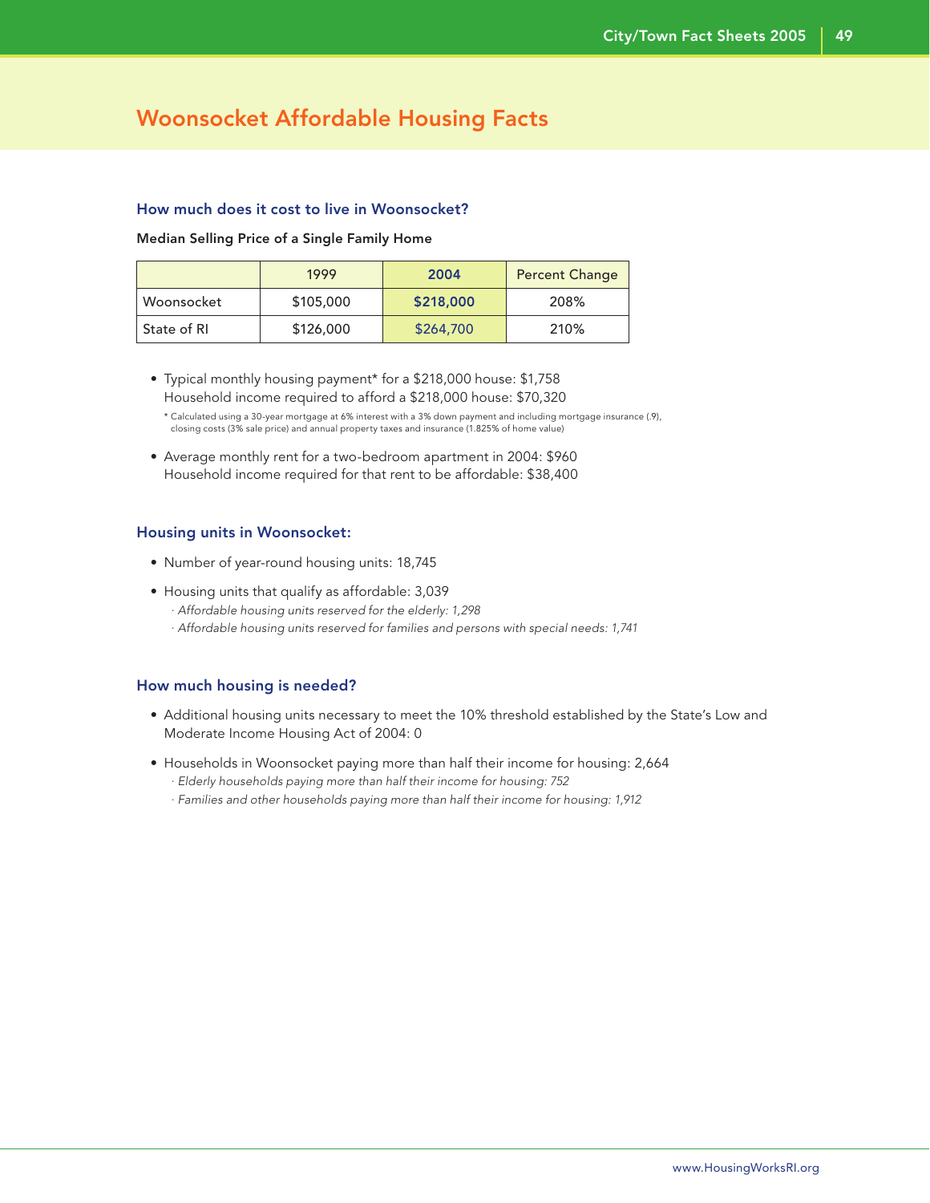# Woonsocket Affordable Housing Facts

### How much does it cost to live in Woonsocket?

**Median Selling Price of a Single Family Home**

| | 1999 | 2004 | Percent Change |
|---|---|---|---|
| Woonsocket | $105,000 | **$218,000** | 208% |
| State of RI | $126,000 | $264,700 | 210% |

- Typical monthly housing payment* for a $218,000 house: $1,758
  Household income required to afford a $218,000 house: $70,320

  * Calculated using a 30-year mortgage at 6% interest with a 3% down payment and including mortgage insurance (.9), closing costs (3% sale price) and annual property taxes and insurance (1.825% of home value)

- Average monthly rent for a two-bedroom apartment in 2004: $960
  Household income required for that rent to be affordable: $38,400

### Housing units in Woonsocket:

- Number of year-round housing units: 18,745
- Housing units that qualify as affordable: 3,039
  - *Affordable housing units reserved for the elderly: 1,298*
  - *Affordable housing units reserved for families and persons with special needs: 1,741*

### How much housing is needed?

- Additional housing units necessary to meet the 10% threshold established by the State's Low and Moderate Income Housing Act of 2004: 0
- Households in Woonsocket paying more than half their income for housing: 2,664
  - *Elderly households paying more than half their income for housing: 752*
  - *Families and other households paying more than half their income for housing: 1,912*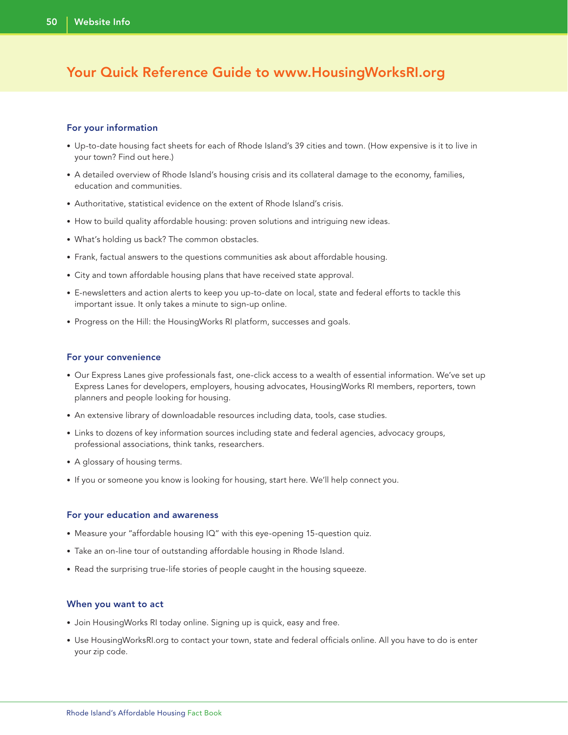# Your Quick Reference Guide to www.HousingWorksRI.org

### For your information

- Up-to-date housing fact sheets for each of Rhode Island's 39 cities and town. (How expensive is it to live in your town? Find out here.)
- A detailed overview of Rhode Island's housing crisis and its collateral damage to the economy, families, education and communities.
- Authoritative, statistical evidence on the extent of Rhode Island's crisis.
- How to build quality affordable housing: proven solutions and intriguing new ideas.
- What's holding us back? The common obstacles.
- Frank, factual answers to the questions communities ask about affordable housing.
- City and town affordable housing plans that have received state approval.
- E-newsletters and action alerts to keep you up-to-date on local, state and federal efforts to tackle this important issue. It only takes a minute to sign-up online.
- Progress on the Hill: the HousingWorks RI platform, successes and goals.

### For your convenience

- Our Express Lanes give professionals fast, one-click access to a wealth of essential information. We've set up Express Lanes for developers, employers, housing advocates, HousingWorks RI members, reporters, town planners and people looking for housing.
- An extensive library of downloadable resources including data, tools, case studies.
- Links to dozens of key information sources including state and federal agencies, advocacy groups, professional associations, think tanks, researchers.
- A glossary of housing terms.
- If you or someone you know is looking for housing, start here. We'll help connect you.

### For your education and awareness

- Measure your "affordable housing IQ" with this eye-opening 15-question quiz.
- Take an on-line tour of outstanding affordable housing in Rhode Island.
- Read the surprising true-life stories of people caught in the housing squeeze.

### When you want to act

- Join HousingWorks RI today online. Signing up is quick, easy and free.
- Use HousingWorksRI.org to contact your town, state and federal officials online. All you have to do is enter your zip code.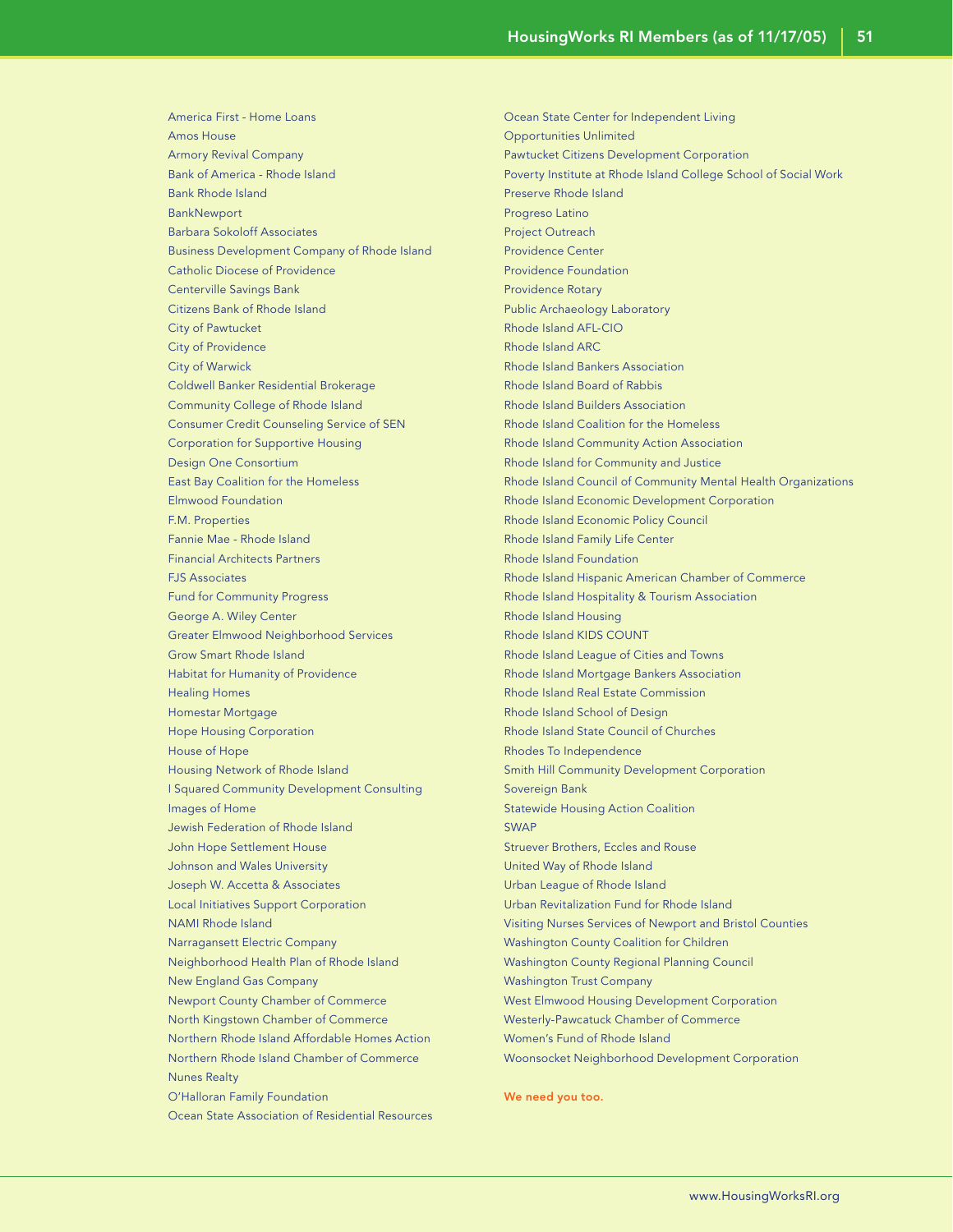## HousingWorks RI Members (as of 11/17/05)

America First - Home Loans
Amos House
Armory Revival Company
Bank of America - Rhode Island
Bank Rhode Island
BankNewport
Barbara Sokoloff Associates
Business Development Company of Rhode Island
Catholic Diocese of Providence
Centerville Savings Bank
Citizens Bank of Rhode Island
City of Pawtucket
City of Providence
City of Warwick
Coldwell Banker Residential Brokerage
Community College of Rhode Island
Consumer Credit Counseling Service of SEN
Corporation for Supportive Housing
Design One Consortium
East Bay Coalition for the Homeless
Elmwood Foundation
F.M. Properties
Fannie Mae - Rhode Island
Financial Architects Partners
FJS Associates
Fund for Community Progress
George A. Wiley Center
Greater Elmwood Neighborhood Services
Grow Smart Rhode Island
Habitat for Humanity of Providence
Healing Homes
Homestar Mortgage
Hope Housing Corporation
House of Hope
Housing Network of Rhode Island
I Squared Community Development Consulting
Images of Home
Jewish Federation of Rhode Island
John Hope Settlement House
Johnson and Wales University
Joseph W. Accetta & Associates
Local Initiatives Support Corporation
NAMI Rhode Island
Narragansett Electric Company
Neighborhood Health Plan of Rhode Island
New England Gas Company
Newport County Chamber of Commerce
North Kingstown Chamber of Commerce
Northern Rhode Island Affordable Homes Action
Northern Rhode Island Chamber of Commerce
Nunes Realty
O'Halloran Family Foundation
Ocean State Association of Residential Resources
Ocean State Center for Independent Living
Opportunities Unlimited
Pawtucket Citizens Development Corporation
Poverty Institute at Rhode Island College School of Social Work
Preserve Rhode Island
Progreso Latino
Project Outreach
Providence Center
Providence Foundation
Providence Rotary
Public Archaeology Laboratory
Rhode Island AFL-CIO
Rhode Island ARC
Rhode Island Bankers Association
Rhode Island Board of Rabbis
Rhode Island Builders Association
Rhode Island Coalition for the Homeless
Rhode Island Community Action Association
Rhode Island for Community and Justice
Rhode Island Council of Community Mental Health Organizations
Rhode Island Economic Development Corporation
Rhode Island Economic Policy Council
Rhode Island Family Life Center
Rhode Island Foundation
Rhode Island Hispanic American Chamber of Commerce
Rhode Island Hospitality & Tourism Association
Rhode Island Housing
Rhode Island KIDS COUNT
Rhode Island League of Cities and Towns
Rhode Island Mortgage Bankers Association
Rhode Island Real Estate Commission
Rhode Island School of Design
Rhode Island State Council of Churches
Rhodes To Independence
Smith Hill Community Development Corporation
Sovereign Bank
Statewide Housing Action Coalition
SWAP
Struever Brothers, Eccles and Rouse
United Way of Rhode Island
Urban League of Rhode Island
Urban Revitalization Fund for Rhode Island
Visiting Nurses Services of Newport and Bristol Counties
Washington County Coalition for Children
Washington County Regional Planning Council
Washington Trust Company
West Elmwood Housing Development Corporation
Westerly-Pawcatuck Chamber of Commerce
Women's Fund of Rhode Island
Woonsocket Neighborhood Development Corporation

**We need you too.**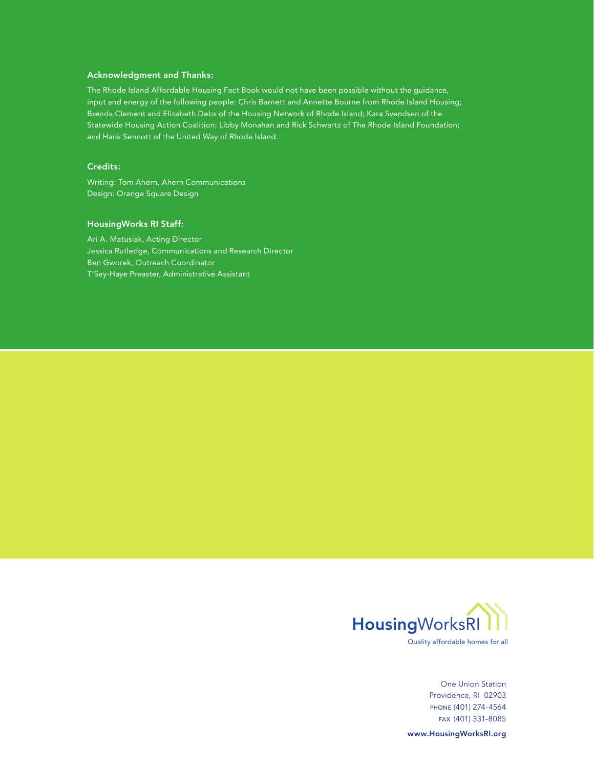### Acknowledgment and Thanks:

The Rhode Island Affordable Housing Fact Book would not have been possible without the guidance, input and energy of the following people: Chris Barnett and Annette Bourne from Rhode Island Housing; Brenda Clement and Elizabeth Debs of the Housing Network of Rhode Island; Kara Svendsen of the Statewide Housing Action Coalition; Libby Monahan and Rick Schwartz of The Rhode Island Foundation; and Hank Sennott of the United Way of Rhode Island.

### Credits:

Writing: Tom Ahern, Ahern Communications
Design: Orange Square Design

### HousingWorks RI Staff:

Ari A. Matusiak, Acting Director
Jessica Rutledge, Communications and Research Director
Ben Gworek, Outreach Coordinator
T'Sey-Haye Preaster, Administrative Assistant

HousingWorksRI
Quality affordable homes for all

One Union Station
Providence, RI 02903
PHONE (401) 274-4564
FAX (401) 331-8085

www.HousingWorksRI.org